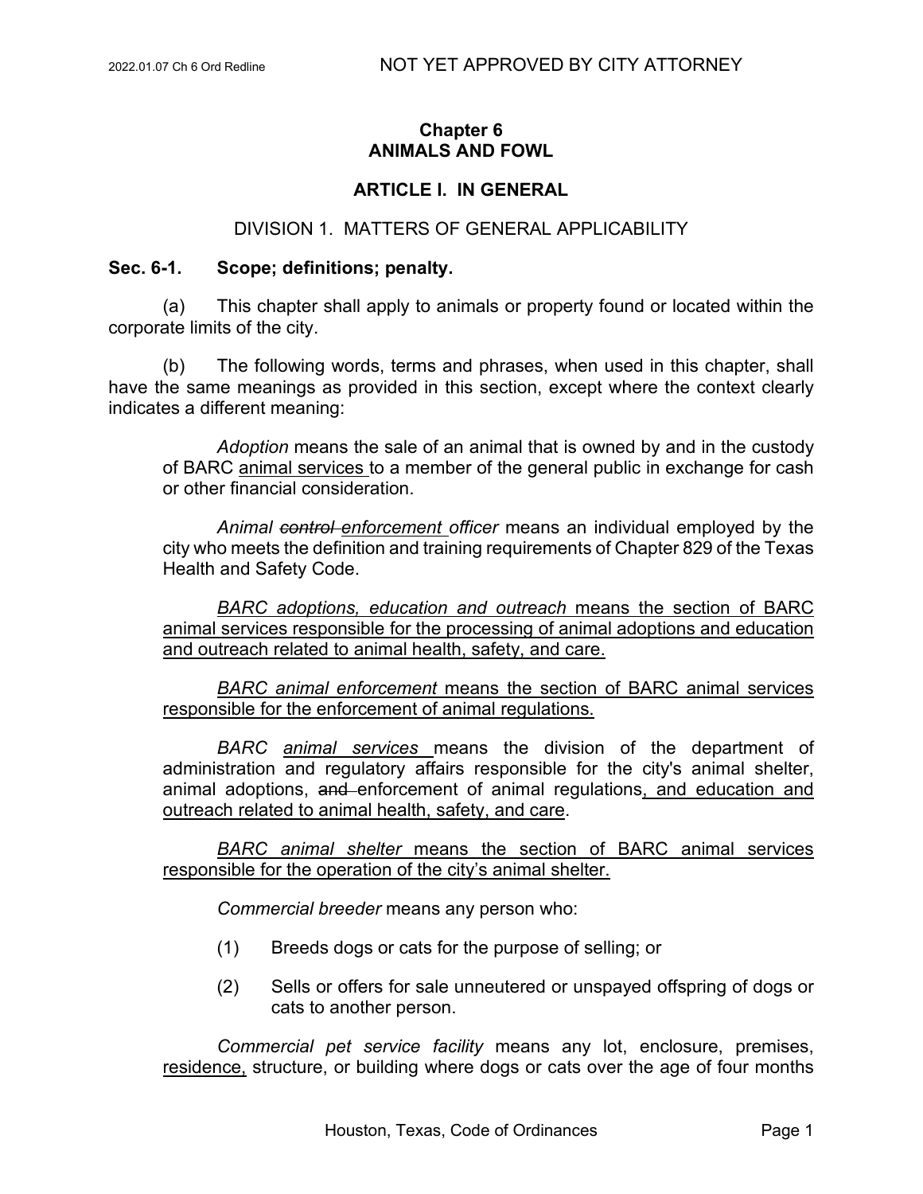# Chapter 6
# ANIMALS AND FOWL

## ARTICLE I. IN GENERAL

### DIVISION 1. MATTERS OF GENERAL APPLICABILITY

### Sec. 6-1. Scope; definitions; penalty.

(a) This chapter shall apply to animals or property found or located within the corporate limits of the city.

(b) The following words, terms and phrases, when used in this chapter, shall have the same meanings as provided in this section, except where the context clearly indicates a different meaning:

*Adoption* means the sale of an animal that is owned by and in the custody of BARC <u>animal services</u> to a member of the general public in exchange for cash or other financial consideration.

*Animal ~~control~~ <u>enforcement</u> officer* means an individual employed by the city who meets the definition and training requirements of Chapter 829 of the Texas Health and Safety Code.

<u>*BARC adoptions, education and outreach* means the section of BARC animal services responsible for the processing of animal adoptions and education and outreach related to animal health, safety, and care.</u>

<u>*BARC animal enforcement* means the section of BARC animal services responsible for the enforcement of animal regulations.</u>

*BARC <u>animal services</u>* means the division of the department of administration and regulatory affairs responsible for the city's animal shelter, animal adoptions, ~~and~~ enforcement of animal regulations<u>, and education and outreach related to animal health, safety, and care</u>.

<u>*BARC animal shelter* means the section of BARC animal services responsible for the operation of the city's animal shelter.</u>

*Commercial breeder* means any person who:

(1) Breeds dogs or cats for the purpose of selling; or

(2) Sells or offers for sale unneutered or unspayed offspring of dogs or cats to another person.

*Commercial pet service facility* means any lot, enclosure, premises, <u>residence,</u> structure, or building where dogs or cats over the age of four months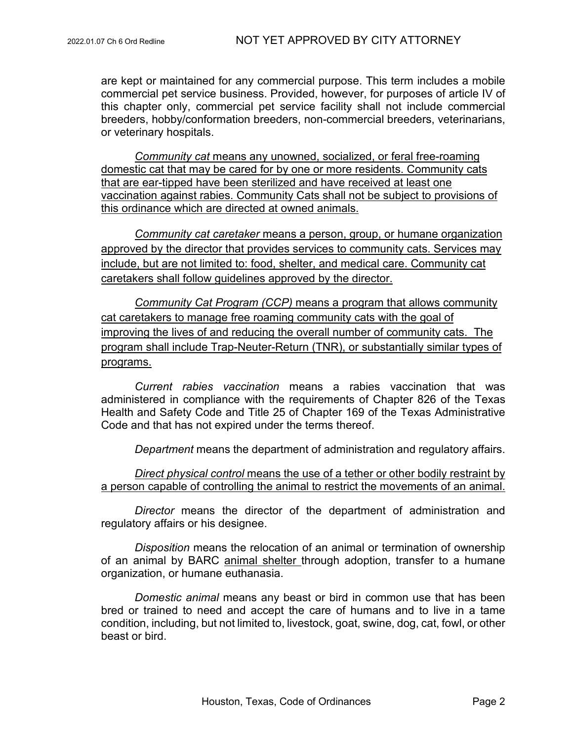are kept or maintained for any commercial purpose. This term includes a mobile commercial pet service business. Provided, however, for purposes of article IV of this chapter only, commercial pet service facility shall not include commercial breeders, hobby/conformation breeders, non-commercial breeders, veterinarians, or veterinary hospitals.

*Community cat* means any unowned, socialized, or feral free-roaming domestic cat that may be cared for by one or more residents. Community cats that are ear-tipped have been sterilized and have received at least one vaccination against rabies. Community Cats shall not be subject to provisions of this ordinance which are directed at owned animals.

*Community cat caretaker* means a person, group, or humane organization approved by the director that provides services to community cats. Services may include, but are not limited to: food, shelter, and medical care. Community cat caretakers shall follow guidelines approved by the director.

*Community Cat Program (CCP)* means a program that allows community cat caretakers to manage free roaming community cats with the goal of improving the lives of and reducing the overall number of community cats. The program shall include Trap-Neuter-Return (TNR), or substantially similar types of programs.

*Current rabies vaccination* means a rabies vaccination that was administered in compliance with the requirements of Chapter 826 of the Texas Health and Safety Code and Title 25 of Chapter 169 of the Texas Administrative Code and that has not expired under the terms thereof.

*Department* means the department of administration and regulatory affairs.

*Direct physical control* means the use of a tether or other bodily restraint by a person capable of controlling the animal to restrict the movements of an animal.

*Director* means the director of the department of administration and regulatory affairs or his designee.

*Disposition* means the relocation of an animal or termination of ownership of an animal by BARC animal shelter through adoption, transfer to a humane organization, or humane euthanasia.

*Domestic animal* means any beast or bird in common use that has been bred or trained to need and accept the care of humans and to live in a tame condition, including, but not limited to, livestock, goat, swine, dog, cat, fowl, or other beast or bird.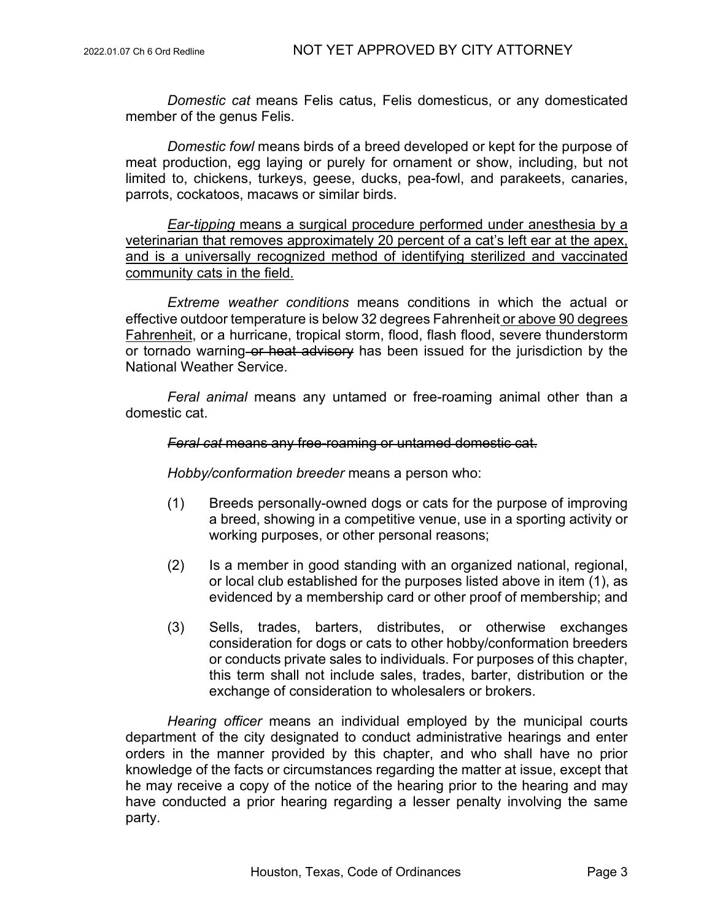*Domestic cat* means Felis catus, Felis domesticus, or any domesticated member of the genus Felis.

*Domestic fowl* means birds of a breed developed or kept for the purpose of meat production, egg laying or purely for ornament or show, including, but not limited to, chickens, turkeys, geese, ducks, pea-fowl, and parakeets, canaries, parrots, cockatoos, macaws or similar birds.

<u>*Ear-tipping* means a surgical procedure performed under anesthesia by a veterinarian that removes approximately 20 percent of a cat's left ear at the apex, and is a universally recognized method of identifying sterilized and vaccinated community cats in the field.</u>

*Extreme weather conditions* means conditions in which the actual or effective outdoor temperature is below 32 degrees Fahrenheit<u> or above 90 degrees Fahrenheit</u>, or a hurricane, tropical storm, flood, flash flood, severe thunderstorm or tornado warning~~ or heat advisory~~ has been issued for the jurisdiction by the National Weather Service.

*Feral animal* means any untamed or free-roaming animal other than a domestic cat.

~~*Feral cat* means any free-roaming or untamed domestic cat.~~

*Hobby/conformation breeder* means a person who:

(1) Breeds personally-owned dogs or cats for the purpose of improving a breed, showing in a competitive venue, use in a sporting activity or working purposes, or other personal reasons;

(2) Is a member in good standing with an organized national, regional, or local club established for the purposes listed above in item (1), as evidenced by a membership card or other proof of membership; and

(3) Sells, trades, barters, distributes, or otherwise exchanges consideration for dogs or cats to other hobby/conformation breeders or conducts private sales to individuals. For purposes of this chapter, this term shall not include sales, trades, barter, distribution or the exchange of consideration to wholesalers or brokers.

*Hearing officer* means an individual employed by the municipal courts department of the city designated to conduct administrative hearings and enter orders in the manner provided by this chapter, and who shall have no prior knowledge of the facts or circumstances regarding the matter at issue, except that he may receive a copy of the notice of the hearing prior to the hearing and may have conducted a prior hearing regarding a lesser penalty involving the same party.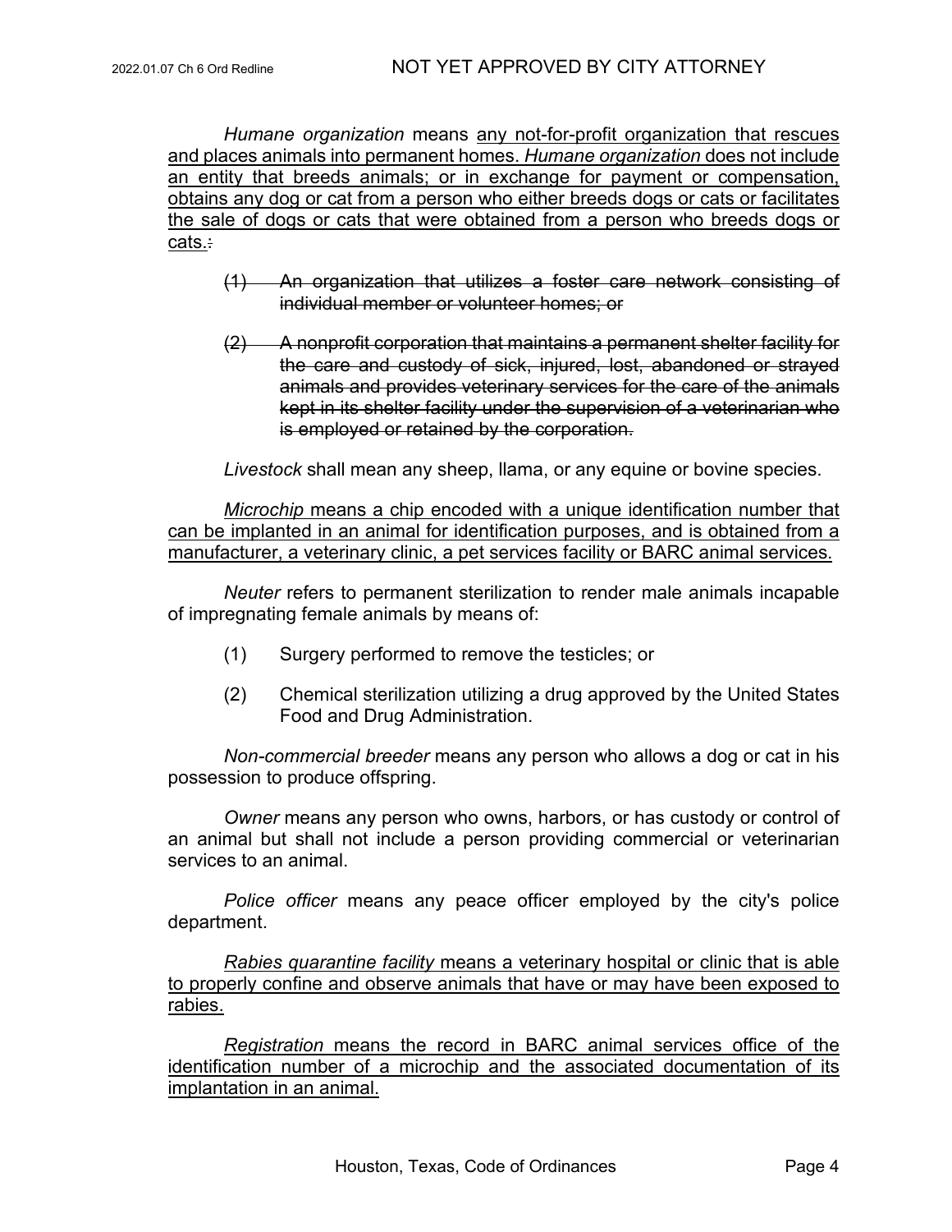*Humane organization* means any not-for-profit organization that rescues and places animals into permanent homes. *Humane organization* does not include an entity that breeds animals; or in exchange for payment or compensation, obtains any dog or cat from a person who either breeds dogs or cats or facilitates the sale of dogs or cats that were obtained from a person who breeds dogs or cats.~~:~~

> ~~(1) An organization that utilizes a foster care network consisting of individual member or volunteer homes; or~~
>
> ~~(2) A nonprofit corporation that maintains a permanent shelter facility for the care and custody of sick, injured, lost, abandoned or strayed animals and provides veterinary services for the care of the animals kept in its shelter facility under the supervision of a veterinarian who is employed or retained by the corporation.~~

*Livestock* shall mean any sheep, llama, or any equine or bovine species.

*Microchip* means a chip encoded with a unique identification number that can be implanted in an animal for identification purposes, and is obtained from a manufacturer, a veterinary clinic, a pet services facility or BARC animal services.

*Neuter* refers to permanent sterilization to render male animals incapable of impregnating female animals by means of:

> (1) Surgery performed to remove the testicles; or
>
> (2) Chemical sterilization utilizing a drug approved by the United States Food and Drug Administration.

*Non-commercial breeder* means any person who allows a dog or cat in his possession to produce offspring.

*Owner* means any person who owns, harbors, or has custody or control of an animal but shall not include a person providing commercial or veterinarian services to an animal.

*Police officer* means any peace officer employed by the city's police department.

*Rabies quarantine facility* means a veterinary hospital or clinic that is able to properly confine and observe animals that have or may have been exposed to rabies.

*Registration* means the record in BARC animal services office of the identification number of a microchip and the associated documentation of its implantation in an animal.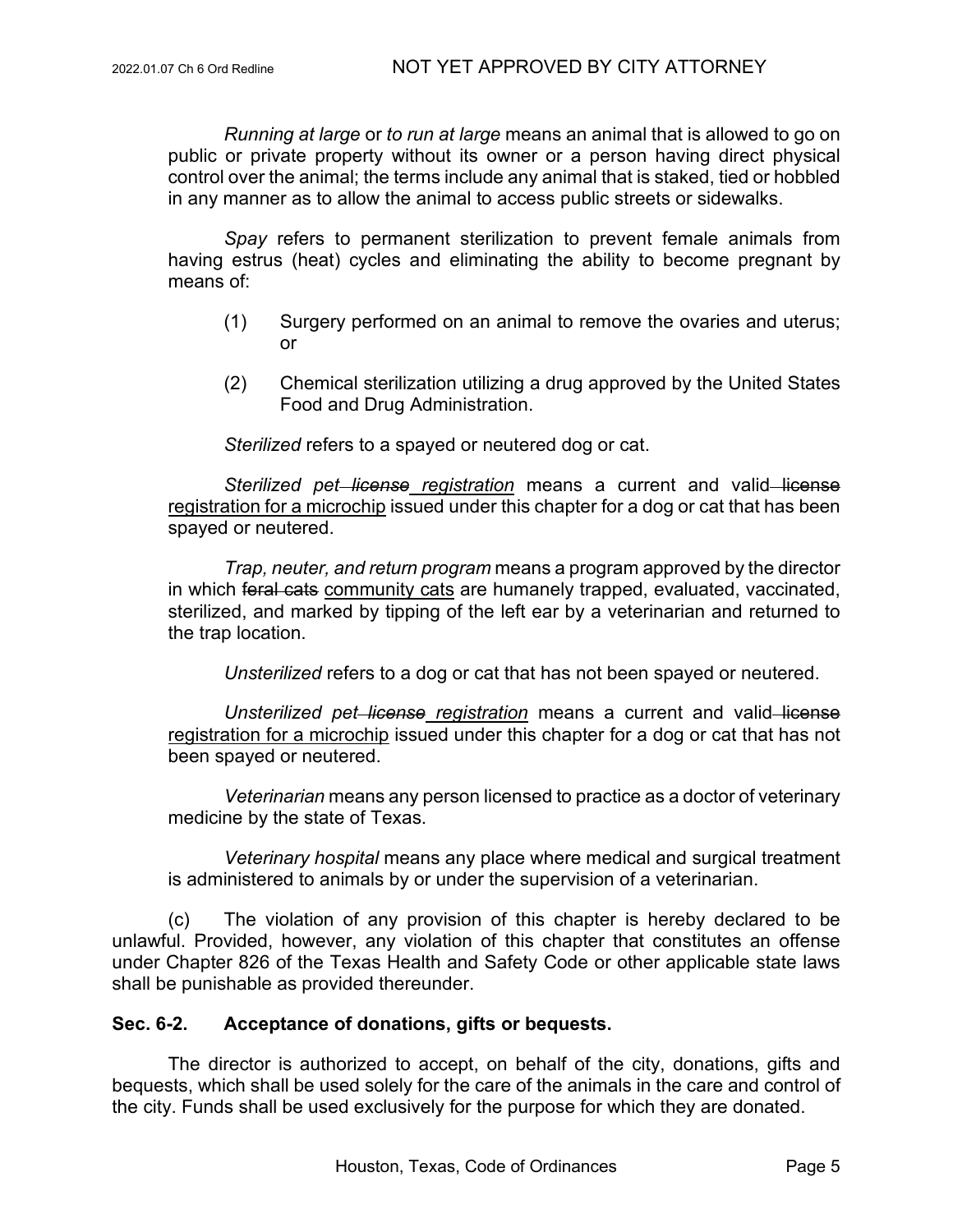*Running at large* or *to run at large* means an animal that is allowed to go on public or private property without its owner or a person having direct physical control over the animal; the terms include any animal that is staked, tied or hobbled in any manner as to allow the animal to access public streets or sidewalks.

*Spay* refers to permanent sterilization to prevent female animals from having estrus (heat) cycles and eliminating the ability to become pregnant by means of:

(1) Surgery performed on an animal to remove the ovaries and uterus; or

(2) Chemical sterilization utilizing a drug approved by the United States Food and Drug Administration.

*Sterilized* refers to a spayed or neutered dog or cat.

*Sterilized pet ~~license~~ registration* means a current and valid ~~license~~ registration for a microchip issued under this chapter for a dog or cat that has been spayed or neutered.

*Trap, neuter, and return program* means a program approved by the director in which ~~feral cats~~ community cats are humanely trapped, evaluated, vaccinated, sterilized, and marked by tipping of the left ear by a veterinarian and returned to the trap location.

*Unsterilized* refers to a dog or cat that has not been spayed or neutered.

*Unsterilized pet ~~license~~ registration* means a current and valid ~~license~~ registration for a microchip issued under this chapter for a dog or cat that has not been spayed or neutered.

*Veterinarian* means any person licensed to practice as a doctor of veterinary medicine by the state of Texas.

*Veterinary hospital* means any place where medical and surgical treatment is administered to animals by or under the supervision of a veterinarian.

(c) The violation of any provision of this chapter is hereby declared to be unlawful. Provided, however, any violation of this chapter that constitutes an offense under Chapter 826 of the Texas Health and Safety Code or other applicable state laws shall be punishable as provided thereunder.

**Sec. 6-2. Acceptance of donations, gifts or bequests.**

The director is authorized to accept, on behalf of the city, donations, gifts and bequests, which shall be used solely for the care of the animals in the care and control of the city. Funds shall be used exclusively for the purpose for which they are donated.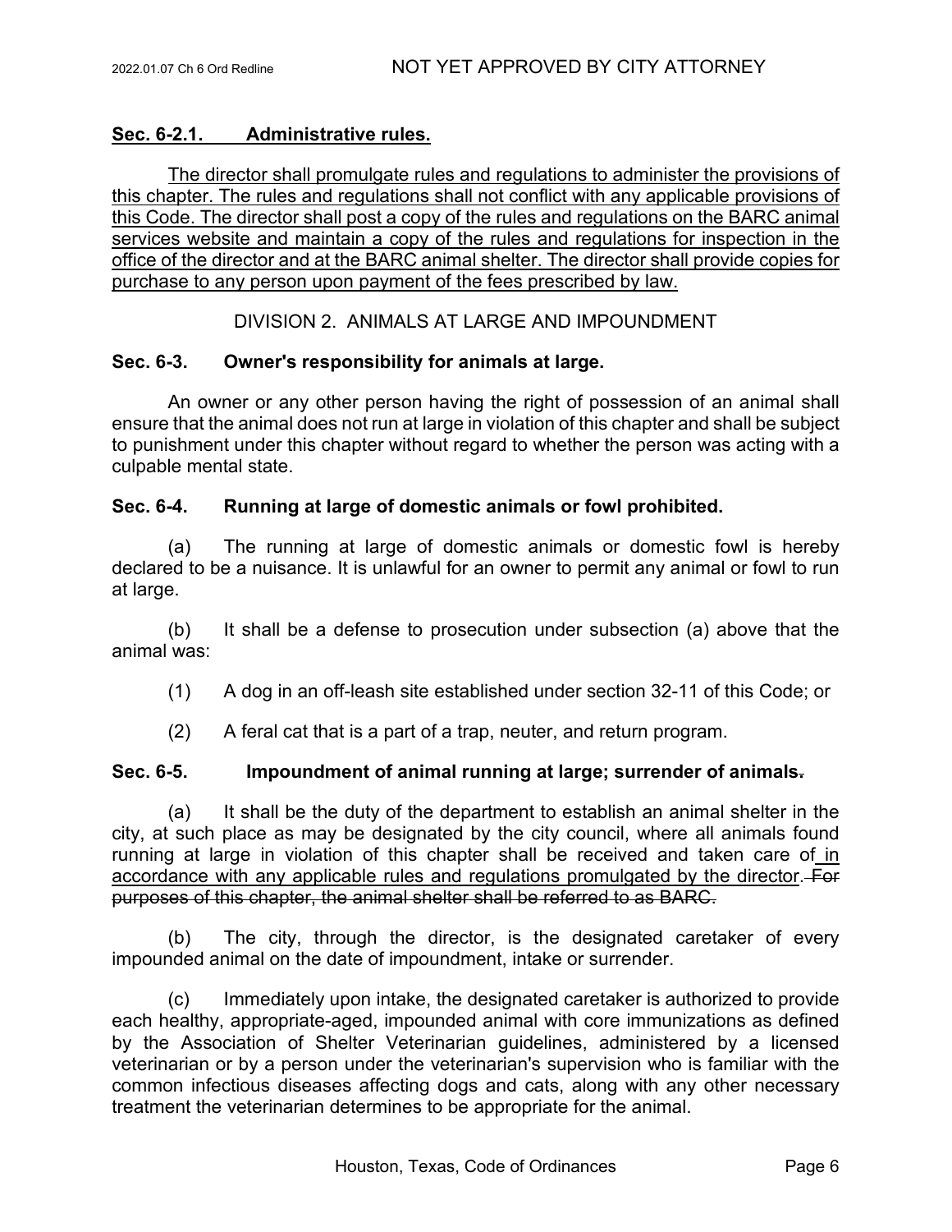**Sec. 6-2.1. Administrative rules.**

The director shall promulgate rules and regulations to administer the provisions of this chapter. The rules and regulations shall not conflict with any applicable provisions of this Code. The director shall post a copy of the rules and regulations on the BARC animal services website and maintain a copy of the rules and regulations for inspection in the office of the director and at the BARC animal shelter. The director shall provide copies for purchase to any person upon payment of the fees prescribed by law.

DIVISION 2. ANIMALS AT LARGE AND IMPOUNDMENT

**Sec. 6-3. Owner's responsibility for animals at large.**

An owner or any other person having the right of possession of an animal shall ensure that the animal does not run at large in violation of this chapter and shall be subject to punishment under this chapter without regard to whether the person was acting with a culpable mental state.

**Sec. 6-4. Running at large of domestic animals or fowl prohibited.**

(a) The running at large of domestic animals or domestic fowl is hereby declared to be a nuisance. It is unlawful for an owner to permit any animal or fowl to run at large.

(b) It shall be a defense to prosecution under subsection (a) above that the animal was:

(1) A dog in an off-leash site established under section 32-11 of this Code; or

(2) A feral cat that is a part of a trap, neuter, and return program.

**Sec. 6-5. Impoundment of animal running at large; surrender of animals~~.~~**

(a) It shall be the duty of the department to establish an animal shelter in the city, at such place as may be designated by the city council, where all animals found running at large in violation of this chapter shall be received and taken care of in accordance with any applicable rules and regulations promulgated by the director. ~~For purposes of this chapter, the animal shelter shall be referred to as BARC.~~

(b) The city, through the director, is the designated caretaker of every impounded animal on the date of impoundment, intake or surrender.

(c) Immediately upon intake, the designated caretaker is authorized to provide each healthy, appropriate-aged, impounded animal with core immunizations as defined by the Association of Shelter Veterinarian guidelines, administered by a licensed veterinarian or by a person under the veterinarian's supervision who is familiar with the common infectious diseases affecting dogs and cats, along with any other necessary treatment the veterinarian determines to be appropriate for the animal.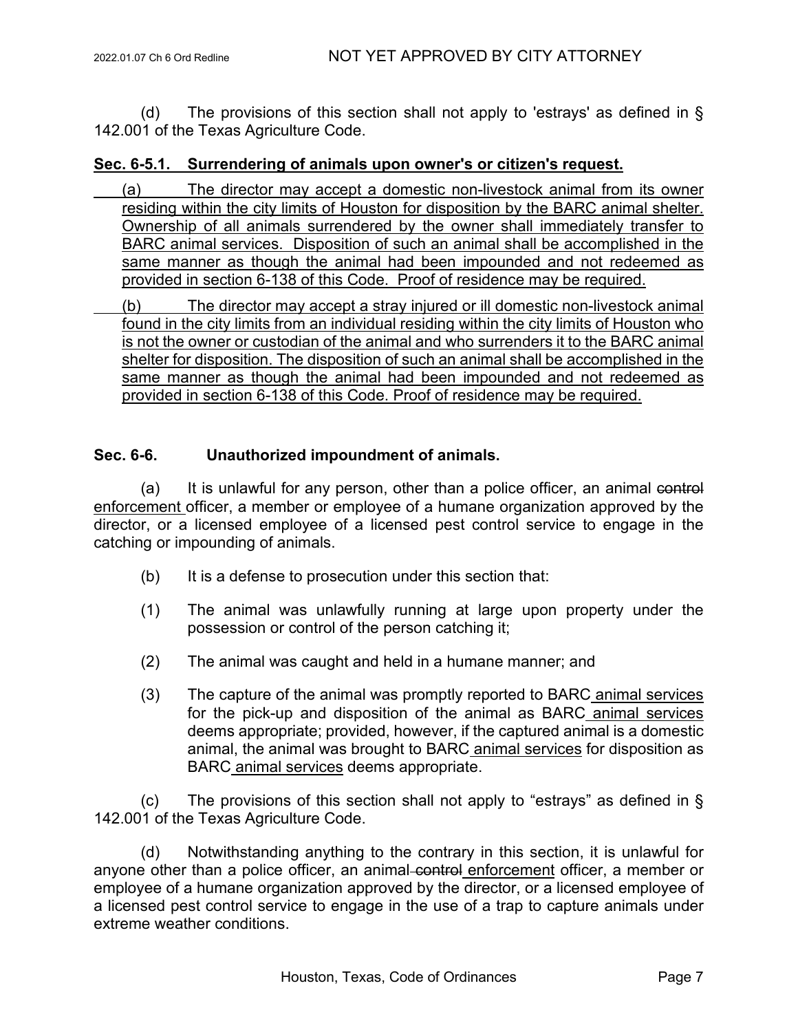(d) The provisions of this section shall not apply to 'estrays' as defined in § 142.001 of the Texas Agriculture Code.

**Sec. 6-5.1. Surrendering of animals upon owner's or citizen's request.**

(a) The director may accept a domestic non-livestock animal from its owner residing within the city limits of Houston for disposition by the BARC animal shelter. Ownership of all animals surrendered by the owner shall immediately transfer to BARC animal services. Disposition of such an animal shall be accomplished in the same manner as though the animal had been impounded and not redeemed as provided in section 6-138 of this Code. Proof of residence may be required.

(b) The director may accept a stray injured or ill domestic non-livestock animal found in the city limits from an individual residing within the city limits of Houston who is not the owner or custodian of the animal and who surrenders it to the BARC animal shelter for disposition. The disposition of such an animal shall be accomplished in the same manner as though the animal had been impounded and not redeemed as provided in section 6-138 of this Code. Proof of residence may be required.

**Sec. 6-6. Unauthorized impoundment of animals.**

(a) It is unlawful for any person, other than a police officer, an animal ~~control~~ enforcement officer, a member or employee of a humane organization approved by the director, or a licensed employee of a licensed pest control service to engage in the catching or impounding of animals.

(b) It is a defense to prosecution under this section that:

(1) The animal was unlawfully running at large upon property under the possession or control of the person catching it;

(2) The animal was caught and held in a humane manner; and

(3) The capture of the animal was promptly reported to BARC animal services for the pick-up and disposition of the animal as BARC animal services deems appropriate; provided, however, if the captured animal is a domestic animal, the animal was brought to BARC animal services for disposition as BARC animal services deems appropriate.

(c) The provisions of this section shall not apply to "estrays" as defined in § 142.001 of the Texas Agriculture Code.

(d) Notwithstanding anything to the contrary in this section, it is unlawful for anyone other than a police officer, an animal ~~control~~ enforcement officer, a member or employee of a humane organization approved by the director, or a licensed employee of a licensed pest control service to engage in the use of a trap to capture animals under extreme weather conditions.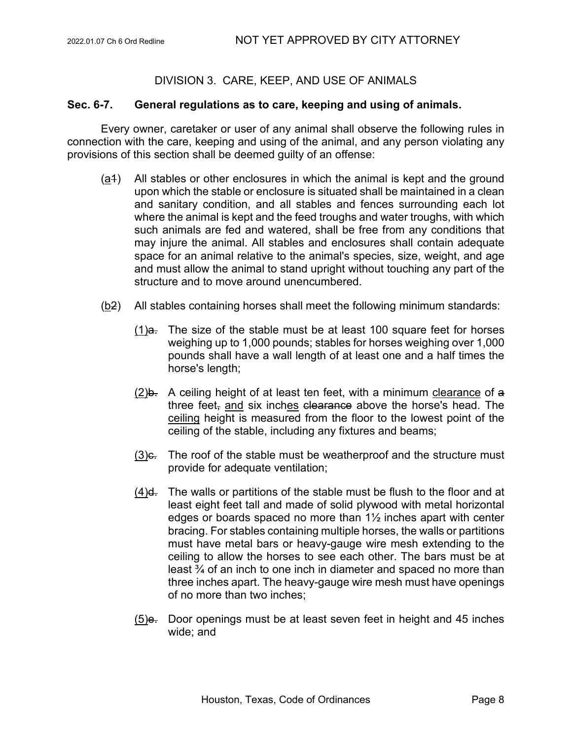## DIVISION 3. CARE, KEEP, AND USE OF ANIMALS

### Sec. 6-7. General regulations as to care, keeping and using of animals.

Every owner, caretaker or user of any animal shall observe the following rules in connection with the care, keeping and using of the animal, and any person violating any provisions of this section shall be deemed guilty of an offense:

(<u>a</u>~~1~~) All stables or other enclosures in which the animal is kept and the ground upon which the stable or enclosure is situated shall be maintained in a clean and sanitary condition, and all stables and fences surrounding each lot where the animal is kept and the feed troughs and water troughs, with which such animals are fed and watered, shall be free from any conditions that may injure the animal. All stables and enclosures shall contain adequate space for an animal relative to the animal's species, size, weight, and age and must allow the animal to stand upright without touching any part of the structure and to move around unencumbered.

(<u>b</u>~~2~~) All stables containing horses shall meet the following minimum standards:

> <u>(1)</u>~~a.~~ The size of the stable must be at least 100 square feet for horses weighing up to 1,000 pounds; stables for horses weighing over 1,000 pounds shall have a wall length of at least one and a half times the horse's length;
>
> <u>(2)</u>~~b.~~ A ceiling height of at least ten feet, with a minimum <u>clearance</u> of ~~a~~ three feet~~,~~ <u>and</u> six inch<u>es</u> ~~clearance~~ above the horse's head. The <u>ceiling</u> height is measured from the floor to the lowest point of the ceiling of the stable, including any fixtures and beams;
>
> <u>(3)</u>~~c.~~ The roof of the stable must be weatherproof and the structure must provide for adequate ventilation;
>
> <u>(4)</u>~~d.~~ The walls or partitions of the stable must be flush to the floor and at least eight feet tall and made of solid plywood with metal horizontal edges or boards spaced no more than 1½ inches apart with center bracing. For stables containing multiple horses, the walls or partitions must have metal bars or heavy-gauge wire mesh extending to the ceiling to allow the horses to see each other. The bars must be at least ¾ of an inch to one inch in diameter and spaced no more than three inches apart. The heavy-gauge wire mesh must have openings of no more than two inches;
>
> <u>(5)</u>~~e.~~ Door openings must be at least seven feet in height and 45 inches wide; and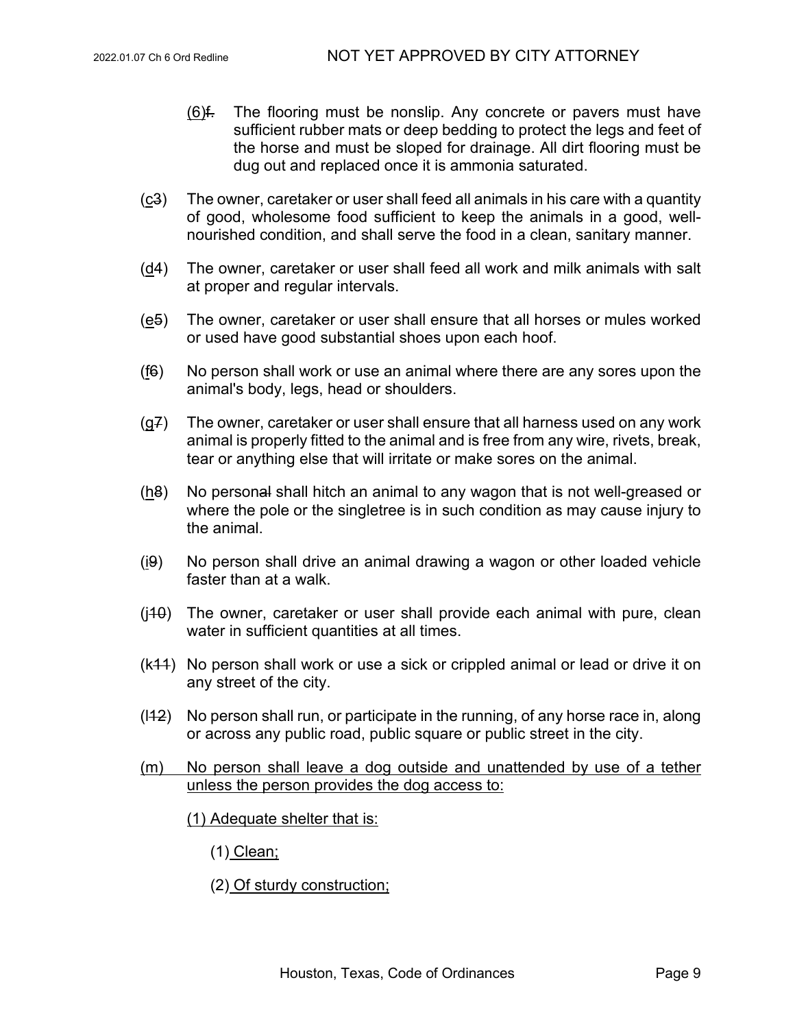(6)f. The flooring must be nonslip. Any concrete or pavers must have sufficient rubber mats or deep bedding to protect the legs and feet of the horse and must be sloped for drainage. All dirt flooring must be dug out and replaced once it is ammonia saturated.

(c3) The owner, caretaker or user shall feed all animals in his care with a quantity of good, wholesome food sufficient to keep the animals in a good, well-nourished condition, and shall serve the food in a clean, sanitary manner.

(d4) The owner, caretaker or user shall feed all work and milk animals with salt at proper and regular intervals.

(e5) The owner, caretaker or user shall ensure that all horses or mules worked or used have good substantial shoes upon each hoof.

(f6) No person shall work or use an animal where there are any sores upon the animal's body, legs, head or shoulders.

(g7) The owner, caretaker or user shall ensure that all harness used on any work animal is properly fitted to the animal and is free from any wire, rivets, break, tear or anything else that will irritate or make sores on the animal.

(h8) No personal shall hitch an animal to any wagon that is not well-greased or where the pole or the singletree is in such condition as may cause injury to the animal.

(i9) No person shall drive an animal drawing a wagon or other loaded vehicle faster than at a walk.

(j10) The owner, caretaker or user shall provide each animal with pure, clean water in sufficient quantities at all times.

(k11) No person shall work or use a sick or crippled animal or lead or drive it on any street of the city.

(l12) No person shall run, or participate in the running, of any horse race in, along or across any public road, public square or public street in the city.

(m) No person shall leave a dog outside and unattended by use of a tether unless the person provides the dog access to:

(1) Adequate shelter that is:

(1) Clean;

(2) Of sturdy construction;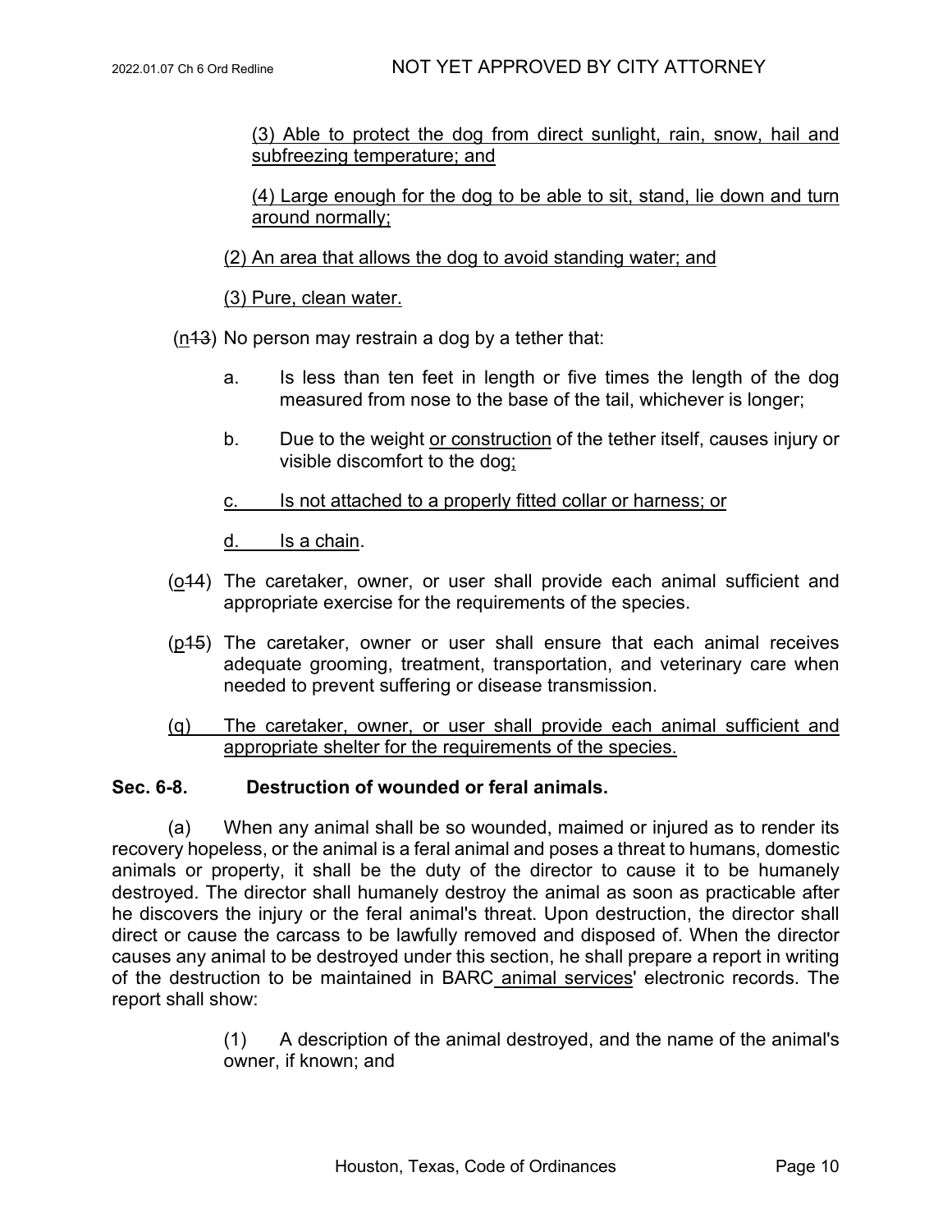(3) Able to protect the dog from direct sunlight, rain, snow, hail and subfreezing temperature; and

(4) Large enough for the dog to be able to sit, stand, lie down and turn around normally;

(2) An area that allows the dog to avoid standing water; and

(3) Pure, clean water.

(n13) No person may restrain a dog by a tether that:

a. Is less than ten feet in length or five times the length of the dog measured from nose to the base of the tail, whichever is longer;

b. Due to the weight or construction of the tether itself, causes injury or visible discomfort to the dog;

c. Is not attached to a properly fitted collar or harness; or

d. Is a chain.

(o14) The caretaker, owner, or user shall provide each animal sufficient and appropriate exercise for the requirements of the species.

(p15) The caretaker, owner or user shall ensure that each animal receives adequate grooming, treatment, transportation, and veterinary care when needed to prevent suffering or disease transmission.

(q) The caretaker, owner, or user shall provide each animal sufficient and appropriate shelter for the requirements of the species.

**Sec. 6-8. Destruction of wounded or feral animals.**

(a) When any animal shall be so wounded, maimed or injured as to render its recovery hopeless, or the animal is a feral animal and poses a threat to humans, domestic animals or property, it shall be the duty of the director to cause it to be humanely destroyed. The director shall humanely destroy the animal as soon as practicable after he discovers the injury or the feral animal's threat. Upon destruction, the director shall direct or cause the carcass to be lawfully removed and disposed of. When the director causes any animal to be destroyed under this section, he shall prepare a report in writing of the destruction to be maintained in BARC animal services' electronic records. The report shall show:

(1) A description of the animal destroyed, and the name of the animal's owner, if known; and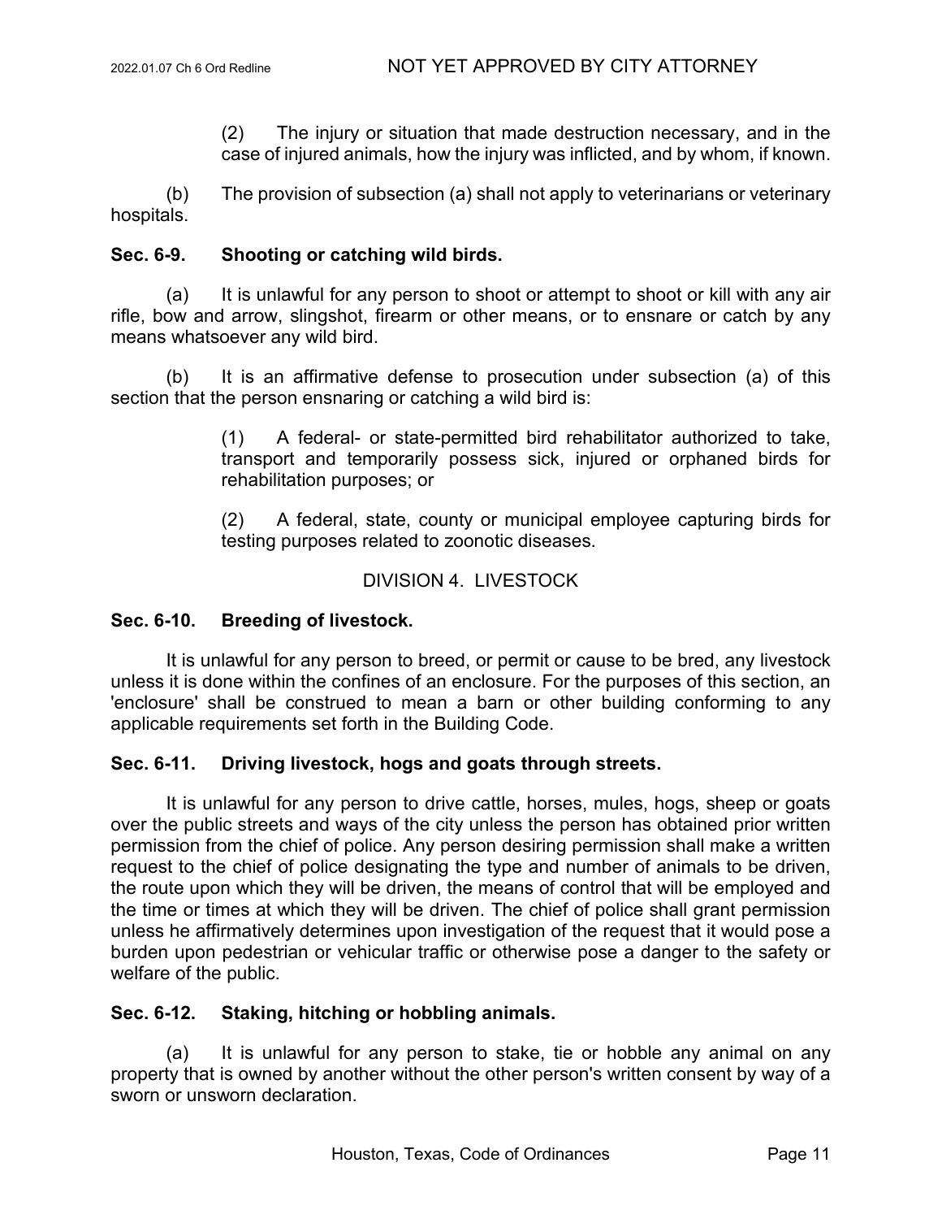(2) The injury or situation that made destruction necessary, and in the case of injured animals, how the injury was inflicted, and by whom, if known.

(b) The provision of subsection (a) shall not apply to veterinarians or veterinary hospitals.

**Sec. 6-9. Shooting or catching wild birds.**

(a) It is unlawful for any person to shoot or attempt to shoot or kill with any air rifle, bow and arrow, slingshot, firearm or other means, or to ensnare or catch by any means whatsoever any wild bird.

(b) It is an affirmative defense to prosecution under subsection (a) of this section that the person ensnaring or catching a wild bird is:

(1) A federal- or state-permitted bird rehabilitator authorized to take, transport and temporarily possess sick, injured or orphaned birds for rehabilitation purposes; or

(2) A federal, state, county or municipal employee capturing birds for testing purposes related to zoonotic diseases.

DIVISION 4. LIVESTOCK

**Sec. 6-10. Breeding of livestock.**

It is unlawful for any person to breed, or permit or cause to be bred, any livestock unless it is done within the confines of an enclosure. For the purposes of this section, an 'enclosure' shall be construed to mean a barn or other building conforming to any applicable requirements set forth in the Building Code.

**Sec. 6-11. Driving livestock, hogs and goats through streets.**

It is unlawful for any person to drive cattle, horses, mules, hogs, sheep or goats over the public streets and ways of the city unless the person has obtained prior written permission from the chief of police. Any person desiring permission shall make a written request to the chief of police designating the type and number of animals to be driven, the route upon which they will be driven, the means of control that will be employed and the time or times at which they will be driven. The chief of police shall grant permission unless he affirmatively determines upon investigation of the request that it would pose a burden upon pedestrian or vehicular traffic or otherwise pose a danger to the safety or welfare of the public.

**Sec. 6-12. Staking, hitching or hobbling animals.**

(a) It is unlawful for any person to stake, tie or hobble any animal on any property that is owned by another without the other person's written consent by way of a sworn or unsworn declaration.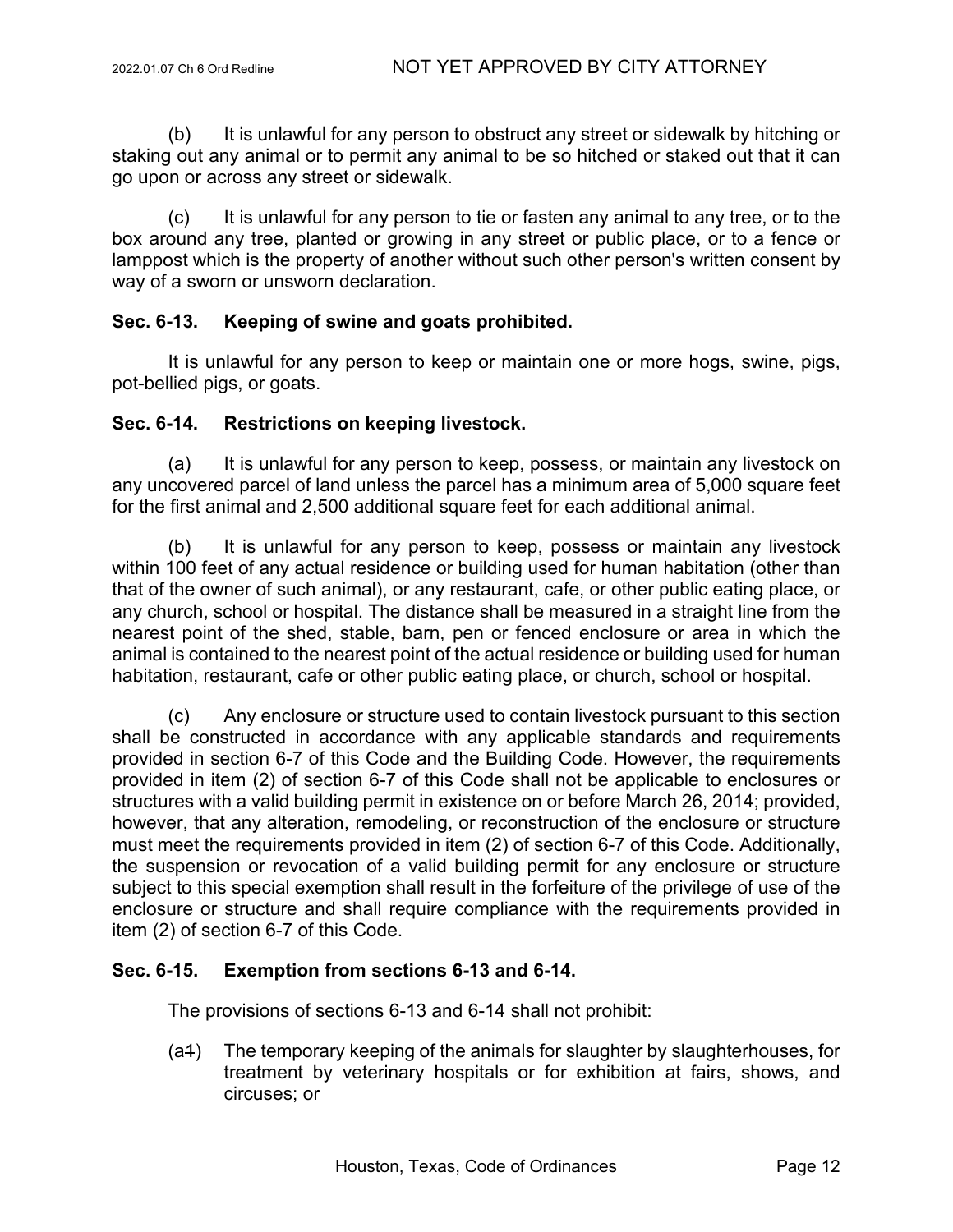(b) It is unlawful for any person to obstruct any street or sidewalk by hitching or staking out any animal or to permit any animal to be so hitched or staked out that it can go upon or across any street or sidewalk.

(c) It is unlawful for any person to tie or fasten any animal to any tree, or to the box around any tree, planted or growing in any street or public place, or to a fence or lamppost which is the property of another without such other person's written consent by way of a sworn or unsworn declaration.

**Sec. 6-13. Keeping of swine and goats prohibited.**

It is unlawful for any person to keep or maintain one or more hogs, swine, pigs, pot-bellied pigs, or goats.

**Sec. 6-14. Restrictions on keeping livestock.**

(a) It is unlawful for any person to keep, possess, or maintain any livestock on any uncovered parcel of land unless the parcel has a minimum area of 5,000 square feet for the first animal and 2,500 additional square feet for each additional animal.

(b) It is unlawful for any person to keep, possess or maintain any livestock within 100 feet of any actual residence or building used for human habitation (other than that of the owner of such animal), or any restaurant, cafe, or other public eating place, or any church, school or hospital. The distance shall be measured in a straight line from the nearest point of the shed, stable, barn, pen or fenced enclosure or area in which the animal is contained to the nearest point of the actual residence or building used for human habitation, restaurant, cafe or other public eating place, or church, school or hospital.

(c) Any enclosure or structure used to contain livestock pursuant to this section shall be constructed in accordance with any applicable standards and requirements provided in section 6-7 of this Code and the Building Code. However, the requirements provided in item (2) of section 6-7 of this Code shall not be applicable to enclosures or structures with a valid building permit in existence on or before March 26, 2014; provided, however, that any alteration, remodeling, or reconstruction of the enclosure or structure must meet the requirements provided in item (2) of section 6-7 of this Code. Additionally, the suspension or revocation of a valid building permit for any enclosure or structure subject to this special exemption shall result in the forfeiture of the privilege of use of the enclosure or structure and shall require compliance with the requirements provided in item (2) of section 6-7 of this Code.

**Sec. 6-15. Exemption from sections 6-13 and 6-14.**

The provisions of sections 6-13 and 6-14 shall not prohibit:

(a~~1~~) The temporary keeping of the animals for slaughter by slaughterhouses, for treatment by veterinary hospitals or for exhibition at fairs, shows, and circuses; or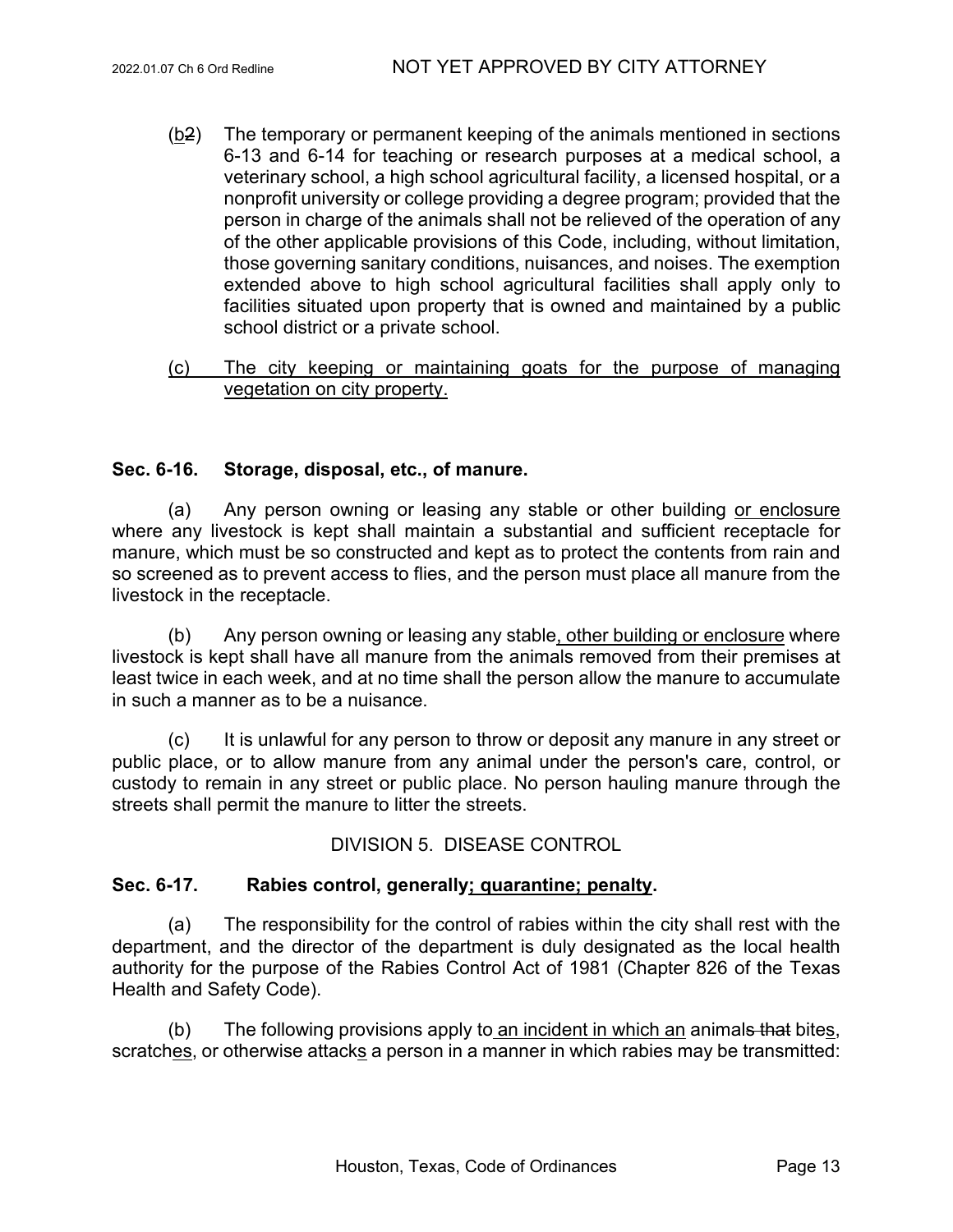(b2) The temporary or permanent keeping of the animals mentioned in sections 6-13 and 6-14 for teaching or research purposes at a medical school, a veterinary school, a high school agricultural facility, a licensed hospital, or a nonprofit university or college providing a degree program; provided that the person in charge of the animals shall not be relieved of the operation of any of the other applicable provisions of this Code, including, without limitation, those governing sanitary conditions, nuisances, and noises. The exemption extended above to high school agricultural facilities shall apply only to facilities situated upon property that is owned and maintained by a public school district or a private school.

(c) The city keeping or maintaining goats for the purpose of managing vegetation on city property.

**Sec. 6-16. Storage, disposal, etc., of manure.**

(a) Any person owning or leasing any stable or other building or enclosure where any livestock is kept shall maintain a substantial and sufficient receptacle for manure, which must be so constructed and kept as to protect the contents from rain and so screened as to prevent access to flies, and the person must place all manure from the livestock in the receptacle.

(b) Any person owning or leasing any stable, other building or enclosure where livestock is kept shall have all manure from the animals removed from their premises at least twice in each week, and at no time shall the person allow the manure to accumulate in such a manner as to be a nuisance.

(c) It is unlawful for any person to throw or deposit any manure in any street or public place, or to allow manure from any animal under the person's care, control, or custody to remain in any street or public place. No person hauling manure through the streets shall permit the manure to litter the streets.

DIVISION 5. DISEASE CONTROL

**Sec. 6-17. Rabies control, generally; quarantine; penalty.**

(a) The responsibility for the control of rabies within the city shall rest with the department, and the director of the department is duly designated as the local health authority for the purpose of the Rabies Control Act of 1981 (Chapter 826 of the Texas Health and Safety Code).

(b) The following provisions apply to an incident in which an animals that bites, scratches, or otherwise attacks a person in a manner in which rabies may be transmitted: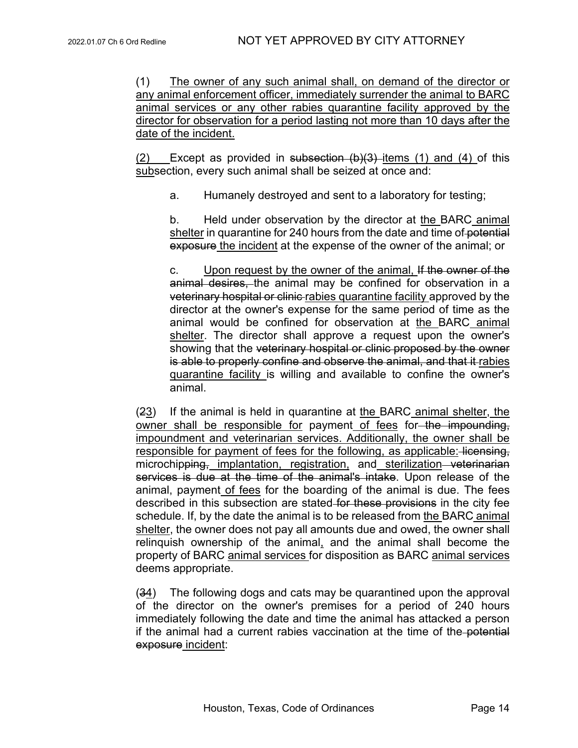(1) The owner of any such animal shall, on demand of the director or any animal enforcement officer, immediately surrender the animal to BARC animal services or any other rabies quarantine facility approved by the director for observation for a period lasting not more than 10 days after the date of the incident.

(2) Except as provided in ~~subsection (b)(3)~~ items (1) and (4) of this subsection, every such animal shall be seized at once and:

a. Humanely destroyed and sent to a laboratory for testing;

b. Held under observation by the director at the BARC animal shelter in quarantine for 240 hours from the date and time of ~~potential exposure~~ the incident at the expense of the owner of the animal; or

c. Upon request by the owner of the animal, ~~If the owner of the animal desires,~~ the animal may be confined for observation in a ~~veterinary hospital or clinic~~ rabies quarantine facility approved by the director at the owner's expense for the same period of time as the animal would be confined for observation at the BARC animal shelter. The director shall approve a request upon the owner's showing that the ~~veterinary hospital or clinic proposed by the owner is able to properly confine and observe the animal, and that it~~ rabies quarantine facility is willing and available to confine the owner's animal.

(~~2~~3) If the animal is held in quarantine at the BARC animal shelter, the owner shall be responsible for payment of fees for ~~the impounding,~~ impoundment and veterinarian services. Additionally, the owner shall be responsible for payment of fees for the following, as applicable: ~~licensing,~~ microchip~~ping,~~ implantation, registration, and sterilization ~~veterinarian services is due at the time of the animal's intake~~. Upon release of the animal, payment of fees for the boarding of the animal is due. The fees described in this subsection are stated ~~for these provisions~~ in the city fee schedule. If, by the date the animal is to be released from the BARC animal shelter, the owner does not pay all amounts due and owed, the owner shall relinquish ownership of the animal, and the animal shall become the property of BARC animal services for disposition as BARC animal services deems appropriate.

(~~3~~4) The following dogs and cats may be quarantined upon the approval of the director on the owner's premises for a period of 240 hours immediately following the date and time the animal has attacked a person if the animal had a current rabies vaccination at the time of the ~~potential exposure~~ incident: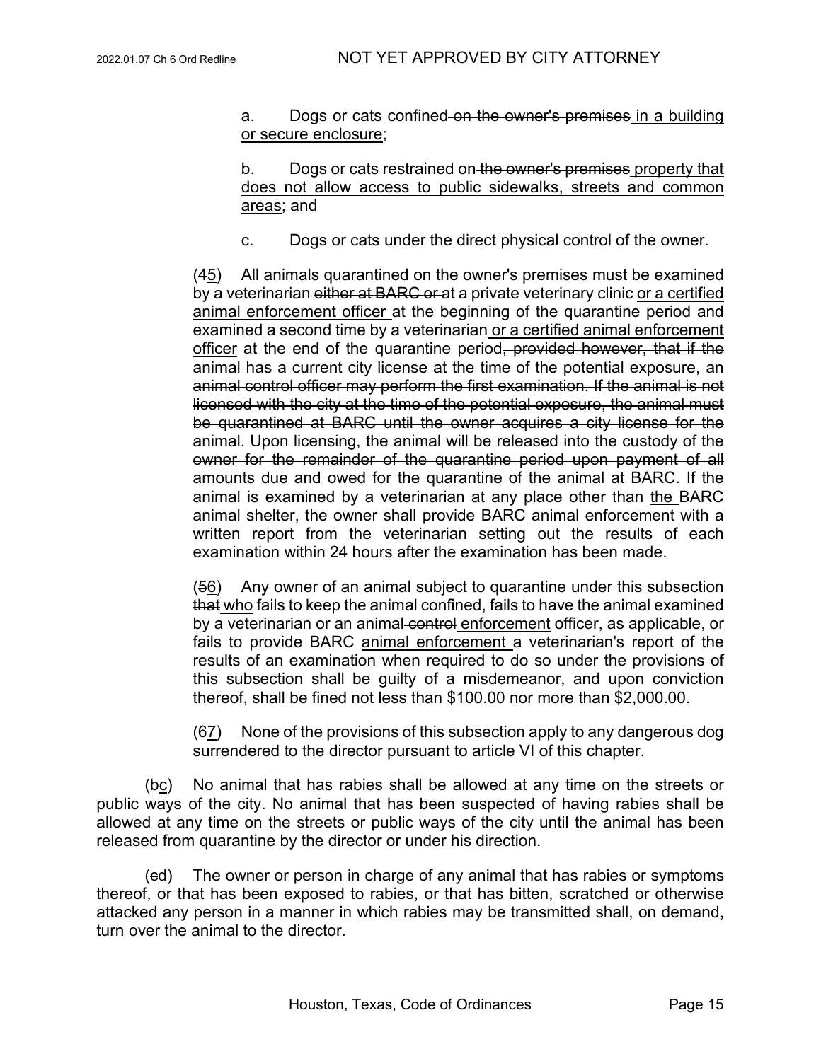a. Dogs or cats confined~~ on the owner's premises~~ <u>in a building or secure enclosure</u>;

b. Dogs or cats restrained on~~ the owner's premises~~ <u>property that does not allow access to public sidewalks, streets and common areas</u>; and

c. Dogs or cats under the direct physical control of the owner.

(~~4~~<u>5</u>) All animals quarantined on the owner's premises must be examined by a veterinarian ~~either at BARC or~~ at a private veterinary clinic <u>or a certified animal enforcement officer</u> at the beginning of the quarantine period and examined a second time by a veterinarian <u>or a certified animal enforcement officer</u> at the end of the quarantine period~~, provided however, that if the animal has a current city license at the time of the potential exposure, an animal control officer may perform the first examination. If the animal is not licensed with the city at the time of the potential exposure, the animal must be quarantined at BARC until the owner acquires a city license for the animal. Upon licensing, the animal will be released into the custody of the owner for the remainder of the quarantine period upon payment of all amounts due and owed for the quarantine of the animal at BARC~~. If the animal is examined by a veterinarian at any place other than <u>the</u> BARC <u>animal shelter</u>, the owner shall provide BARC <u>animal enforcement</u> with a written report from the veterinarian setting out the results of each examination within 24 hours after the examination has been made.

(~~5~~<u>6</u>) Any owner of an animal subject to quarantine under this subsection ~~that~~ <u>who</u> fails to keep the animal confined, fails to have the animal examined by a veterinarian or an animal ~~control~~ <u>enforcement</u> officer, as applicable, or fails to provide BARC <u>animal enforcement</u> a veterinarian's report of the results of an examination when required to do so under the provisions of this subsection shall be guilty of a misdemeanor, and upon conviction thereof, shall be fined not less than $100.00 nor more than $2,000.00.

(~~6~~<u>7</u>) None of the provisions of this subsection apply to any dangerous dog surrendered to the director pursuant to article VI of this chapter.

(~~b~~<u>c</u>) No animal that has rabies shall be allowed at any time on the streets or public ways of the city. No animal that has been suspected of having rabies shall be allowed at any time on the streets or public ways of the city until the animal has been released from quarantine by the director or under his direction.

(~~c~~<u>d</u>) The owner or person in charge of any animal that has rabies or symptoms thereof, or that has been exposed to rabies, or that has bitten, scratched or otherwise attacked any person in a manner in which rabies may be transmitted shall, on demand, turn over the animal to the director.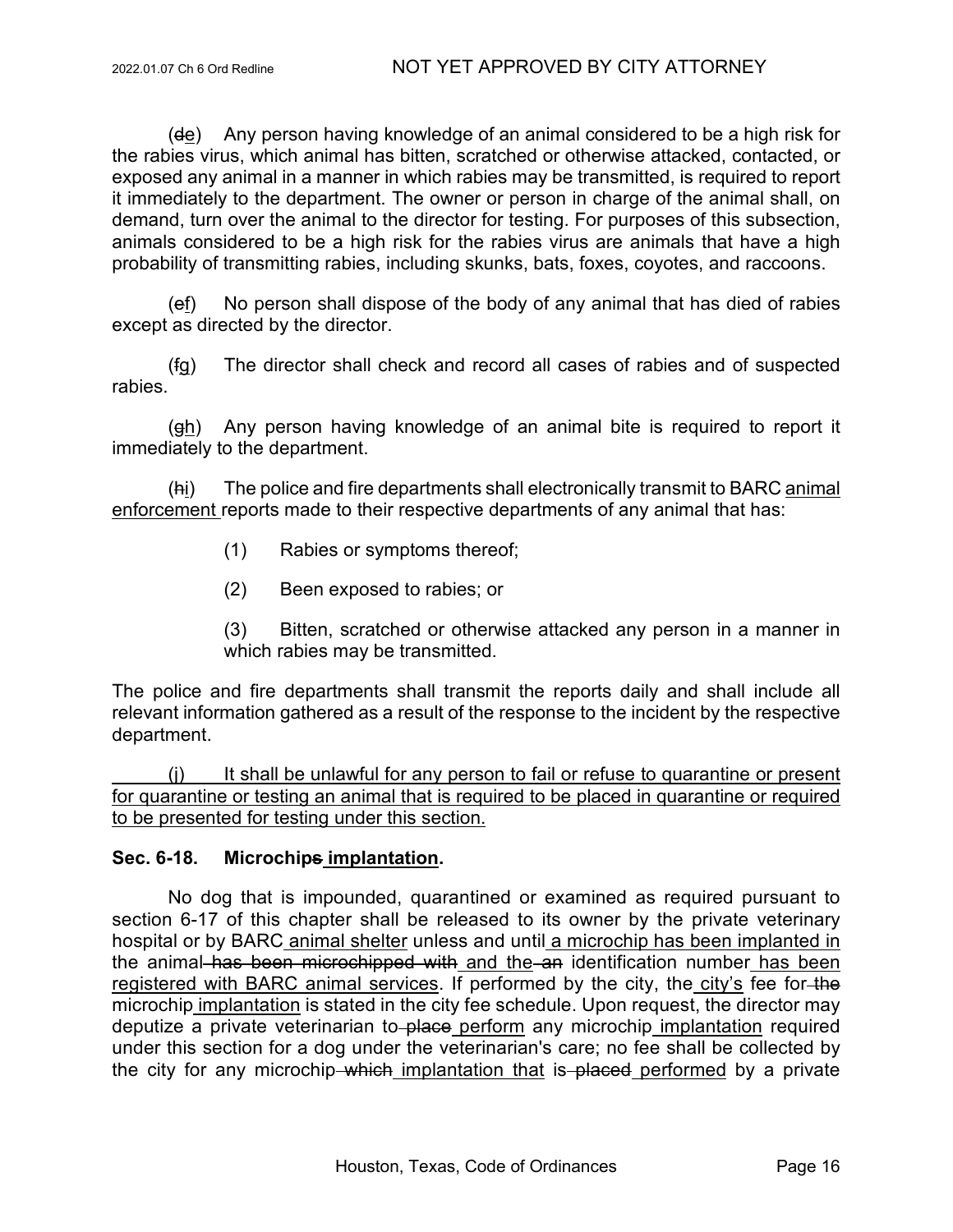(~~d~~e) Any person having knowledge of an animal considered to be a high risk for the rabies virus, which animal has bitten, scratched or otherwise attacked, contacted, or exposed any animal in a manner in which rabies may be transmitted, is required to report it immediately to the department. The owner or person in charge of the animal shall, on demand, turn over the animal to the director for testing. For purposes of this subsection, animals considered to be a high risk for the rabies virus are animals that have a high probability of transmitting rabies, including skunks, bats, foxes, coyotes, and raccoons.

(~~e~~f) No person shall dispose of the body of any animal that has died of rabies except as directed by the director.

(~~f~~g) The director shall check and record all cases of rabies and of suspected rabies.

(~~g~~h) Any person having knowledge of an animal bite is required to report it immediately to the department.

(~~h~~i) The police and fire departments shall electronically transmit to BARC animal enforcement reports made to their respective departments of any animal that has:

(1) Rabies or symptoms thereof;

(2) Been exposed to rabies; or

(3) Bitten, scratched or otherwise attacked any person in a manner in which rabies may be transmitted.

The police and fire departments shall transmit the reports daily and shall include all relevant information gathered as a result of the response to the incident by the respective department.

(j) It shall be unlawful for any person to fail or refuse to quarantine or present for quarantine or testing an animal that is required to be placed in quarantine or required to be presented for testing under this section.

**Sec. 6-18. Microchip~~s~~ implantation.**

No dog that is impounded, quarantined or examined as required pursuant to section 6-17 of this chapter shall be released to its owner by the private veterinary hospital or by BARC animal shelter unless and until a microchip has been implanted in the animal ~~has been microchipped with~~ and the ~~an~~ identification number has been registered with BARC animal services. If performed by the city, the city's fee for ~~the~~ microchip implantation is stated in the city fee schedule. Upon request, the director may deputize a private veterinarian to ~~place~~ perform any microchip implantation required under this section for a dog under the veterinarian's care; no fee shall be collected by the city for any microchip ~~which~~ implantation that is ~~placed~~ performed by a private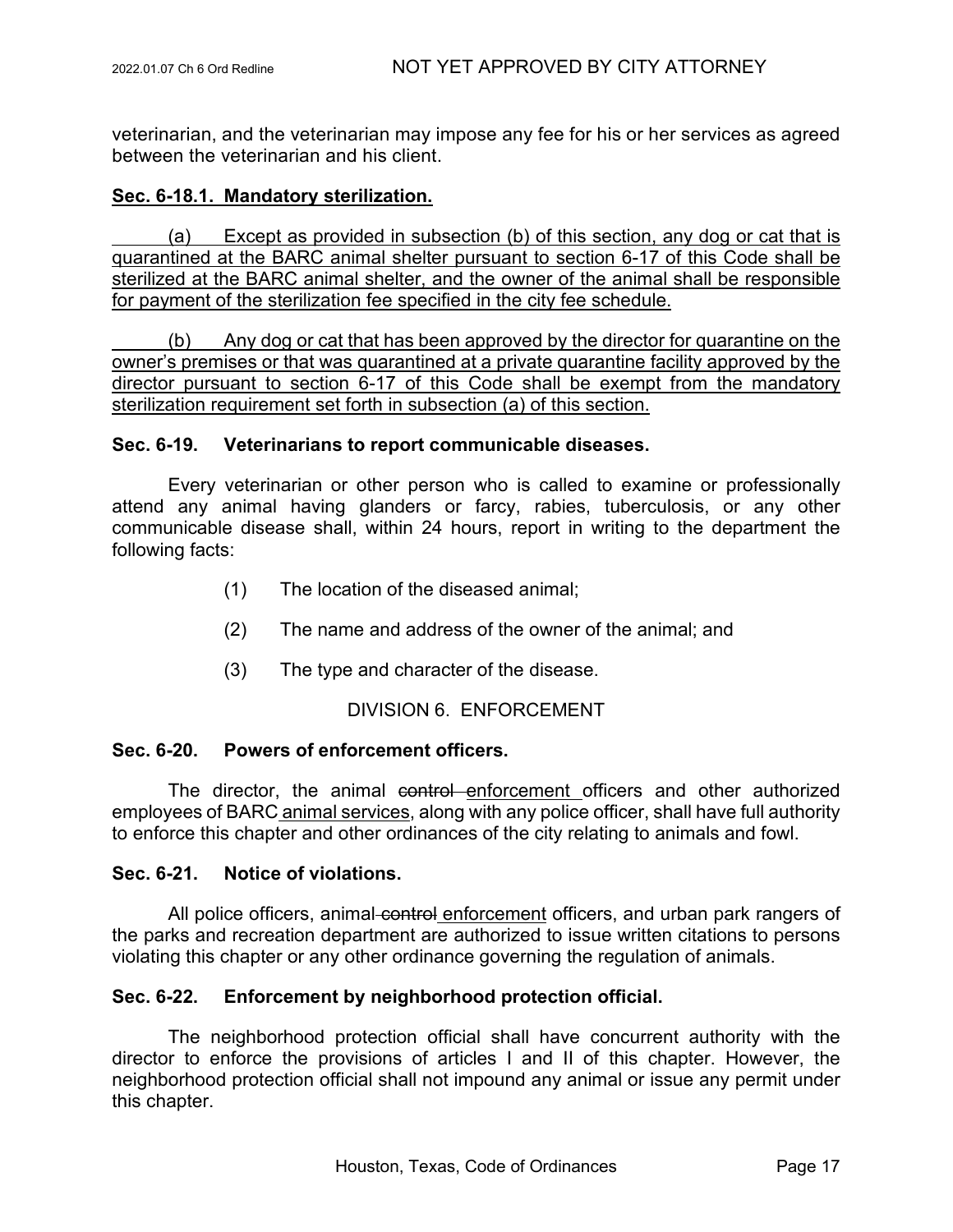veterinarian, and the veterinarian may impose any fee for his or her services as agreed between the veterinarian and his client.

**Sec. 6-18.1. Mandatory sterilization.**

(a) Except as provided in subsection (b) of this section, any dog or cat that is quarantined at the BARC animal shelter pursuant to section 6-17 of this Code shall be sterilized at the BARC animal shelter, and the owner of the animal shall be responsible for payment of the sterilization fee specified in the city fee schedule.

(b) Any dog or cat that has been approved by the director for quarantine on the owner's premises or that was quarantined at a private quarantine facility approved by the director pursuant to section 6-17 of this Code shall be exempt from the mandatory sterilization requirement set forth in subsection (a) of this section.

**Sec. 6-19. Veterinarians to report communicable diseases.**

Every veterinarian or other person who is called to examine or professionally attend any animal having glanders or farcy, rabies, tuberculosis, or any other communicable disease shall, within 24 hours, report in writing to the department the following facts:

(1) The location of the diseased animal;

(2) The name and address of the owner of the animal; and

(3) The type and character of the disease.

DIVISION 6. ENFORCEMENT

**Sec. 6-20. Powers of enforcement officers.**

The director, the animal ~~control~~ enforcement officers and other authorized employees of ~~BARC~~ animal services, along with any police officer, shall have full authority to enforce this chapter and other ordinances of the city relating to animals and fowl.

**Sec. 6-21. Notice of violations.**

All police officers, animal ~~control~~ enforcement officers, and urban park rangers of the parks and recreation department are authorized to issue written citations to persons violating this chapter or any other ordinance governing the regulation of animals.

**Sec. 6-22. Enforcement by neighborhood protection official.**

The neighborhood protection official shall have concurrent authority with the director to enforce the provisions of articles I and II of this chapter. However, the neighborhood protection official shall not impound any animal or issue any permit under this chapter.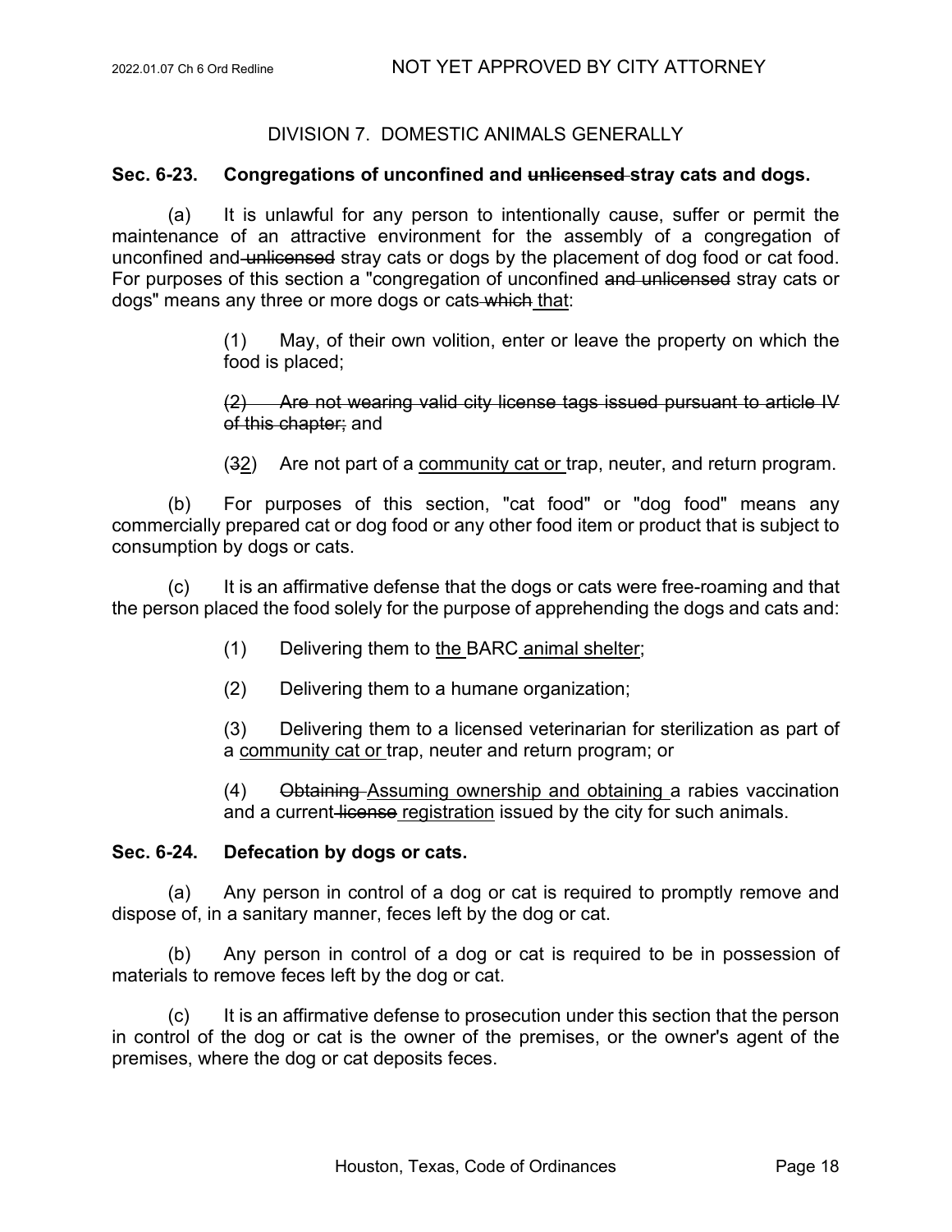## DIVISION 7. DOMESTIC ANIMALS GENERALLY

### Sec. 6-23. Congregations of unconfined and ~~unlicensed~~ stray cats and dogs.

(a) It is unlawful for any person to intentionally cause, suffer or permit the maintenance of an attractive environment for the assembly of a congregation of unconfined and ~~unlicensed~~ stray cats or dogs by the placement of dog food or cat food. For purposes of this section a "congregation of unconfined ~~and unlicensed~~ stray cats or dogs" means any three or more dogs or cats ~~which~~ <u>that</u>:

> (1) May, of their own volition, enter or leave the property on which the food is placed;
>
> ~~(2) Are not wearing valid city license tags issued pursuant to article IV of this chapter;~~ and
>
> (~~3~~<u>2</u>) Are not part of a <u>community cat or</u> trap, neuter, and return program.

(b) For purposes of this section, "cat food" or "dog food" means any commercially prepared cat or dog food or any other food item or product that is subject to consumption by dogs or cats.

(c) It is an affirmative defense that the dogs or cats were free-roaming and that the person placed the food solely for the purpose of apprehending the dogs and cats and:

> (1) Delivering them to <u>the</u> BARC <u>animal shelter</u>;
>
> (2) Delivering them to a humane organization;
>
> (3) Delivering them to a licensed veterinarian for sterilization as part of a <u>community cat or</u> trap, neuter and return program; or
>
> (4) ~~Obtaining~~ <u>Assuming ownership and obtaining</u> a rabies vaccination and a current ~~license~~ <u>registration</u> issued by the city for such animals.

### Sec. 6-24. Defecation by dogs or cats.

(a) Any person in control of a dog or cat is required to promptly remove and dispose of, in a sanitary manner, feces left by the dog or cat.

(b) Any person in control of a dog or cat is required to be in possession of materials to remove feces left by the dog or cat.

(c) It is an affirmative defense to prosecution under this section that the person in control of the dog or cat is the owner of the premises, or the owner's agent of the premises, where the dog or cat deposits feces.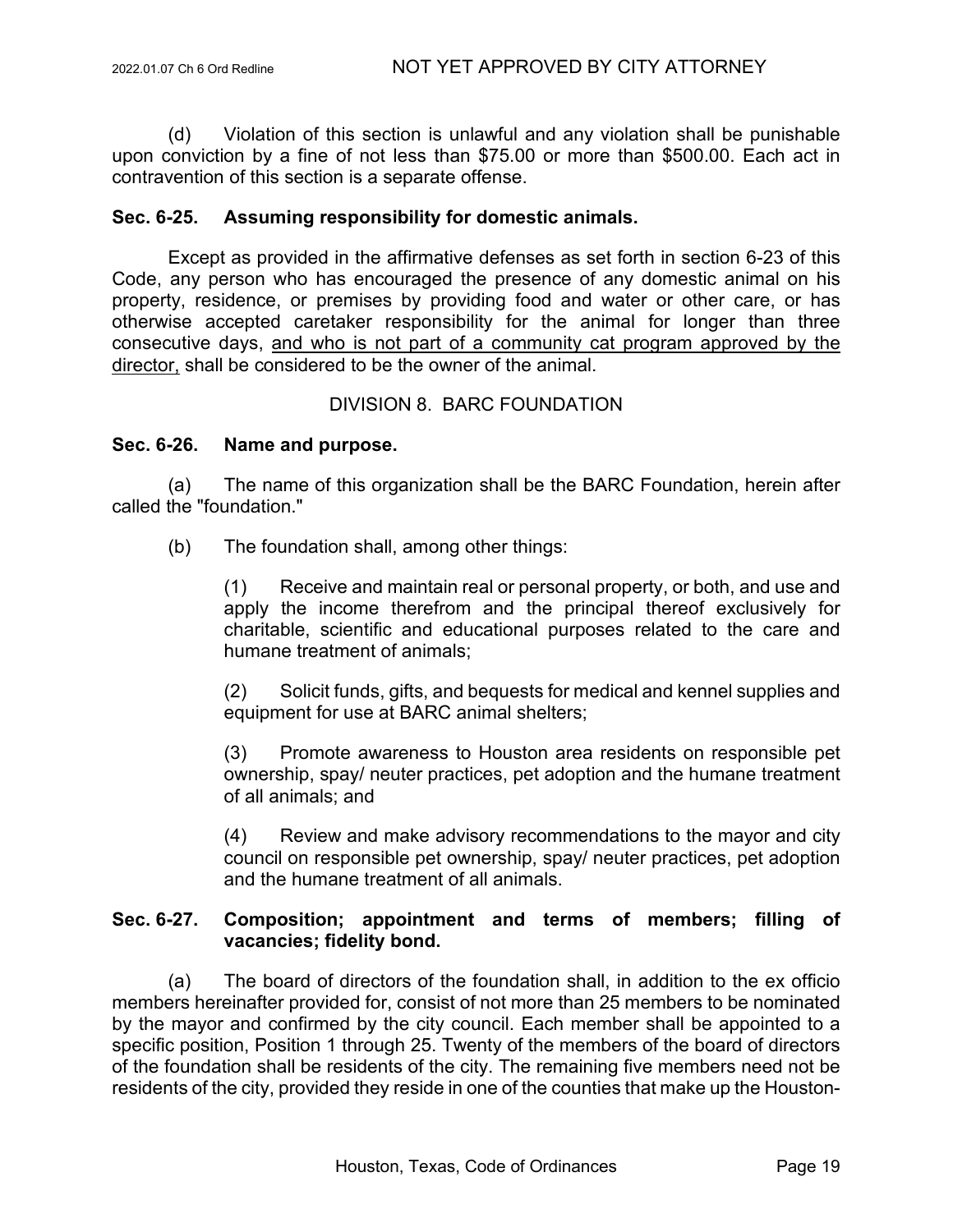(d) Violation of this section is unlawful and any violation shall be punishable upon conviction by a fine of not less than $75.00 or more than $500.00. Each act in contravention of this section is a separate offense.

**Sec. 6-25. Assuming responsibility for domestic animals.**

Except as provided in the affirmative defenses as set forth in section 6-23 of this Code, any person who has encouraged the presence of any domestic animal on his property, residence, or premises by providing food and water or other care, or has otherwise accepted caretaker responsibility for the animal for longer than three consecutive days, <u>and who is not part of a community cat program approved by the director,</u> shall be considered to be the owner of the animal.

DIVISION 8. BARC FOUNDATION

**Sec. 6-26. Name and purpose.**

(a) The name of this organization shall be the BARC Foundation, herein after called the "foundation."

(b) The foundation shall, among other things:

(1) Receive and maintain real or personal property, or both, and use and apply the income therefrom and the principal thereof exclusively for charitable, scientific and educational purposes related to the care and humane treatment of animals;

(2) Solicit funds, gifts, and bequests for medical and kennel supplies and equipment for use at BARC animal shelters;

(3) Promote awareness to Houston area residents on responsible pet ownership, spay/ neuter practices, pet adoption and the humane treatment of all animals; and

(4) Review and make advisory recommendations to the mayor and city council on responsible pet ownership, spay/ neuter practices, pet adoption and the humane treatment of all animals.

**Sec. 6-27. Composition; appointment and terms of members; filling of vacancies; fidelity bond.**

(a) The board of directors of the foundation shall, in addition to the ex officio members hereinafter provided for, consist of not more than 25 members to be nominated by the mayor and confirmed by the city council. Each member shall be appointed to a specific position, Position 1 through 25. Twenty of the members of the board of directors of the foundation shall be residents of the city. The remaining five members need not be residents of the city, provided they reside in one of the counties that make up the Houston-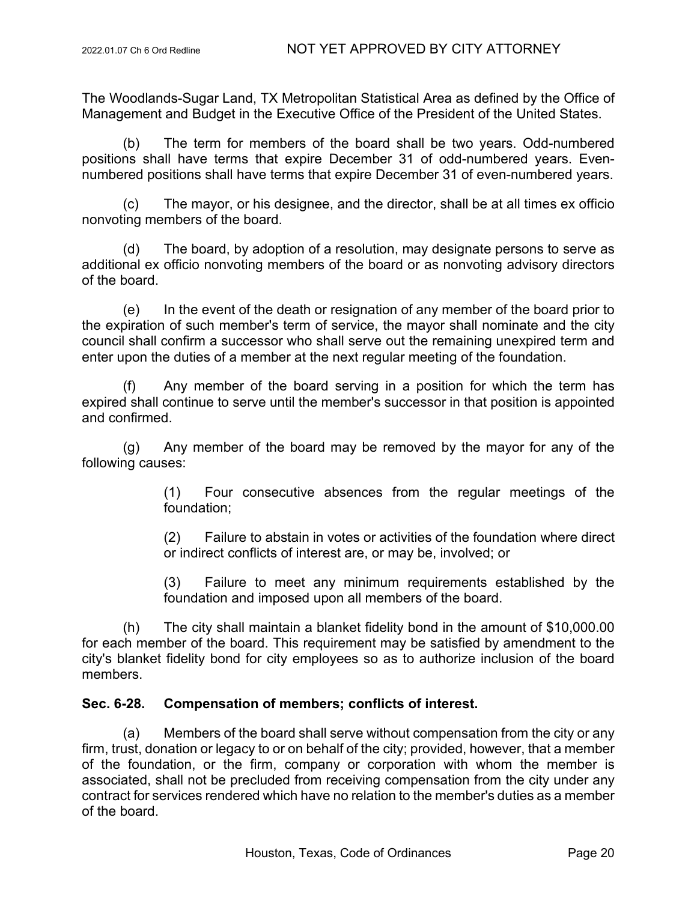The Woodlands-Sugar Land, TX Metropolitan Statistical Area as defined by the Office of Management and Budget in the Executive Office of the President of the United States.

(b) The term for members of the board shall be two years. Odd-numbered positions shall have terms that expire December 31 of odd-numbered years. Even-numbered positions shall have terms that expire December 31 of even-numbered years.

(c) The mayor, or his designee, and the director, shall be at all times ex officio nonvoting members of the board.

(d) The board, by adoption of a resolution, may designate persons to serve as additional ex officio nonvoting members of the board or as nonvoting advisory directors of the board.

(e) In the event of the death or resignation of any member of the board prior to the expiration of such member's term of service, the mayor shall nominate and the city council shall confirm a successor who shall serve out the remaining unexpired term and enter upon the duties of a member at the next regular meeting of the foundation.

(f) Any member of the board serving in a position for which the term has expired shall continue to serve until the member's successor in that position is appointed and confirmed.

(g) Any member of the board may be removed by the mayor for any of the following causes:

> (1) Four consecutive absences from the regular meetings of the foundation;
>
> (2) Failure to abstain in votes or activities of the foundation where direct or indirect conflicts of interest are, or may be, involved; or
>
> (3) Failure to meet any minimum requirements established by the foundation and imposed upon all members of the board.

(h) The city shall maintain a blanket fidelity bond in the amount of $10,000.00 for each member of the board. This requirement may be satisfied by amendment to the city's blanket fidelity bond for city employees so as to authorize inclusion of the board members.

**Sec. 6-28. Compensation of members; conflicts of interest.**

(a) Members of the board shall serve without compensation from the city or any firm, trust, donation or legacy to or on behalf of the city; provided, however, that a member of the foundation, or the firm, company or corporation with whom the member is associated, shall not be precluded from receiving compensation from the city under any contract for services rendered which have no relation to the member's duties as a member of the board.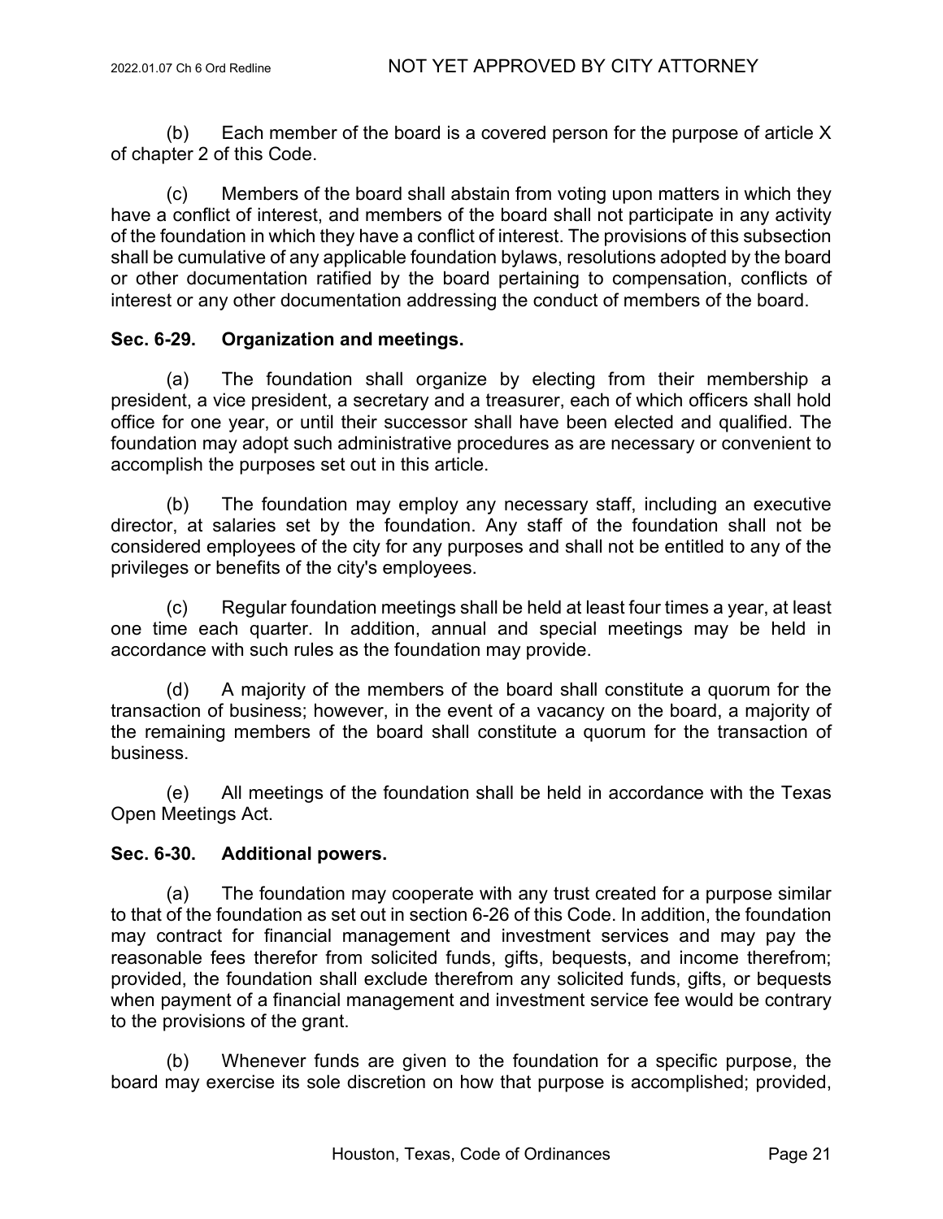(b) Each member of the board is a covered person for the purpose of article X of chapter 2 of this Code.

(c) Members of the board shall abstain from voting upon matters in which they have a conflict of interest, and members of the board shall not participate in any activity of the foundation in which they have a conflict of interest. The provisions of this subsection shall be cumulative of any applicable foundation bylaws, resolutions adopted by the board or other documentation ratified by the board pertaining to compensation, conflicts of interest or any other documentation addressing the conduct of members of the board.

**Sec. 6-29. Organization and meetings.**

(a) The foundation shall organize by electing from their membership a president, a vice president, a secretary and a treasurer, each of which officers shall hold office for one year, or until their successor shall have been elected and qualified. The foundation may adopt such administrative procedures as are necessary or convenient to accomplish the purposes set out in this article.

(b) The foundation may employ any necessary staff, including an executive director, at salaries set by the foundation. Any staff of the foundation shall not be considered employees of the city for any purposes and shall not be entitled to any of the privileges or benefits of the city's employees.

(c) Regular foundation meetings shall be held at least four times a year, at least one time each quarter. In addition, annual and special meetings may be held in accordance with such rules as the foundation may provide.

(d) A majority of the members of the board shall constitute a quorum for the transaction of business; however, in the event of a vacancy on the board, a majority of the remaining members of the board shall constitute a quorum for the transaction of business.

(e) All meetings of the foundation shall be held in accordance with the Texas Open Meetings Act.

**Sec. 6-30. Additional powers.**

(a) The foundation may cooperate with any trust created for a purpose similar to that of the foundation as set out in section 6-26 of this Code. In addition, the foundation may contract for financial management and investment services and may pay the reasonable fees therefor from solicited funds, gifts, bequests, and income therefrom; provided, the foundation shall exclude therefrom any solicited funds, gifts, or bequests when payment of a financial management and investment service fee would be contrary to the provisions of the grant.

(b) Whenever funds are given to the foundation for a specific purpose, the board may exercise its sole discretion on how that purpose is accomplished; provided,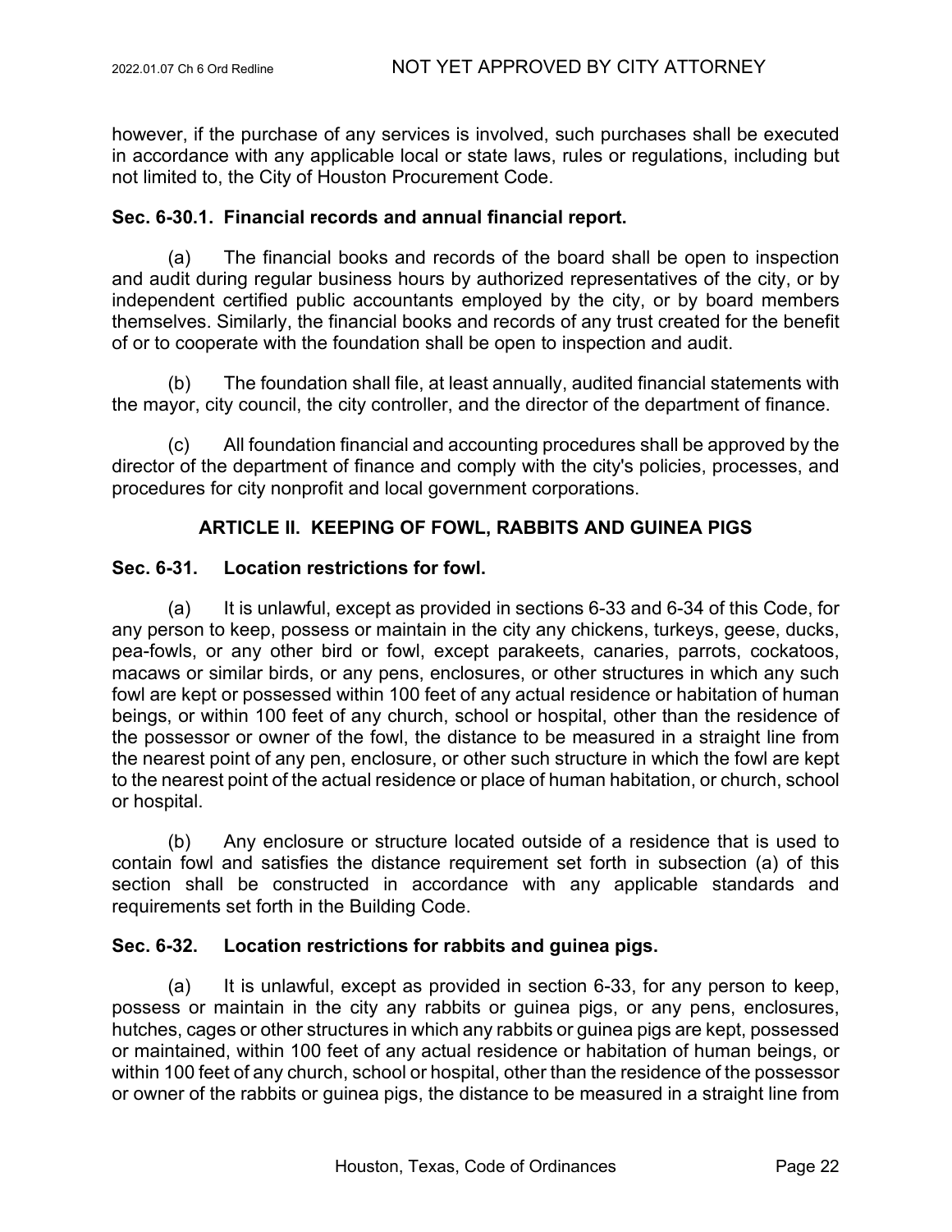however, if the purchase of any services is involved, such purchases shall be executed in accordance with any applicable local or state laws, rules or regulations, including but not limited to, the City of Houston Procurement Code.

### Sec. 6-30.1. Financial records and annual financial report.

(a) The financial books and records of the board shall be open to inspection and audit during regular business hours by authorized representatives of the city, or by independent certified public accountants employed by the city, or by board members themselves. Similarly, the financial books and records of any trust created for the benefit of or to cooperate with the foundation shall be open to inspection and audit.

(b) The foundation shall file, at least annually, audited financial statements with the mayor, city council, the city controller, and the director of the department of finance.

(c) All foundation financial and accounting procedures shall be approved by the director of the department of finance and comply with the city's policies, processes, and procedures for city nonprofit and local government corporations.

## ARTICLE II. KEEPING OF FOWL, RABBITS AND GUINEA PIGS

### Sec. 6-31. Location restrictions for fowl.

(a) It is unlawful, except as provided in sections 6-33 and 6-34 of this Code, for any person to keep, possess or maintain in the city any chickens, turkeys, geese, ducks, pea-fowls, or any other bird or fowl, except parakeets, canaries, parrots, cockatoos, macaws or similar birds, or any pens, enclosures, or other structures in which any such fowl are kept or possessed within 100 feet of any actual residence or habitation of human beings, or within 100 feet of any church, school or hospital, other than the residence of the possessor or owner of the fowl, the distance to be measured in a straight line from the nearest point of any pen, enclosure, or other such structure in which the fowl are kept to the nearest point of the actual residence or place of human habitation, or church, school or hospital.

(b) Any enclosure or structure located outside of a residence that is used to contain fowl and satisfies the distance requirement set forth in subsection (a) of this section shall be constructed in accordance with any applicable standards and requirements set forth in the Building Code.

### Sec. 6-32. Location restrictions for rabbits and guinea pigs.

(a) It is unlawful, except as provided in section 6-33, for any person to keep, possess or maintain in the city any rabbits or guinea pigs, or any pens, enclosures, hutches, cages or other structures in which any rabbits or guinea pigs are kept, possessed or maintained, within 100 feet of any actual residence or habitation of human beings, or within 100 feet of any church, school or hospital, other than the residence of the possessor or owner of the rabbits or guinea pigs, the distance to be measured in a straight line from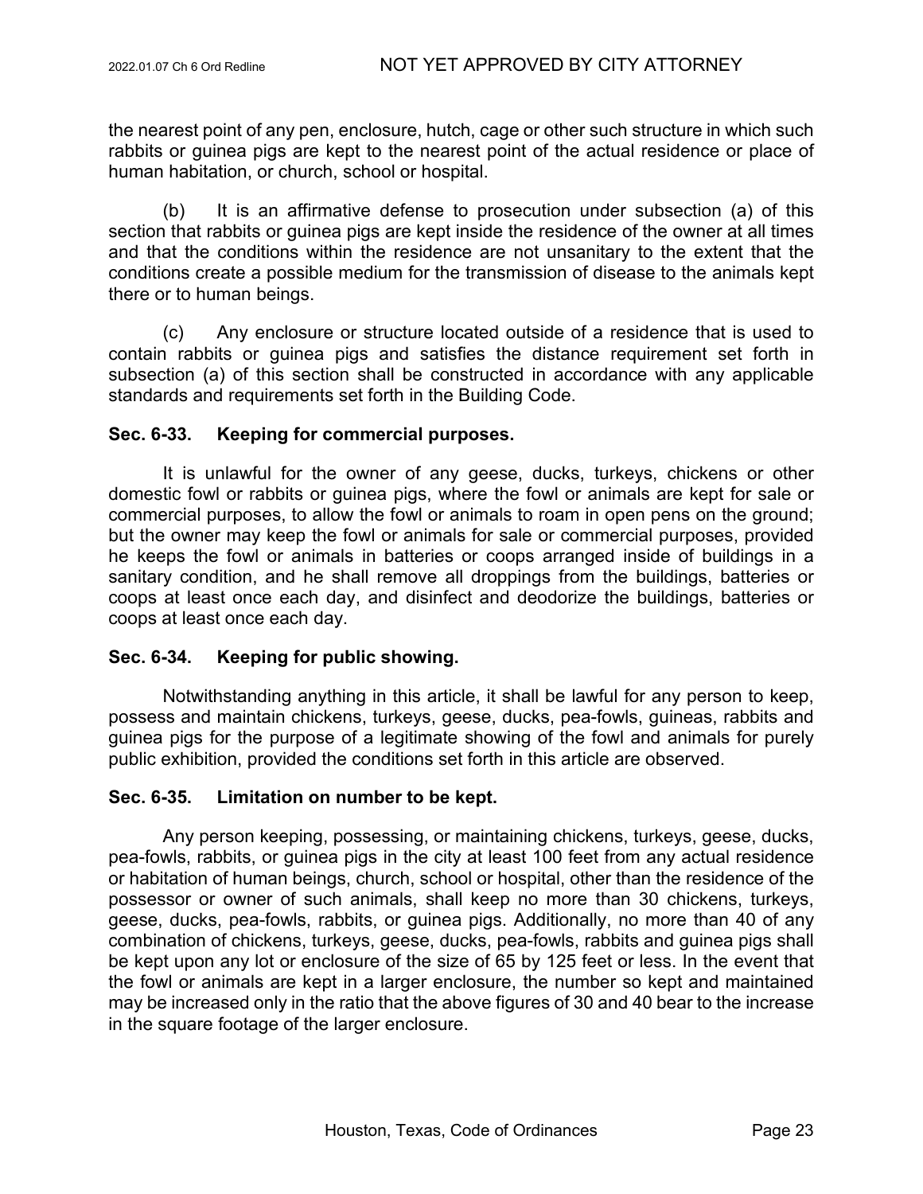the nearest point of any pen, enclosure, hutch, cage or other such structure in which such rabbits or guinea pigs are kept to the nearest point of the actual residence or place of human habitation, or church, school or hospital.

(b) It is an affirmative defense to prosecution under subsection (a) of this section that rabbits or guinea pigs are kept inside the residence of the owner at all times and that the conditions within the residence are not unsanitary to the extent that the conditions create a possible medium for the transmission of disease to the animals kept there or to human beings.

(c) Any enclosure or structure located outside of a residence that is used to contain rabbits or guinea pigs and satisfies the distance requirement set forth in subsection (a) of this section shall be constructed in accordance with any applicable standards and requirements set forth in the Building Code.

**Sec. 6-33. Keeping for commercial purposes.**

It is unlawful for the owner of any geese, ducks, turkeys, chickens or other domestic fowl or rabbits or guinea pigs, where the fowl or animals are kept for sale or commercial purposes, to allow the fowl or animals to roam in open pens on the ground; but the owner may keep the fowl or animals for sale or commercial purposes, provided he keeps the fowl or animals in batteries or coops arranged inside of buildings in a sanitary condition, and he shall remove all droppings from the buildings, batteries or coops at least once each day, and disinfect and deodorize the buildings, batteries or coops at least once each day.

**Sec. 6-34. Keeping for public showing.**

Notwithstanding anything in this article, it shall be lawful for any person to keep, possess and maintain chickens, turkeys, geese, ducks, pea-fowls, guineas, rabbits and guinea pigs for the purpose of a legitimate showing of the fowl and animals for purely public exhibition, provided the conditions set forth in this article are observed.

**Sec. 6-35. Limitation on number to be kept.**

Any person keeping, possessing, or maintaining chickens, turkeys, geese, ducks, pea-fowls, rabbits, or guinea pigs in the city at least 100 feet from any actual residence or habitation of human beings, church, school or hospital, other than the residence of the possessor or owner of such animals, shall keep no more than 30 chickens, turkeys, geese, ducks, pea-fowls, rabbits, or guinea pigs. Additionally, no more than 40 of any combination of chickens, turkeys, geese, ducks, pea-fowls, rabbits and guinea pigs shall be kept upon any lot or enclosure of the size of 65 by 125 feet or less. In the event that the fowl or animals are kept in a larger enclosure, the number so kept and maintained may be increased only in the ratio that the above figures of 30 and 40 bear to the increase in the square footage of the larger enclosure.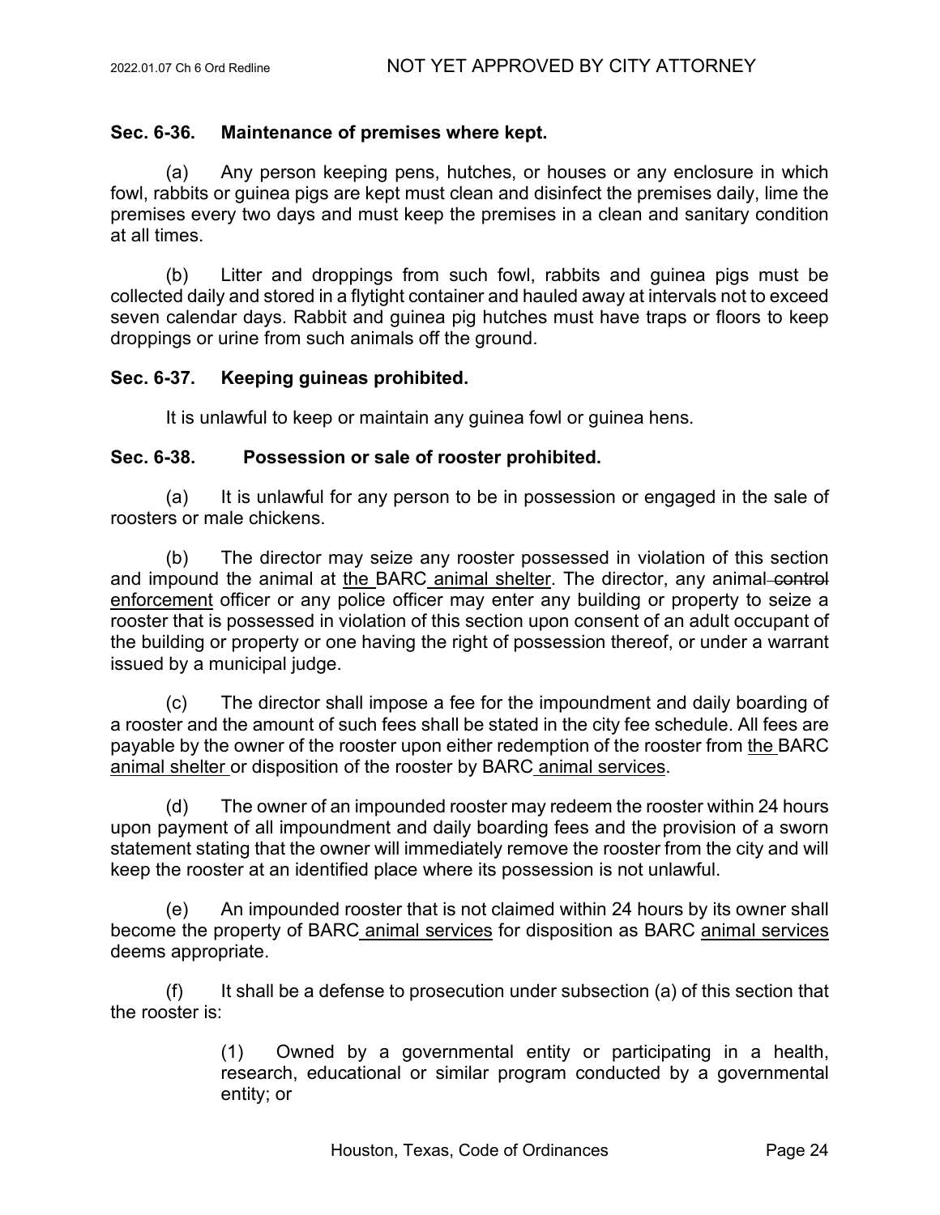**Sec. 6-36. Maintenance of premises where kept.**

(a) Any person keeping pens, hutches, or houses or any enclosure in which fowl, rabbits or guinea pigs are kept must clean and disinfect the premises daily, lime the premises every two days and must keep the premises in a clean and sanitary condition at all times.

(b) Litter and droppings from such fowl, rabbits and guinea pigs must be collected daily and stored in a flytight container and hauled away at intervals not to exceed seven calendar days. Rabbit and guinea pig hutches must have traps or floors to keep droppings or urine from such animals off the ground.

**Sec. 6-37. Keeping guineas prohibited.**

It is unlawful to keep or maintain any guinea fowl or guinea hens.

**Sec. 6-38. Possession or sale of rooster prohibited.**

(a) It is unlawful for any person to be in possession or engaged in the sale of roosters or male chickens.

(b) The director may seize any rooster possessed in violation of this section and impound the animal at the BARC animal shelter. The director, any animal ~~control~~ enforcement officer or any police officer may enter any building or property to seize a rooster that is possessed in violation of this section upon consent of an adult occupant of the building or property or one having the right of possession thereof, or under a warrant issued by a municipal judge.

(c) The director shall impose a fee for the impoundment and daily boarding of a rooster and the amount of such fees shall be stated in the city fee schedule. All fees are payable by the owner of the rooster upon either redemption of the rooster from the BARC animal shelter or disposition of the rooster by BARC animal services.

(d) The owner of an impounded rooster may redeem the rooster within 24 hours upon payment of all impoundment and daily boarding fees and the provision of a sworn statement stating that the owner will immediately remove the rooster from the city and will keep the rooster at an identified place where its possession is not unlawful.

(e) An impounded rooster that is not claimed within 24 hours by its owner shall become the property of BARC animal services for disposition as BARC animal services deems appropriate.

(f) It shall be a defense to prosecution under subsection (a) of this section that the rooster is:

(1) Owned by a governmental entity or participating in a health, research, educational or similar program conducted by a governmental entity; or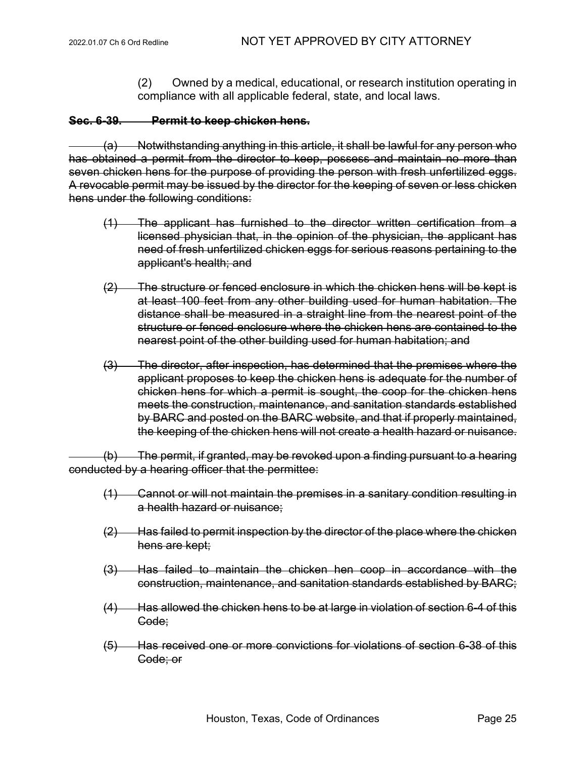(2) Owned by a medical, educational, or research institution operating in compliance with all applicable federal, state, and local laws.

~~**Sec. 6-39. Permit to keep chicken hens.**~~

~~(a) Notwithstanding anything in this article, it shall be lawful for any person who has obtained a permit from the director to keep, possess and maintain no more than seven chicken hens for the purpose of providing the person with fresh unfertilized eggs. A revocable permit may be issued by the director for the keeping of seven or less chicken hens under the following conditions:~~

~~(1) The applicant has furnished to the director written certification from a licensed physician that, in the opinion of the physician, the applicant has need of fresh unfertilized chicken eggs for serious reasons pertaining to the applicant's health; and~~

~~(2) The structure or fenced enclosure in which the chicken hens will be kept is at least 100 feet from any other building used for human habitation. The distance shall be measured in a straight line from the nearest point of the structure or fenced enclosure where the chicken hens are contained to the nearest point of the other building used for human habitation; and~~

~~(3) The director, after inspection, has determined that the premises where the applicant proposes to keep the chicken hens is adequate for the number of chicken hens for which a permit is sought, the coop for the chicken hens meets the construction, maintenance, and sanitation standards established by BARC and posted on the BARC website, and that if properly maintained, the keeping of the chicken hens will not create a health hazard or nuisance.~~

~~(b) The permit, if granted, may be revoked upon a finding pursuant to a hearing conducted by a hearing officer that the permittee:~~

~~(1) Cannot or will not maintain the premises in a sanitary condition resulting in a health hazard or nuisance;~~

~~(2) Has failed to permit inspection by the director of the place where the chicken hens are kept;~~

~~(3) Has failed to maintain the chicken hen coop in accordance with the construction, maintenance, and sanitation standards established by BARC;~~

~~(4) Has allowed the chicken hens to be at large in violation of section 6-4 of this Code;~~

~~(5) Has received one or more convictions for violations of section 6-38 of this Code; or~~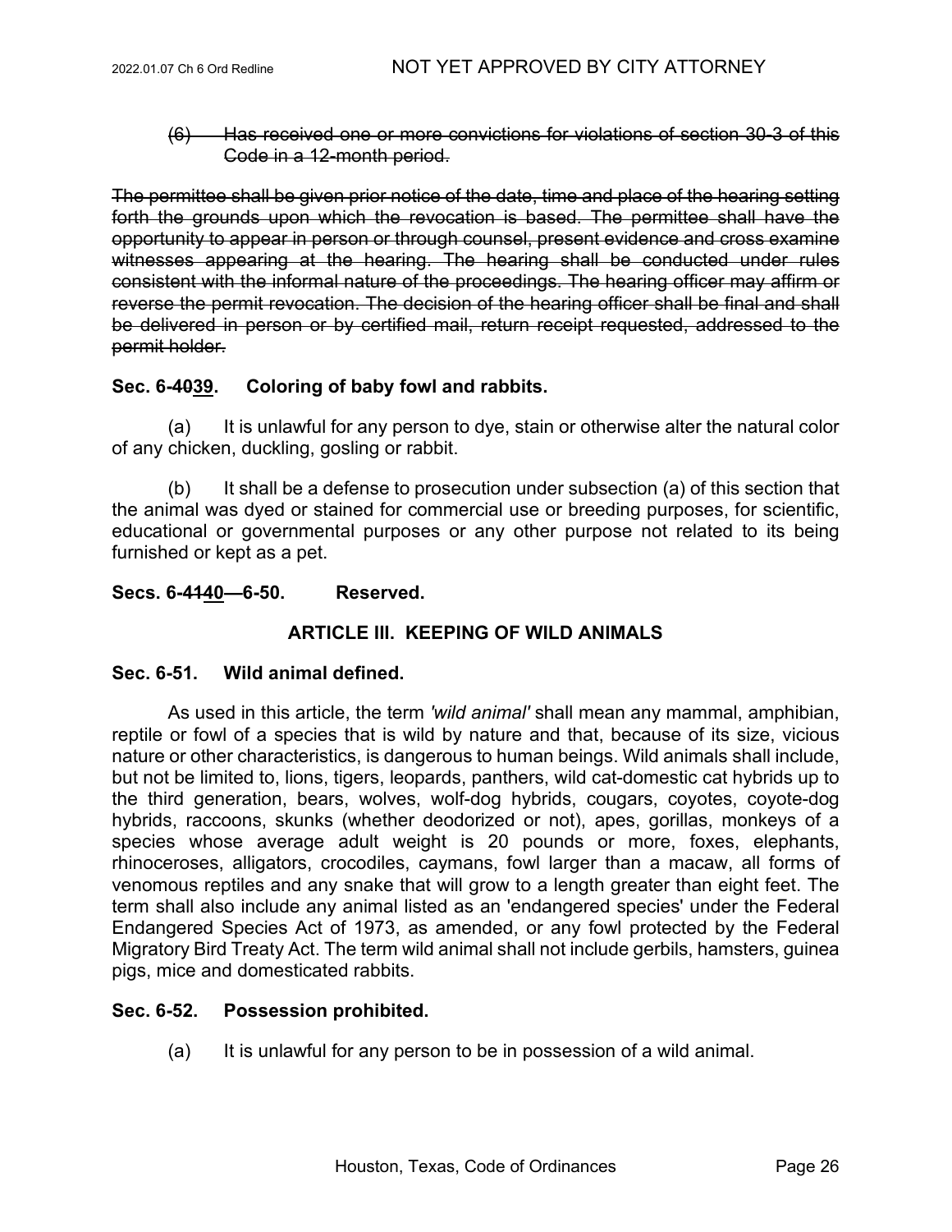~~(6) Has received one or more convictions for violations of section 30-3 of this Code in a 12-month period.~~

~~The permittee shall be given prior notice of the date, time and place of the hearing setting forth the grounds upon which the revocation is based. The permittee shall have the opportunity to appear in person or through counsel, present evidence and cross examine witnesses appearing at the hearing. The hearing shall be conducted under rules consistent with the informal nature of the proceedings. The hearing officer may affirm or reverse the permit revocation. The decision of the hearing officer shall be final and shall be delivered in person or by certified mail, return receipt requested, addressed to the permit holder.~~

**Sec. 6-~~40~~39. Coloring of baby fowl and rabbits.**

(a) It is unlawful for any person to dye, stain or otherwise alter the natural color of any chicken, duckling, gosling or rabbit.

(b) It shall be a defense to prosecution under subsection (a) of this section that the animal was dyed or stained for commercial use or breeding purposes, for scientific, educational or governmental purposes or any other purpose not related to its being furnished or kept as a pet.

**Secs. 6-~~41~~40—6-50. Reserved.**

**ARTICLE III. KEEPING OF WILD ANIMALS**

**Sec. 6-51. Wild animal defined.**

As used in this article, the term *'wild animal'* shall mean any mammal, amphibian, reptile or fowl of a species that is wild by nature and that, because of its size, vicious nature or other characteristics, is dangerous to human beings. Wild animals shall include, but not be limited to, lions, tigers, leopards, panthers, wild cat-domestic cat hybrids up to the third generation, bears, wolves, wolf-dog hybrids, cougars, coyotes, coyote-dog hybrids, raccoons, skunks (whether deodorized or not), apes, gorillas, monkeys of a species whose average adult weight is 20 pounds or more, foxes, elephants, rhinoceroses, alligators, crocodiles, caymans, fowl larger than a macaw, all forms of venomous reptiles and any snake that will grow to a length greater than eight feet. The term shall also include any animal listed as an 'endangered species' under the Federal Endangered Species Act of 1973, as amended, or any fowl protected by the Federal Migratory Bird Treaty Act. The term wild animal shall not include gerbils, hamsters, guinea pigs, mice and domesticated rabbits.

**Sec. 6-52. Possession prohibited.**

(a) It is unlawful for any person to be in possession of a wild animal.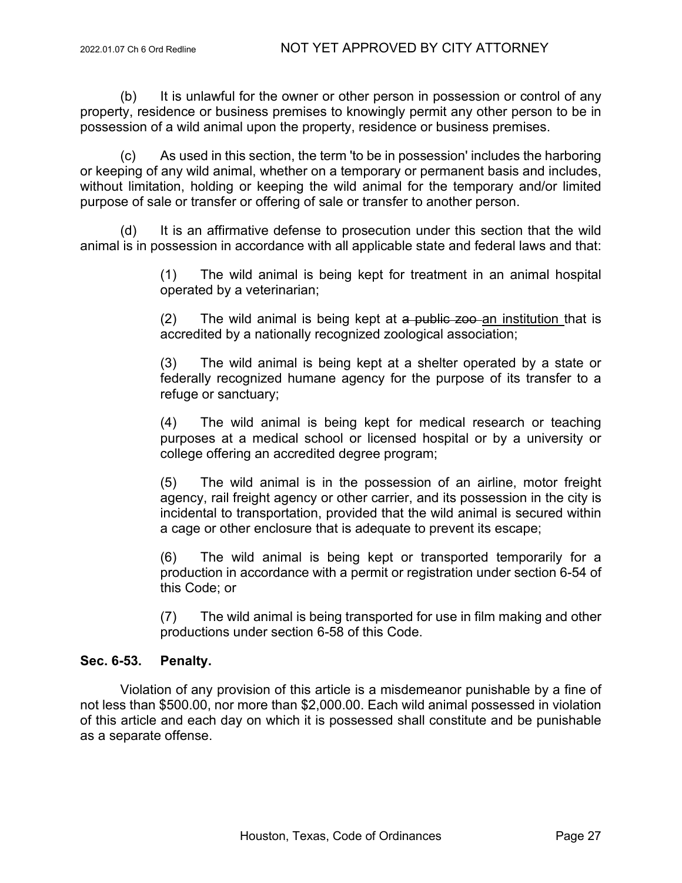(b) It is unlawful for the owner or other person in possession or control of any property, residence or business premises to knowingly permit any other person to be in possession of a wild animal upon the property, residence or business premises.

(c) As used in this section, the term 'to be in possession' includes the harboring or keeping of any wild animal, whether on a temporary or permanent basis and includes, without limitation, holding or keeping the wild animal for the temporary and/or limited purpose of sale or transfer or offering of sale or transfer to another person.

(d) It is an affirmative defense to prosecution under this section that the wild animal is in possession in accordance with all applicable state and federal laws and that:

> (1) The wild animal is being kept for treatment in an animal hospital operated by a veterinarian;
>
> (2) The wild animal is being kept at ~~a public zoo~~ an institution that is accredited by a nationally recognized zoological association;
>
> (3) The wild animal is being kept at a shelter operated by a state or federally recognized humane agency for the purpose of its transfer to a refuge or sanctuary;
>
> (4) The wild animal is being kept for medical research or teaching purposes at a medical school or licensed hospital or by a university or college offering an accredited degree program;
>
> (5) The wild animal is in the possession of an airline, motor freight agency, rail freight agency or other carrier, and its possession in the city is incidental to transportation, provided that the wild animal is secured within a cage or other enclosure that is adequate to prevent its escape;
>
> (6) The wild animal is being kept or transported temporarily for a production in accordance with a permit or registration under section 6-54 of this Code; or
>
> (7) The wild animal is being transported for use in film making and other productions under section 6-58 of this Code.

**Sec. 6-53. Penalty.**

Violation of any provision of this article is a misdemeanor punishable by a fine of not less than $500.00, nor more than $2,000.00. Each wild animal possessed in violation of this article and each day on which it is possessed shall constitute and be punishable as a separate offense.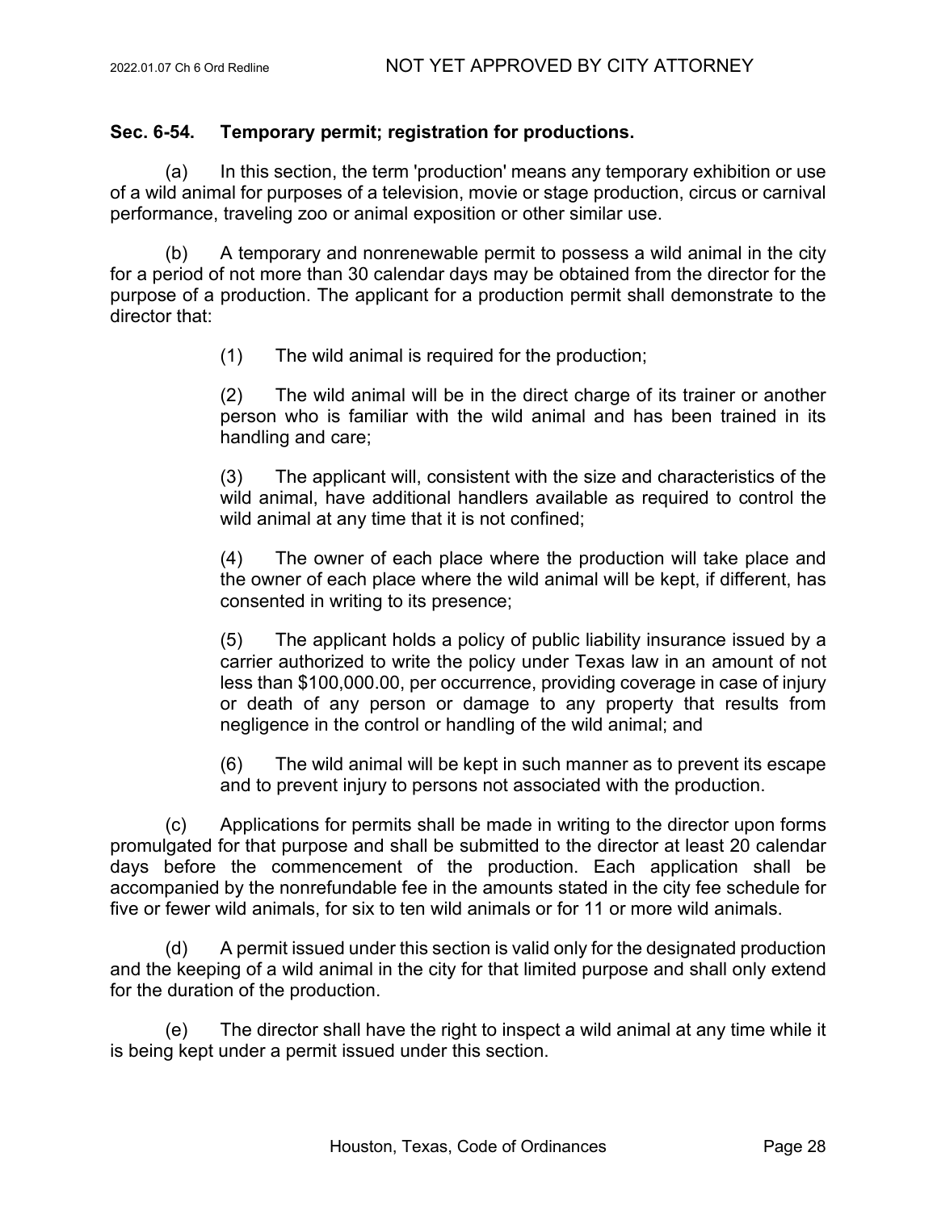**Sec. 6-54. Temporary permit; registration for productions.**

(a) In this section, the term 'production' means any temporary exhibition or use of a wild animal for purposes of a television, movie or stage production, circus or carnival performance, traveling zoo or animal exposition or other similar use.

(b) A temporary and nonrenewable permit to possess a wild animal in the city for a period of not more than 30 calendar days may be obtained from the director for the purpose of a production. The applicant for a production permit shall demonstrate to the director that:

> (1) The wild animal is required for the production;
>
> (2) The wild animal will be in the direct charge of its trainer or another person who is familiar with the wild animal and has been trained in its handling and care;
>
> (3) The applicant will, consistent with the size and characteristics of the wild animal, have additional handlers available as required to control the wild animal at any time that it is not confined;
>
> (4) The owner of each place where the production will take place and the owner of each place where the wild animal will be kept, if different, has consented in writing to its presence;
>
> (5) The applicant holds a policy of public liability insurance issued by a carrier authorized to write the policy under Texas law in an amount of not less than $100,000.00, per occurrence, providing coverage in case of injury or death of any person or damage to any property that results from negligence in the control or handling of the wild animal; and
>
> (6) The wild animal will be kept in such manner as to prevent its escape and to prevent injury to persons not associated with the production.

(c) Applications for permits shall be made in writing to the director upon forms promulgated for that purpose and shall be submitted to the director at least 20 calendar days before the commencement of the production. Each application shall be accompanied by the nonrefundable fee in the amounts stated in the city fee schedule for five or fewer wild animals, for six to ten wild animals or for 11 or more wild animals.

(d) A permit issued under this section is valid only for the designated production and the keeping of a wild animal in the city for that limited purpose and shall only extend for the duration of the production.

(e) The director shall have the right to inspect a wild animal at any time while it is being kept under a permit issued under this section.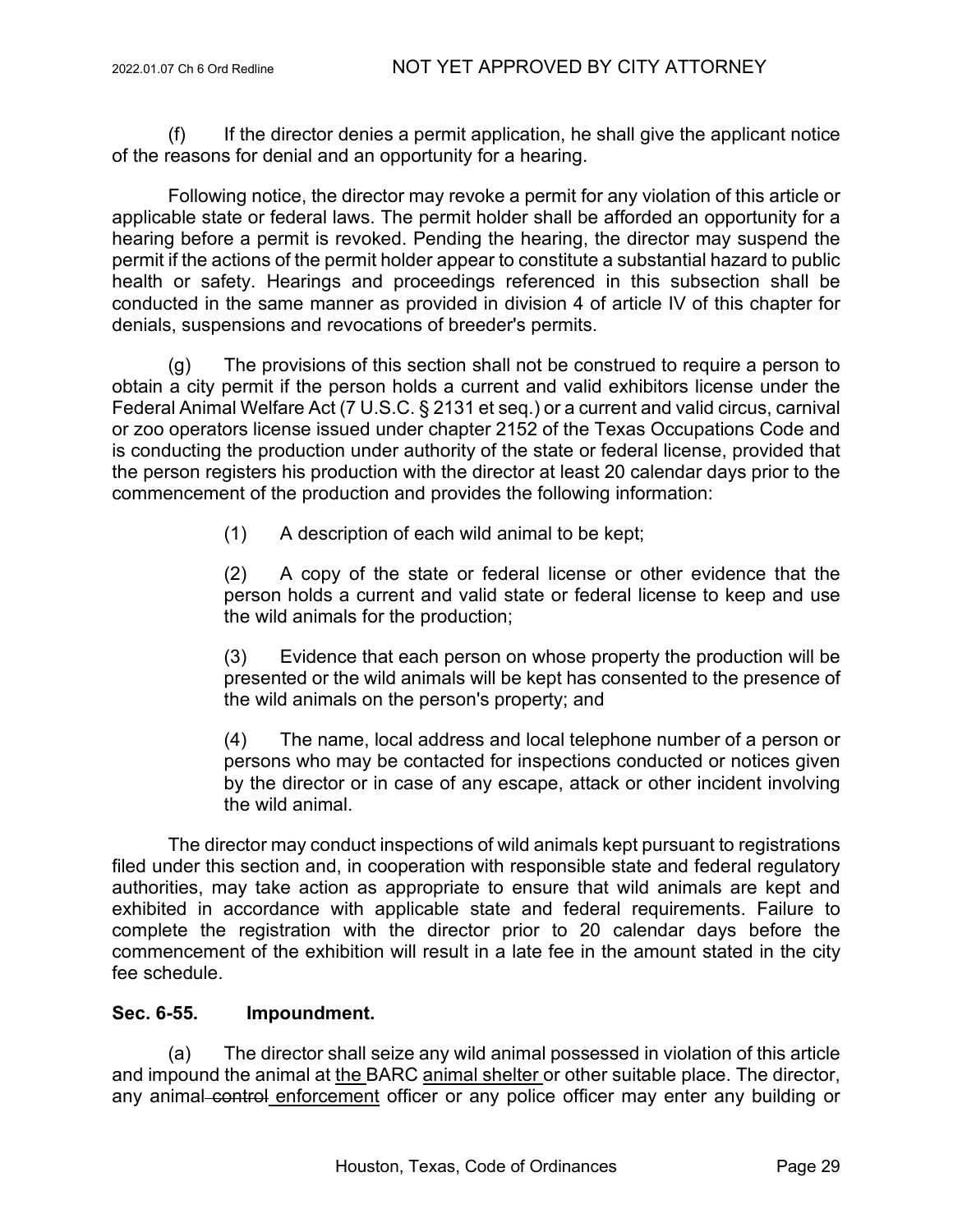(f) If the director denies a permit application, he shall give the applicant notice of the reasons for denial and an opportunity for a hearing.

Following notice, the director may revoke a permit for any violation of this article or applicable state or federal laws. The permit holder shall be afforded an opportunity for a hearing before a permit is revoked. Pending the hearing, the director may suspend the permit if the actions of the permit holder appear to constitute a substantial hazard to public health or safety. Hearings and proceedings referenced in this subsection shall be conducted in the same manner as provided in division 4 of article IV of this chapter for denials, suspensions and revocations of breeder's permits.

(g) The provisions of this section shall not be construed to require a person to obtain a city permit if the person holds a current and valid exhibitors license under the Federal Animal Welfare Act (7 U.S.C. § 2131 et seq.) or a current and valid circus, carnival or zoo operators license issued under chapter 2152 of the Texas Occupations Code and is conducting the production under authority of the state or federal license, provided that the person registers his production with the director at least 20 calendar days prior to the commencement of the production and provides the following information:

> (1) A description of each wild animal to be kept;
>
> (2) A copy of the state or federal license or other evidence that the person holds a current and valid state or federal license to keep and use the wild animals for the production;
>
> (3) Evidence that each person on whose property the production will be presented or the wild animals will be kept has consented to the presence of the wild animals on the person's property; and
>
> (4) The name, local address and local telephone number of a person or persons who may be contacted for inspections conducted or notices given by the director or in case of any escape, attack or other incident involving the wild animal.

The director may conduct inspections of wild animals kept pursuant to registrations filed under this section and, in cooperation with responsible state and federal regulatory authorities, may take action as appropriate to ensure that wild animals are kept and exhibited in accordance with applicable state and federal requirements. Failure to complete the registration with the director prior to 20 calendar days before the commencement of the exhibition will result in a late fee in the amount stated in the city fee schedule.

**Sec. 6-55. Impoundment.**

(a) The director shall seize any wild animal possessed in violation of this article and impound the animal at the BARC animal shelter or other suitable place. The director, any animal ~~control~~ enforcement officer or any police officer may enter any building or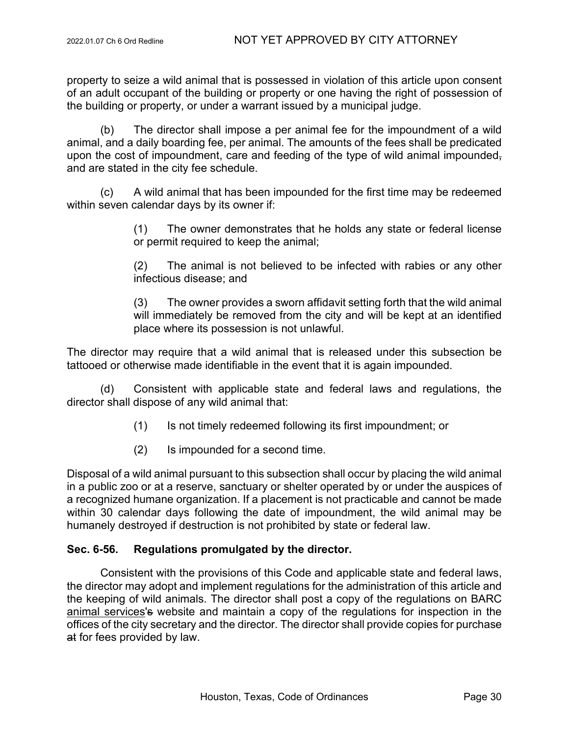property to seize a wild animal that is possessed in violation of this article upon consent of an adult occupant of the building or property or one having the right of possession of the building or property, or under a warrant issued by a municipal judge.

(b) The director shall impose a per animal fee for the impoundment of a wild animal, and a daily boarding fee, per animal. The amounts of the fees shall be predicated upon the cost of impoundment, care and feeding of the type of wild animal impounded, and are stated in the city fee schedule.

(c) A wild animal that has been impounded for the first time may be redeemed within seven calendar days by its owner if:

> (1) The owner demonstrates that he holds any state or federal license or permit required to keep the animal;
>
> (2) The animal is not believed to be infected with rabies or any other infectious disease; and
>
> (3) The owner provides a sworn affidavit setting forth that the wild animal will immediately be removed from the city and will be kept at an identified place where its possession is not unlawful.

The director may require that a wild animal that is released under this subsection be tattooed or otherwise made identifiable in the event that it is again impounded.

(d) Consistent with applicable state and federal laws and regulations, the director shall dispose of any wild animal that:

> (1) Is not timely redeemed following its first impoundment; or
>
> (2) Is impounded for a second time.

Disposal of a wild animal pursuant to this subsection shall occur by placing the wild animal in a public zoo or at a reserve, sanctuary or shelter operated by or under the auspices of a recognized humane organization. If a placement is not practicable and cannot be made within 30 calendar days following the date of impoundment, the wild animal may be humanely destroyed if destruction is not prohibited by state or federal law.

### Sec. 6-56. Regulations promulgated by the director.

Consistent with the provisions of this Code and applicable state and federal laws, the director may adopt and implement regulations for the administration of this article and the keeping of wild animals. The director shall post a copy of the regulations on BARC animal services's website and maintain a copy of the regulations for inspection in the offices of the city secretary and the director. The director shall provide copies for purchase at for fees provided by law.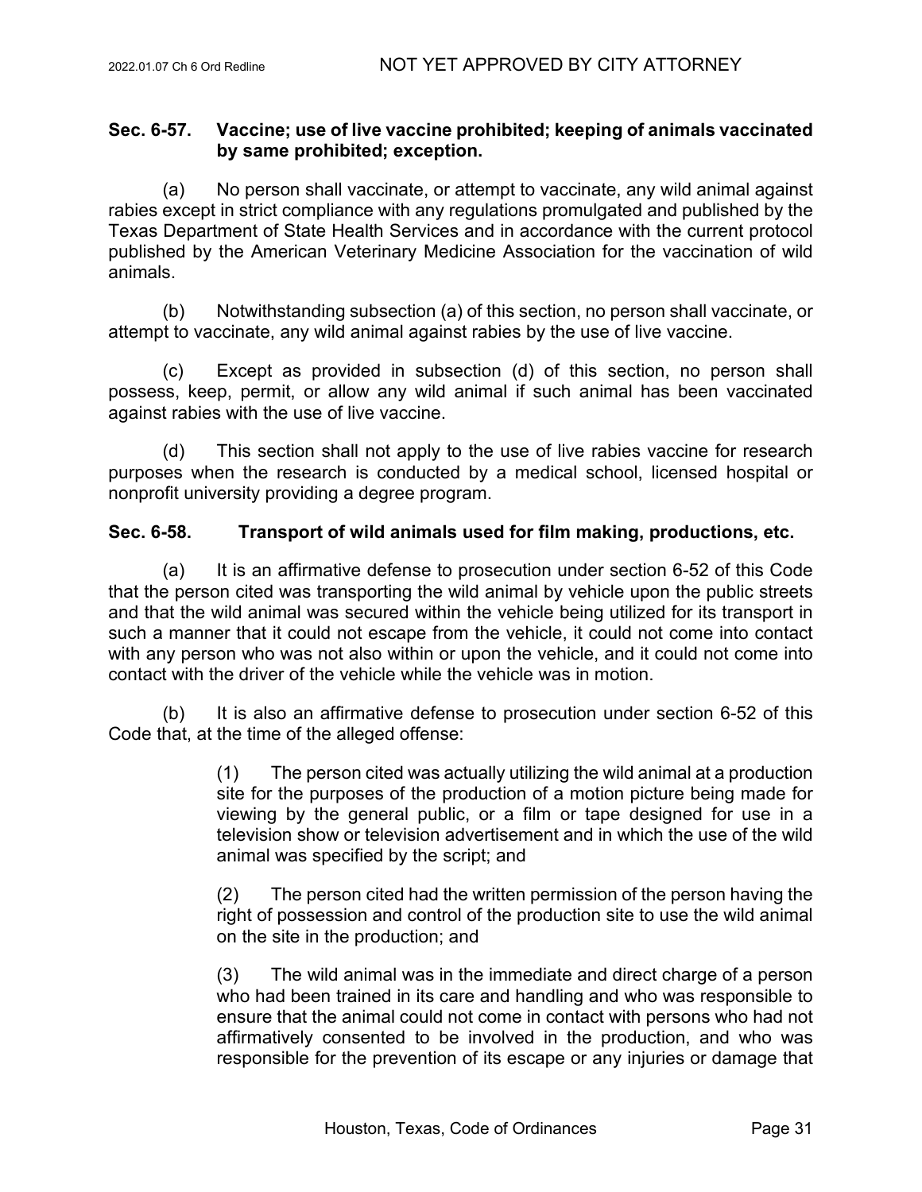### Sec. 6-57. Vaccine; use of live vaccine prohibited; keeping of animals vaccinated by same prohibited; exception.

(a) No person shall vaccinate, or attempt to vaccinate, any wild animal against rabies except in strict compliance with any regulations promulgated and published by the Texas Department of State Health Services and in accordance with the current protocol published by the American Veterinary Medicine Association for the vaccination of wild animals.

(b) Notwithstanding subsection (a) of this section, no person shall vaccinate, or attempt to vaccinate, any wild animal against rabies by the use of live vaccine.

(c) Except as provided in subsection (d) of this section, no person shall possess, keep, permit, or allow any wild animal if such animal has been vaccinated against rabies with the use of live vaccine.

(d) This section shall not apply to the use of live rabies vaccine for research purposes when the research is conducted by a medical school, licensed hospital or nonprofit university providing a degree program.

### Sec. 6-58. Transport of wild animals used for film making, productions, etc.

(a) It is an affirmative defense to prosecution under section 6-52 of this Code that the person cited was transporting the wild animal by vehicle upon the public streets and that the wild animal was secured within the vehicle being utilized for its transport in such a manner that it could not escape from the vehicle, it could not come into contact with any person who was not also within or upon the vehicle, and it could not come into contact with the driver of the vehicle while the vehicle was in motion.

(b) It is also an affirmative defense to prosecution under section 6-52 of this Code that, at the time of the alleged offense:

(1) The person cited was actually utilizing the wild animal at a production site for the purposes of the production of a motion picture being made for viewing by the general public, or a film or tape designed for use in a television show or television advertisement and in which the use of the wild animal was specified by the script; and

(2) The person cited had the written permission of the person having the right of possession and control of the production site to use the wild animal on the site in the production; and

(3) The wild animal was in the immediate and direct charge of a person who had been trained in its care and handling and who was responsible to ensure that the animal could not come in contact with persons who had not affirmatively consented to be involved in the production, and who was responsible for the prevention of its escape or any injuries or damage that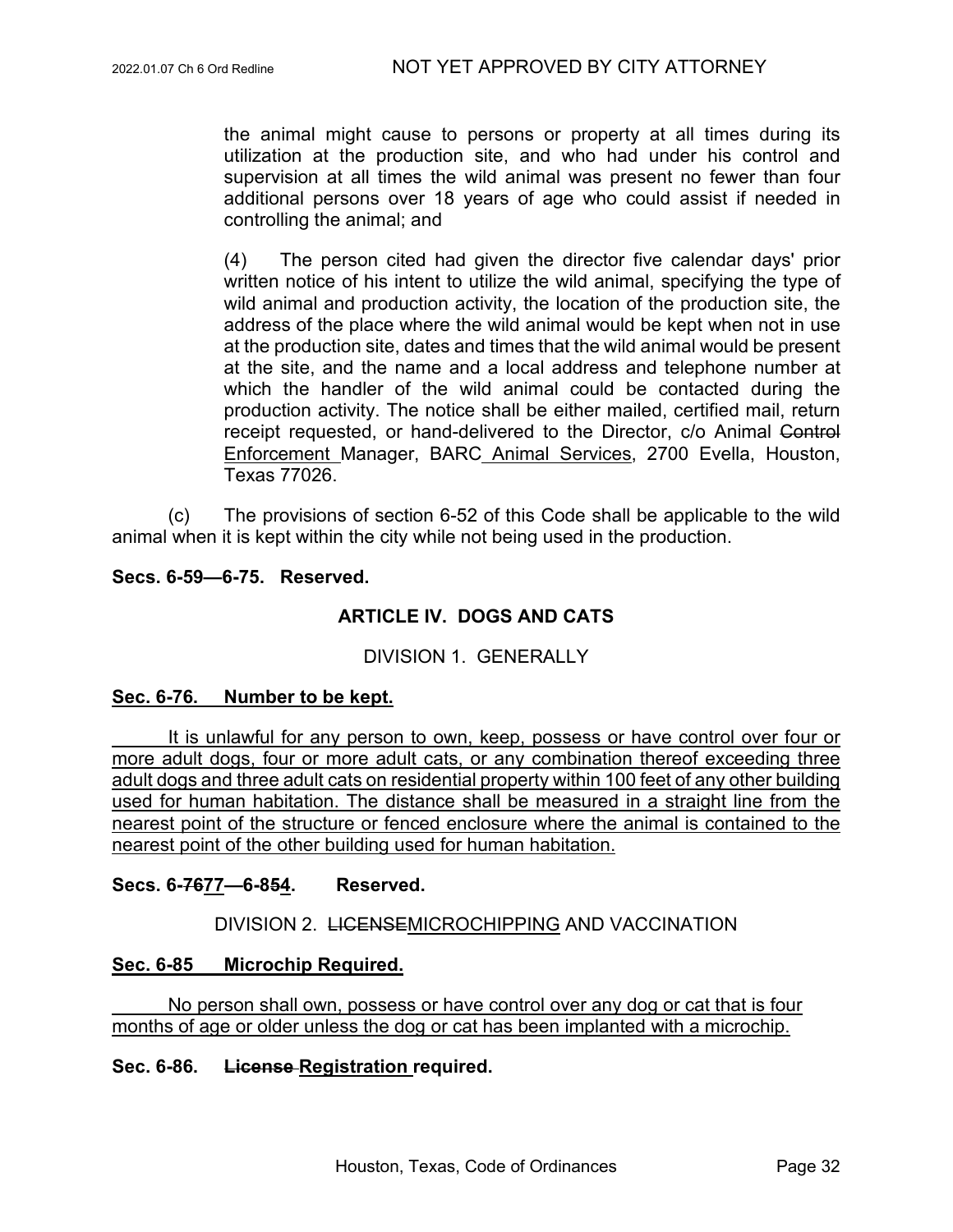the animal might cause to persons or property at all times during its utilization at the production site, and who had under his control and supervision at all times the wild animal was present no fewer than four additional persons over 18 years of age who could assist if needed in controlling the animal; and

(4) The person cited had given the director five calendar days' prior written notice of his intent to utilize the wild animal, specifying the type of wild animal and production activity, the location of the production site, the address of the place where the wild animal would be kept when not in use at the production site, dates and times that the wild animal would be present at the site, and the name and a local address and telephone number at which the handler of the wild animal could be contacted during the production activity. The notice shall be either mailed, certified mail, return receipt requested, or hand-delivered to the Director, c/o Animal ~~Control~~ Enforcement Manager, BARC Animal Services, 2700 Evella, Houston, Texas 77026.

(c) The provisions of section 6-52 of this Code shall be applicable to the wild animal when it is kept within the city while not being used in the production.

**Secs. 6-59—6-75. Reserved.**

## ARTICLE IV. DOGS AND CATS

### DIVISION 1. GENERALLY

**Sec. 6-76. Number to be kept.**

It is unlawful for any person to own, keep, possess or have control over four or more adult dogs, four or more adult cats, or any combination thereof exceeding three adult dogs and three adult cats on residential property within 100 feet of any other building used for human habitation. The distance shall be measured in a straight line from the nearest point of the structure or fenced enclosure where the animal is contained to the nearest point of the other building used for human habitation.

**Secs. 6-~~76~~77—6-8~~5~~4. Reserved.**

### DIVISION 2. ~~LICENSE~~MICROCHIPPING AND VACCINATION

**Sec. 6-85 Microchip Required.**

No person shall own, possess or have control over any dog or cat that is four months of age or older unless the dog or cat has been implanted with a microchip.

**Sec. 6-86. ~~License~~ Registration required.**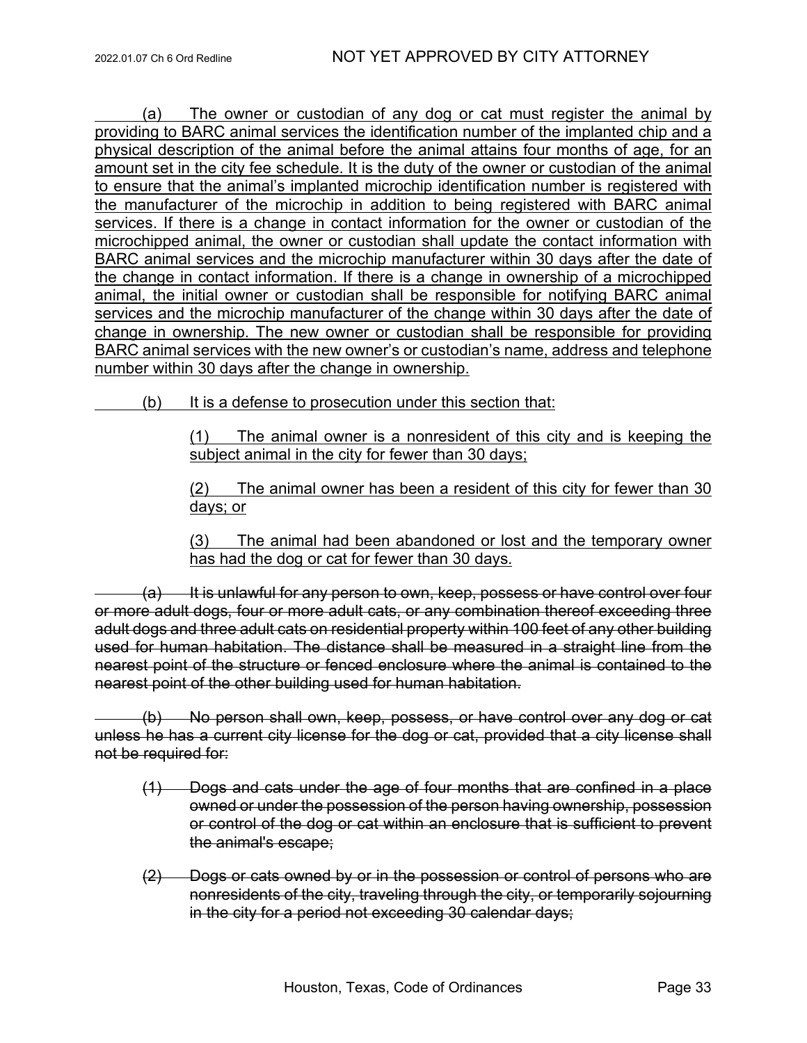(a) The owner or custodian of any dog or cat must register the animal by providing to BARC animal services the identification number of the implanted chip and a physical description of the animal before the animal attains four months of age, for an amount set in the city fee schedule. It is the duty of the owner or custodian of the animal to ensure that the animal's implanted microchip identification number is registered with the manufacturer of the microchip in addition to being registered with BARC animal services. If there is a change in contact information for the owner or custodian of the microchipped animal, the owner or custodian shall update the contact information with BARC animal services and the microchip manufacturer within 30 days after the date of the change in contact information. If there is a change in ownership of a microchipped animal, the initial owner or custodian shall be responsible for notifying BARC animal services and the microchip manufacturer of the change within 30 days after the date of change in ownership. The new owner or custodian shall be responsible for providing BARC animal services with the new owner's or custodian's name, address and telephone number within 30 days after the change in ownership.

(b) It is a defense to prosecution under this section that:

> (1) The animal owner is a nonresident of this city and is keeping the subject animal in the city for fewer than 30 days;
>
> (2) The animal owner has been a resident of this city for fewer than 30 days; or
>
> (3) The animal had been abandoned or lost and the temporary owner has had the dog or cat for fewer than 30 days.

~~(a) It is unlawful for any person to own, keep, possess or have control over four or more adult dogs, four or more adult cats, or any combination thereof exceeding three adult dogs and three adult cats on residential property within 100 feet of any other building used for human habitation. The distance shall be measured in a straight line from the nearest point of the structure or fenced enclosure where the animal is contained to the nearest point of the other building used for human habitation.~~

~~(b) No person shall own, keep, possess, or have control over any dog or cat unless he has a current city license for the dog or cat, provided that a city license shall not be required for:~~

> ~~(1) Dogs and cats under the age of four months that are confined in a place owned or under the possession of the person having ownership, possession or control of the dog or cat within an enclosure that is sufficient to prevent the animal's escape;~~
>
> ~~(2) Dogs or cats owned by or in the possession or control of persons who are nonresidents of the city, traveling through the city, or temporarily sojourning in the city for a period not exceeding 30 calendar days;~~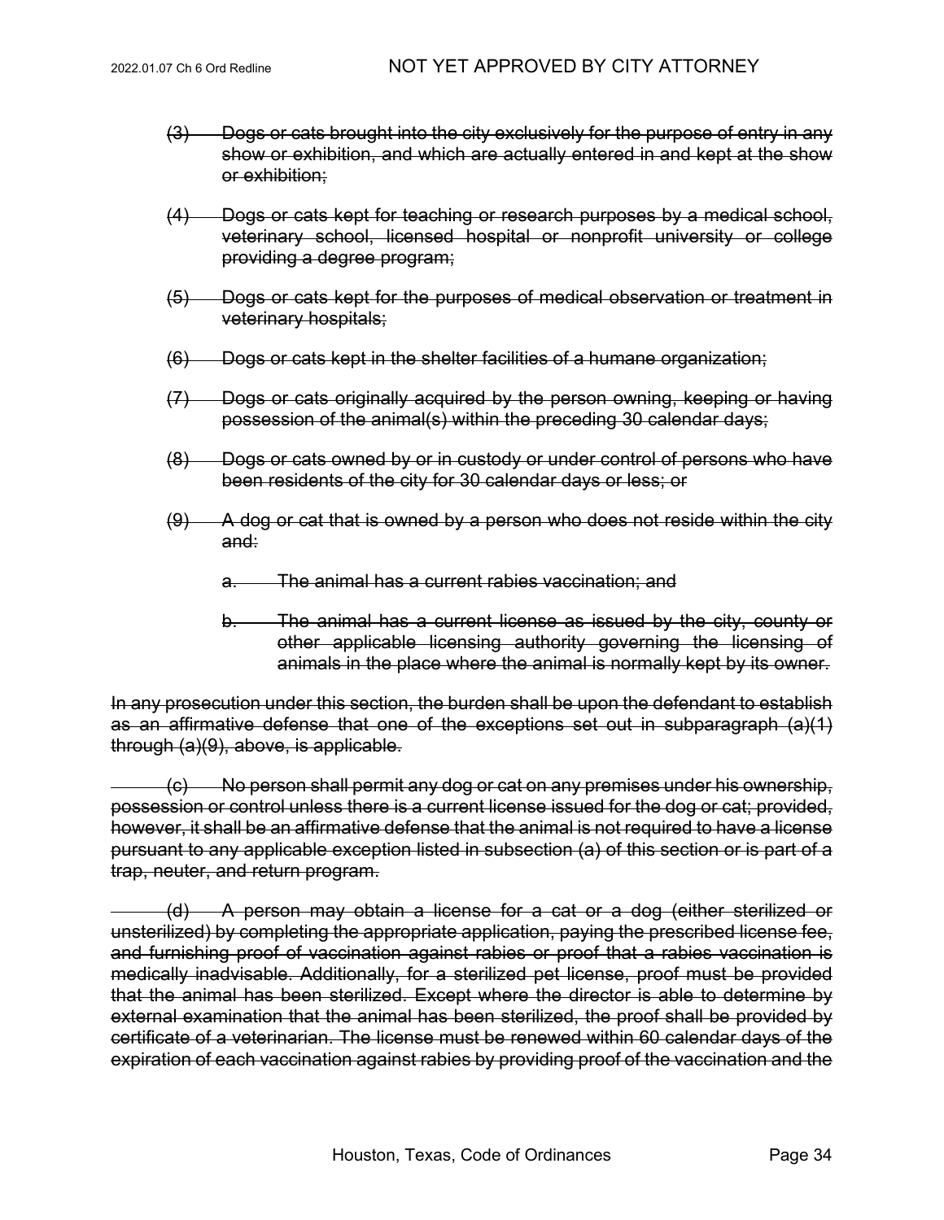~~(3) Dogs or cats brought into the city exclusively for the purpose of entry in any show or exhibition, and which are actually entered in and kept at the show or exhibition;~~

~~(4) Dogs or cats kept for teaching or research purposes by a medical school, veterinary school, licensed hospital or nonprofit university or college providing a degree program;~~

~~(5) Dogs or cats kept for the purposes of medical observation or treatment in veterinary hospitals;~~

~~(6) Dogs or cats kept in the shelter facilities of a humane organization;~~

~~(7) Dogs or cats originally acquired by the person owning, keeping or having possession of the animal(s) within the preceding 30 calendar days;~~

~~(8) Dogs or cats owned by or in custody or under control of persons who have been residents of the city for 30 calendar days or less; or~~

~~(9) A dog or cat that is owned by a person who does not reside within the city and:~~

~~a. The animal has a current rabies vaccination; and~~

~~b. The animal has a current license as issued by the city, county or other applicable licensing authority governing the licensing of animals in the place where the animal is normally kept by its owner.~~

~~In any prosecution under this section, the burden shall be upon the defendant to establish as an affirmative defense that one of the exceptions set out in subparagraph (a)(1) through (a)(9), above, is applicable.~~

~~(c) No person shall permit any dog or cat on any premises under his ownership, possession or control unless there is a current license issued for the dog or cat; provided, however, it shall be an affirmative defense that the animal is not required to have a license pursuant to any applicable exception listed in subsection (a) of this section or is part of a trap, neuter, and return program.~~

~~(d) A person may obtain a license for a cat or a dog (either sterilized or unsterilized) by completing the appropriate application, paying the prescribed license fee, and furnishing proof of vaccination against rabies or proof that a rabies vaccination is medically inadvisable. Additionally, for a sterilized pet license, proof must be provided that the animal has been sterilized. Except where the director is able to determine by external examination that the animal has been sterilized, the proof shall be provided by certificate of a veterinarian. The license must be renewed within 60 calendar days of the expiration of each vaccination against rabies by providing proof of the vaccination and the~~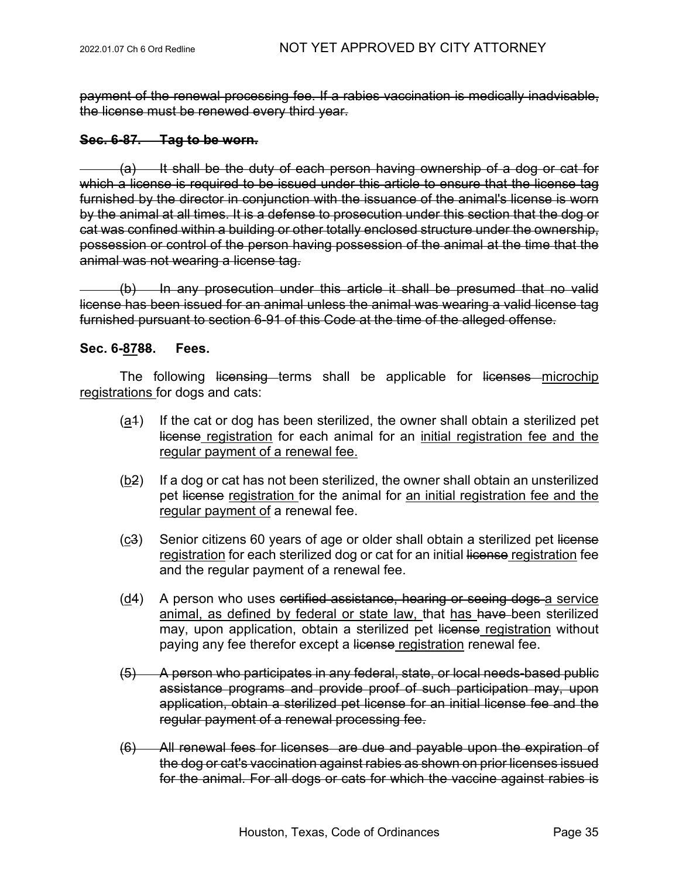~~payment of the renewal processing fee. If a rabies vaccination is medically inadvisable, the license must be renewed every third year.~~

**~~Sec. 6-87. Tag to be worn.~~**

~~(a) It shall be the duty of each person having ownership of a dog or cat for which a license is required to be issued under this article to ensure that the license tag furnished by the director in conjunction with the issuance of the animal's license is worn by the animal at all times. It is a defense to prosecution under this section that the dog or cat was confined within a building or other totally enclosed structure under the ownership, possession or control of the person having possession of the animal at the time that the animal was not wearing a license tag.~~

~~(b) In any prosecution under this article it shall be presumed that no valid license has been issued for an animal unless the animal was wearing a valid license tag furnished pursuant to section 6-91 of this Code at the time of the alleged offense.~~

**Sec. 6-<u>87</u>~~88~~. Fees.**

The following ~~licensing~~ terms shall be applicable for ~~licenses~~ <u>microchip registrations</u> for dogs and cats:

(<u>a</u>~~1~~) If the cat or dog has been sterilized, the owner shall obtain a sterilized pet ~~license~~ <u>registration</u> for each animal for an <u>initial registration fee and the regular payment of a renewal fee.</u>

(<u>b</u>~~2~~) If a dog or cat has not been sterilized, the owner shall obtain an unsterilized pet ~~license~~ <u>registration</u> for the animal for <u>an initial registration fee and the regular payment of</u> a renewal fee.

(<u>c</u>~~3~~) Senior citizens 60 years of age or older shall obtain a sterilized pet ~~license~~ <u>registration</u> for each sterilized dog or cat for an initial ~~license~~ <u>registration</u> fee and the regular payment of a renewal fee.

(<u>d</u>~~4~~) A person who uses ~~certified assistance, hearing or seeing dogs~~ <u>a service animal, as defined by federal or state law,</u> that <u>has</u> ~~have~~ been sterilized may, upon application, obtain a sterilized pet ~~license~~ <u>registration</u> without paying any fee therefor except a ~~license~~ <u>registration</u> renewal fee.

~~(5) A person who participates in any federal, state, or local needs-based public assistance programs and provide proof of such participation may, upon application, obtain a sterilized pet license for an initial license fee and the regular payment of a renewal processing fee.~~

~~(6) All renewal fees for licenses are due and payable upon the expiration of the dog or cat's vaccination against rabies as shown on prior licenses issued for the animal. For all dogs or cats for which the vaccine against rabies is~~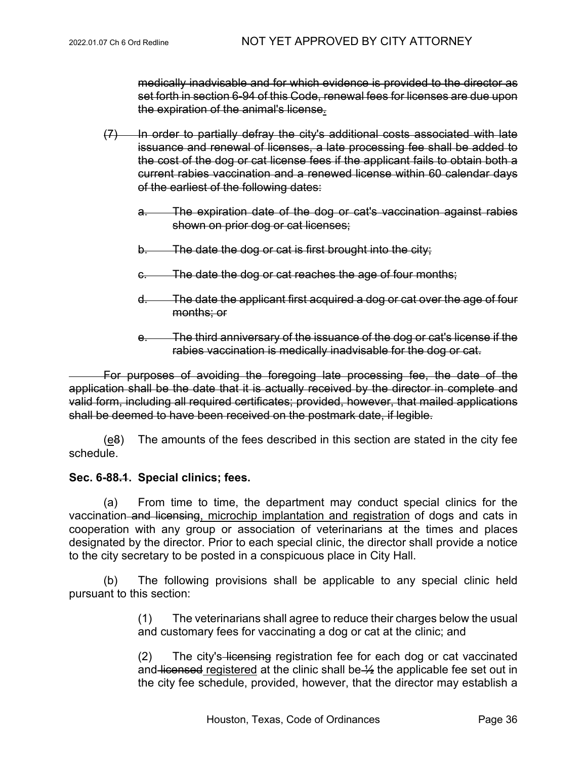~~medically inadvisable and for which evidence is provided to the director as set forth in section 6-94 of this Code, renewal fees for licenses are due upon the expiration of the animal's license~~.

~~(7) In order to partially defray the city's additional costs associated with late issuance and renewal of licenses, a late processing fee shall be added to the cost of the dog or cat license fees if the applicant fails to obtain both a current rabies vaccination and a renewed license within 60 calendar days of the earliest of the following dates:~~

> ~~a. The expiration date of the dog or cat's vaccination against rabies shown on prior dog or cat licenses;~~
>
> ~~b. The date the dog or cat is first brought into the city;~~
>
> ~~c. The date the dog or cat reaches the age of four months;~~
>
> ~~d. The date the applicant first acquired a dog or cat over the age of four months; or~~
>
> ~~e. The third anniversary of the issuance of the dog or cat's license if the rabies vaccination is medically inadvisable for the dog or cat.~~

~~For purposes of avoiding the foregoing late processing fee, the date of the application shall be the date that it is actually received by the director in complete and valid form, including all required certificates; provided, however, that mailed applications shall be deemed to have been received on the postmark date, if legible.~~

(<u>e</u>~~8~~) The amounts of the fees described in this section are stated in the city fee schedule.

**Sec. 6-88~~.1~~. Special clinics; fees.**

(a) From time to time, the department may conduct special clinics for the vaccination~~ and licensing~~<u>, microchip implantation and registration</u> of dogs and cats in cooperation with any group or association of veterinarians at the times and places designated by the director. Prior to each special clinic, the director shall provide a notice to the city secretary to be posted in a conspicuous place in City Hall.

(b) The following provisions shall be applicable to any special clinic held pursuant to this section:

> (1) The veterinarians shall agree to reduce their charges below the usual and customary fees for vaccinating a dog or cat at the clinic; and
>
> (2) The city's ~~licensing~~ registration fee for each dog or cat vaccinated and ~~licensed~~ <u>registered</u> at the clinic shall be ~~½~~ the applicable fee set out in the city fee schedule, provided, however, that the director may establish a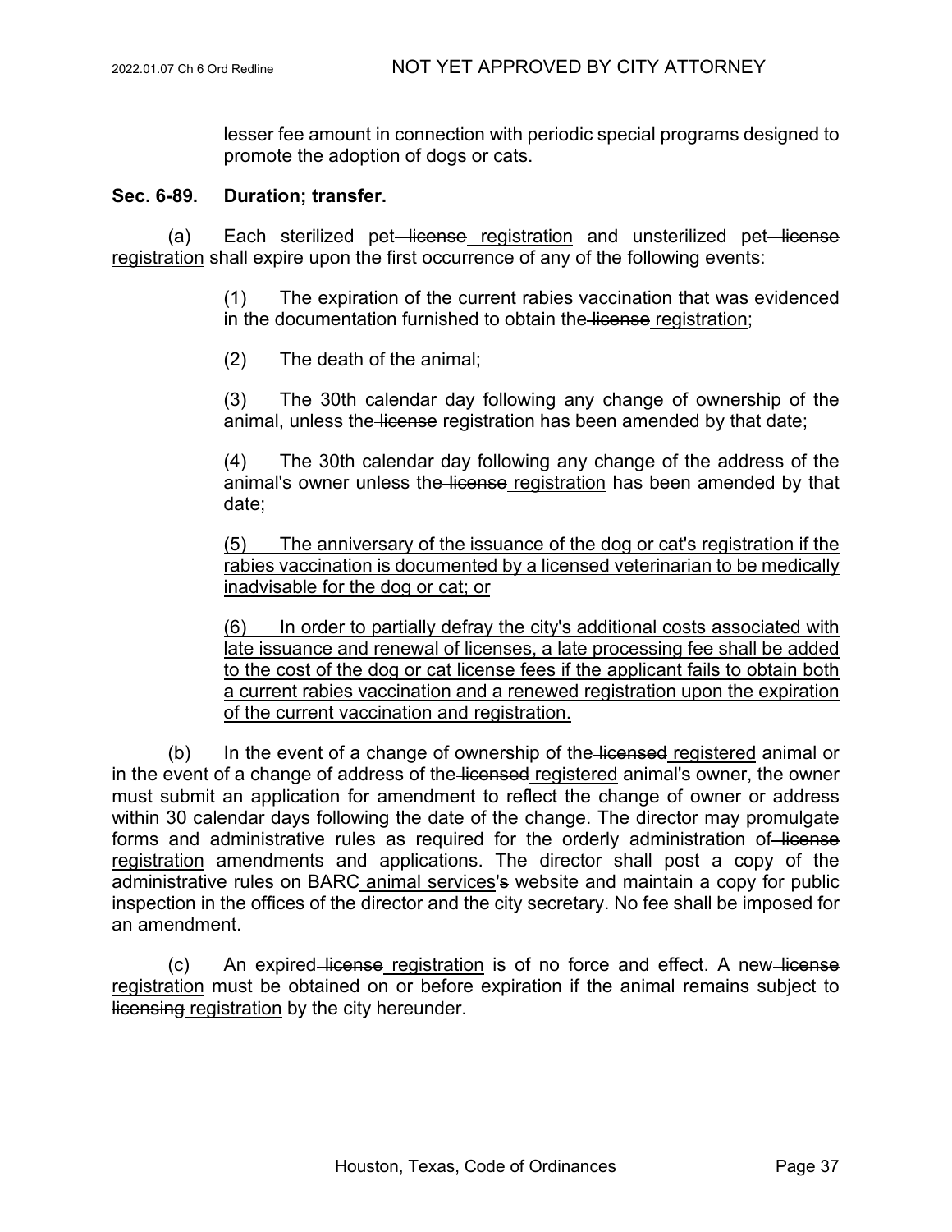lesser fee amount in connection with periodic special programs designed to promote the adoption of dogs or cats.

**Sec. 6-89. Duration; transfer.**

(a) Each sterilized pet ~~license~~ <u>registration</u> and unsterilized pet ~~license~~ <u>registration</u> shall expire upon the first occurrence of any of the following events:

(1) The expiration of the current rabies vaccination that was evidenced in the documentation furnished to obtain the ~~license~~ <u>registration</u>;

(2) The death of the animal;

(3) The 30th calendar day following any change of ownership of the animal, unless the ~~license~~ <u>registration</u> has been amended by that date;

(4) The 30th calendar day following any change of the address of the animal's owner unless the ~~license~~ <u>registration</u> has been amended by that date;

<u>(5) The anniversary of the issuance of the dog or cat's registration if the rabies vaccination is documented by a licensed veterinarian to be medically inadvisable for the dog or cat; or</u>

<u>(6) In order to partially defray the city's additional costs associated with late issuance and renewal of licenses, a late processing fee shall be added to the cost of the dog or cat license fees if the applicant fails to obtain both a current rabies vaccination and a renewed registration upon the expiration of the current vaccination and registration.</u>

(b) In the event of a change of ownership of the ~~licensed~~ <u>registered</u> animal or in the event of a change of address of the ~~licensed~~ <u>registered</u> animal's owner, the owner must submit an application for amendment to reflect the change of owner or address within 30 calendar days following the date of the change. The director may promulgate forms and administrative rules as required for the orderly administration of ~~license~~ <u>registration</u> amendments and applications. The director shall post a copy of the administrative rules on BARC <u>animal services</u>'~~s~~ website and maintain a copy for public inspection in the offices of the director and the city secretary. No fee shall be imposed for an amendment.

(c) An expired ~~license~~ <u>registration</u> is of no force and effect. A new ~~license~~ <u>registration</u> must be obtained on or before expiration if the animal remains subject to ~~licensing~~ <u>registration</u> by the city hereunder.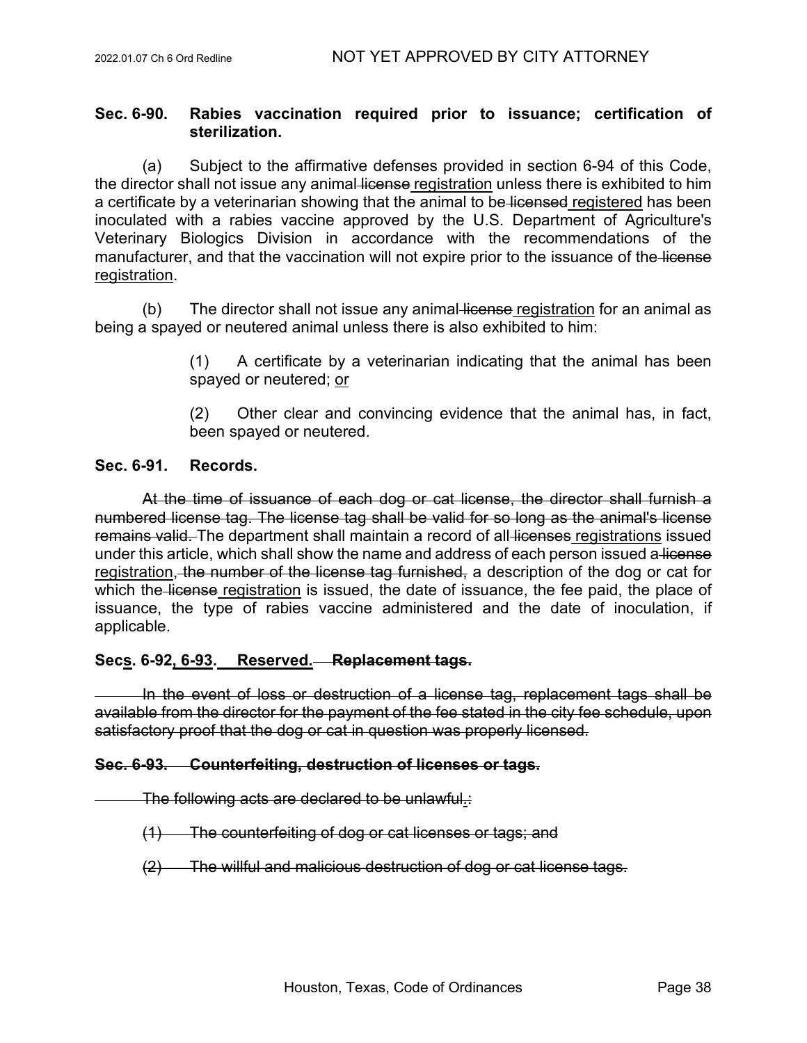**Sec. 6-90. Rabies vaccination required prior to issuance; certification of sterilization.**

(a) Subject to the affirmative defenses provided in section 6-94 of this Code, the director shall not issue any animal ~~license~~ <u>registration</u> unless there is exhibited to him a certificate by a veterinarian showing that the animal to be ~~licensed~~ <u>registered</u> has been inoculated with a rabies vaccine approved by the U.S. Department of Agriculture's Veterinary Biologics Division in accordance with the recommendations of the manufacturer, and that the vaccination will not expire prior to the issuance of the ~~license~~ <u>registration</u>.

(b) The director shall not issue any animal ~~license~~ <u>registration</u> for an animal as being a spayed or neutered animal unless there is also exhibited to him:

> (1) A certificate by a veterinarian indicating that the animal has been spayed or neutered; <u>or</u>
>
> (2) Other clear and convincing evidence that the animal has, in fact, been spayed or neutered.

**Sec. 6-91. Records.**

~~At the time of issuance of each dog or cat license, the director shall furnish a numbered license tag. The license tag shall be valid for so long as the animal's license remains valid.~~ The department shall maintain a record of all ~~licenses~~ <u>registrations</u> issued under this article, which shall show the name and address of each person issued a ~~license~~ <u>registration</u>, ~~the number of the license tag furnished,~~ a description of the dog or cat for which the ~~license~~ <u>registration</u> is issued, the date of issuance, the fee paid, the place of issuance, the type of rabies vaccine administered and the date of inoculation, if applicable.

**Sec<u>s</u>. 6-92<u>, 6-93</u>. <u>Reserved.</u> ~~Replacement tags.~~**

~~In the event of loss or destruction of a license tag, replacement tags shall be available from the director for the payment of the fee stated in the city fee schedule, upon satisfactory proof that the dog or cat in question was properly licensed.~~

~~**Sec. 6-93. Counterfeiting, destruction of licenses or tags.**~~

~~The following acts are declared to be unlawful.:~~

> ~~(1) The counterfeiting of dog or cat licenses or tags; and~~
>
> ~~(2) The willful and malicious destruction of dog or cat license tags.~~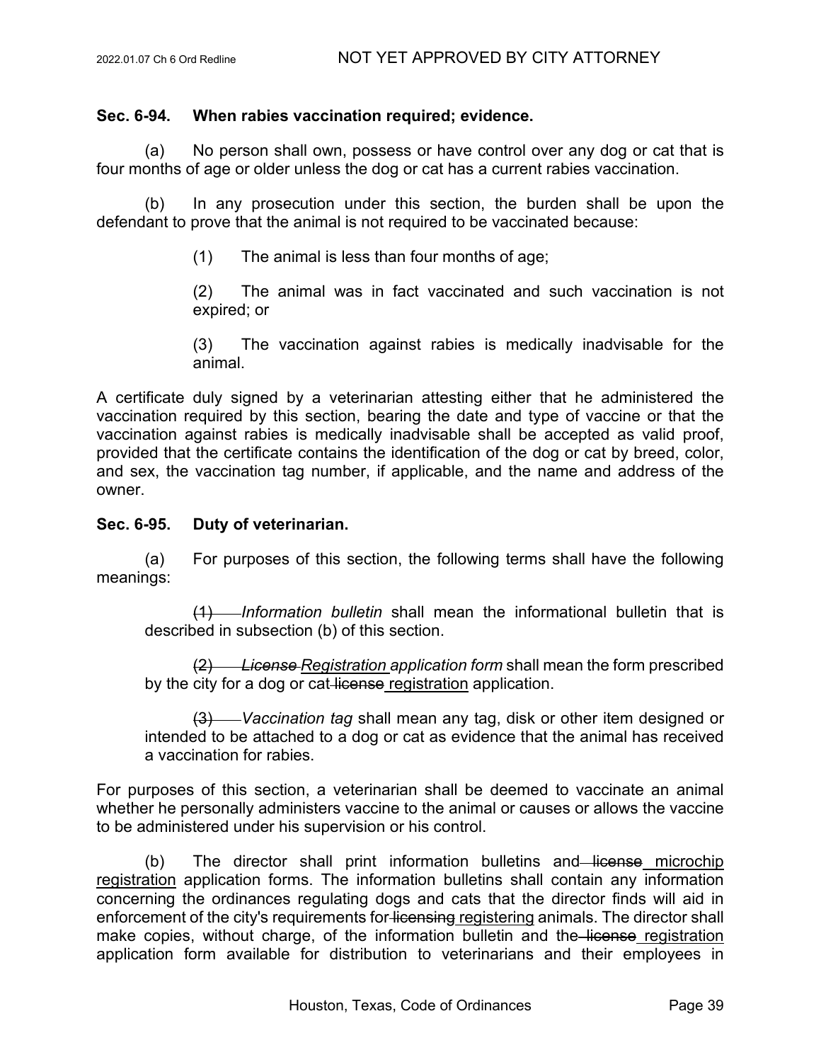**Sec. 6-94. When rabies vaccination required; evidence.**

(a) No person shall own, possess or have control over any dog or cat that is four months of age or older unless the dog or cat has a current rabies vaccination.

(b) In any prosecution under this section, the burden shall be upon the defendant to prove that the animal is not required to be vaccinated because:

> (1) The animal is less than four months of age;
>
> (2) The animal was in fact vaccinated and such vaccination is not expired; or
>
> (3) The vaccination against rabies is medically inadvisable for the animal.

A certificate duly signed by a veterinarian attesting either that he administered the vaccination required by this section, bearing the date and type of vaccine or that the vaccination against rabies is medically inadvisable shall be accepted as valid proof, provided that the certificate contains the identification of the dog or cat by breed, color, and sex, the vaccination tag number, if applicable, and the name and address of the owner.

**Sec. 6-95. Duty of veterinarian.**

(a) For purposes of this section, the following terms shall have the following meanings:

> ~~(1)~~ *Information bulletin* shall mean the informational bulletin that is described in subsection (b) of this section.
>
> ~~(2)~~ *~~License~~ <u>Registration</u> application form* shall mean the form prescribed by the city for a dog or cat ~~license~~ <u>registration</u> application.
>
> ~~(3)~~ *Vaccination tag* shall mean any tag, disk or other item designed or intended to be attached to a dog or cat as evidence that the animal has received a vaccination for rabies.

For purposes of this section, a veterinarian shall be deemed to vaccinate an animal whether he personally administers vaccine to the animal or causes or allows the vaccine to be administered under his supervision or his control.

(b) The director shall print information bulletins and ~~license~~ <u>microchip registration</u> application forms. The information bulletins shall contain any information concerning the ordinances regulating dogs and cats that the director finds will aid in enforcement of the city's requirements for ~~licensing~~ <u>registering</u> animals. The director shall make copies, without charge, of the information bulletin and the ~~license~~ <u>registration</u> application form available for distribution to veterinarians and their employees in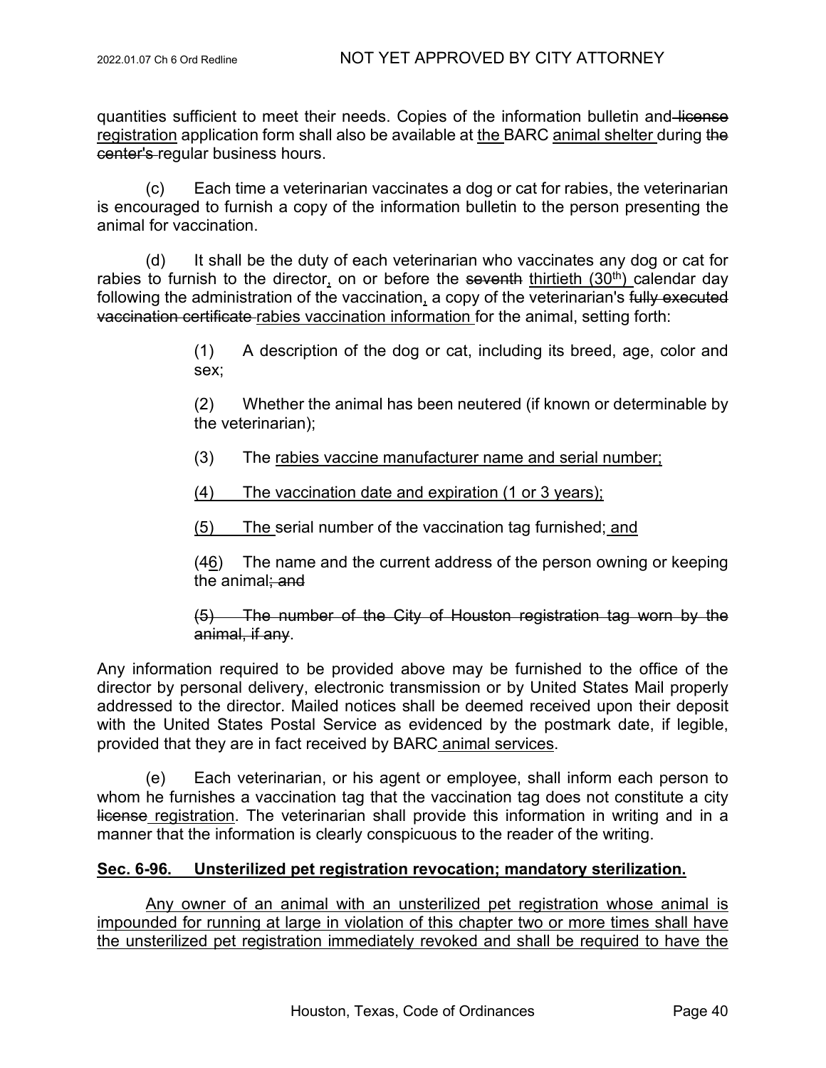quantities sufficient to meet their needs. Copies of the information bulletin and ~~license~~ <u>registration</u> application form shall also be available at <u>the</u> BARC <u>animal shelter</u> during ~~the center's~~ regular business hours.

(c) Each time a veterinarian vaccinates a dog or cat for rabies, the veterinarian is encouraged to furnish a copy of the information bulletin to the person presenting the animal for vaccination.

(d) It shall be the duty of each veterinarian who vaccinates any dog or cat for rabies to furnish to the director<u>,</u> on or before the ~~seventh~~ <u>thirtieth (30th)</u> calendar day following the administration of the vaccination<u>,</u> a copy of the veterinarian's ~~fully executed vaccination certificate~~ <u>rabies vaccination information</u> for the animal, setting forth:

> (1) A description of the dog or cat, including its breed, age, color and sex;
>
> (2) Whether the animal has been neutered (if known or determinable by the veterinarian);
>
> (3) The <u>rabies vaccine manufacturer name and serial number;</u>
>
> <u>(4) The vaccination date and expiration (1 or 3 years);</u>
>
> <u>(5) The</u> serial number of the vaccination tag furnished;<u> and</u>
>
> (4<u>6</u>) The name and the current address of the person owning or keeping the animal~~; and~~
>
> ~~(5) The number of the City of Houston registration tag worn by the animal, if any~~.

Any information required to be provided above may be furnished to the office of the director by personal delivery, electronic transmission or by United States Mail properly addressed to the director. Mailed notices shall be deemed received upon their deposit with the United States Postal Service as evidenced by the postmark date, if legible, provided that they are in fact received by BARC <u>animal services</u>.

(e) Each veterinarian, or his agent or employee, shall inform each person to whom he furnishes a vaccination tag that the vaccination tag does not constitute a city ~~license~~ <u>registration</u>. The veterinarian shall provide this information in writing and in a manner that the information is clearly conspicuous to the reader of the writing.

**<u>Sec. 6-96. Unsterilized pet registration revocation; mandatory sterilization.</u>**

<u>Any owner of an animal with an unsterilized pet registration whose animal is impounded for running at large in violation of this chapter two or more times shall have the unsterilized pet registration immediately revoked and shall be required to have the</u>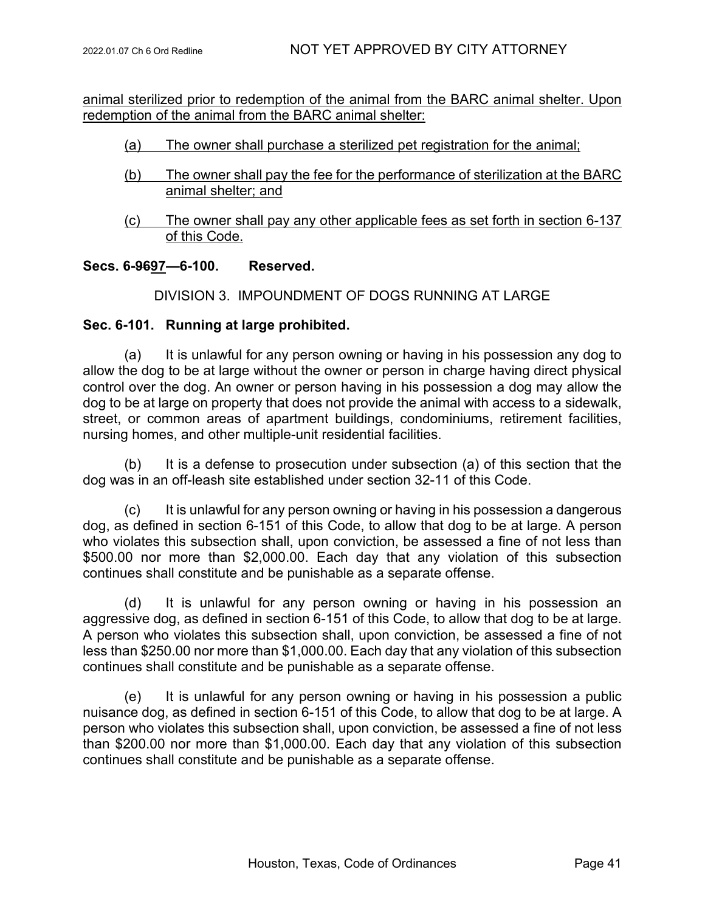animal sterilized prior to redemption of the animal from the BARC animal shelter. Upon redemption of the animal from the BARC animal shelter:

(a) The owner shall purchase a sterilized pet registration for the animal;

(b) The owner shall pay the fee for the performance of sterilization at the BARC animal shelter; and

(c) The owner shall pay any other applicable fees as set forth in section 6-137 of this Code.

**Secs. 6-~~96~~97—6-100. Reserved.**

DIVISION 3. IMPOUNDMENT OF DOGS RUNNING AT LARGE

**Sec. 6-101. Running at large prohibited.**

(a) It is unlawful for any person owning or having in his possession any dog to allow the dog to be at large without the owner or person in charge having direct physical control over the dog. An owner or person having in his possession a dog may allow the dog to be at large on property that does not provide the animal with access to a sidewalk, street, or common areas of apartment buildings, condominiums, retirement facilities, nursing homes, and other multiple-unit residential facilities.

(b) It is a defense to prosecution under subsection (a) of this section that the dog was in an off-leash site established under section 32-11 of this Code.

(c) It is unlawful for any person owning or having in his possession a dangerous dog, as defined in section 6-151 of this Code, to allow that dog to be at large. A person who violates this subsection shall, upon conviction, be assessed a fine of not less than $500.00 nor more than $2,000.00. Each day that any violation of this subsection continues shall constitute and be punishable as a separate offense.

(d) It is unlawful for any person owning or having in his possession an aggressive dog, as defined in section 6-151 of this Code, to allow that dog to be at large. A person who violates this subsection shall, upon conviction, be assessed a fine of not less than $250.00 nor more than $1,000.00. Each day that any violation of this subsection continues shall constitute and be punishable as a separate offense.

(e) It is unlawful for any person owning or having in his possession a public nuisance dog, as defined in section 6-151 of this Code, to allow that dog to be at large. A person who violates this subsection shall, upon conviction, be assessed a fine of not less than $200.00 nor more than $1,000.00. Each day that any violation of this subsection continues shall constitute and be punishable as a separate offense.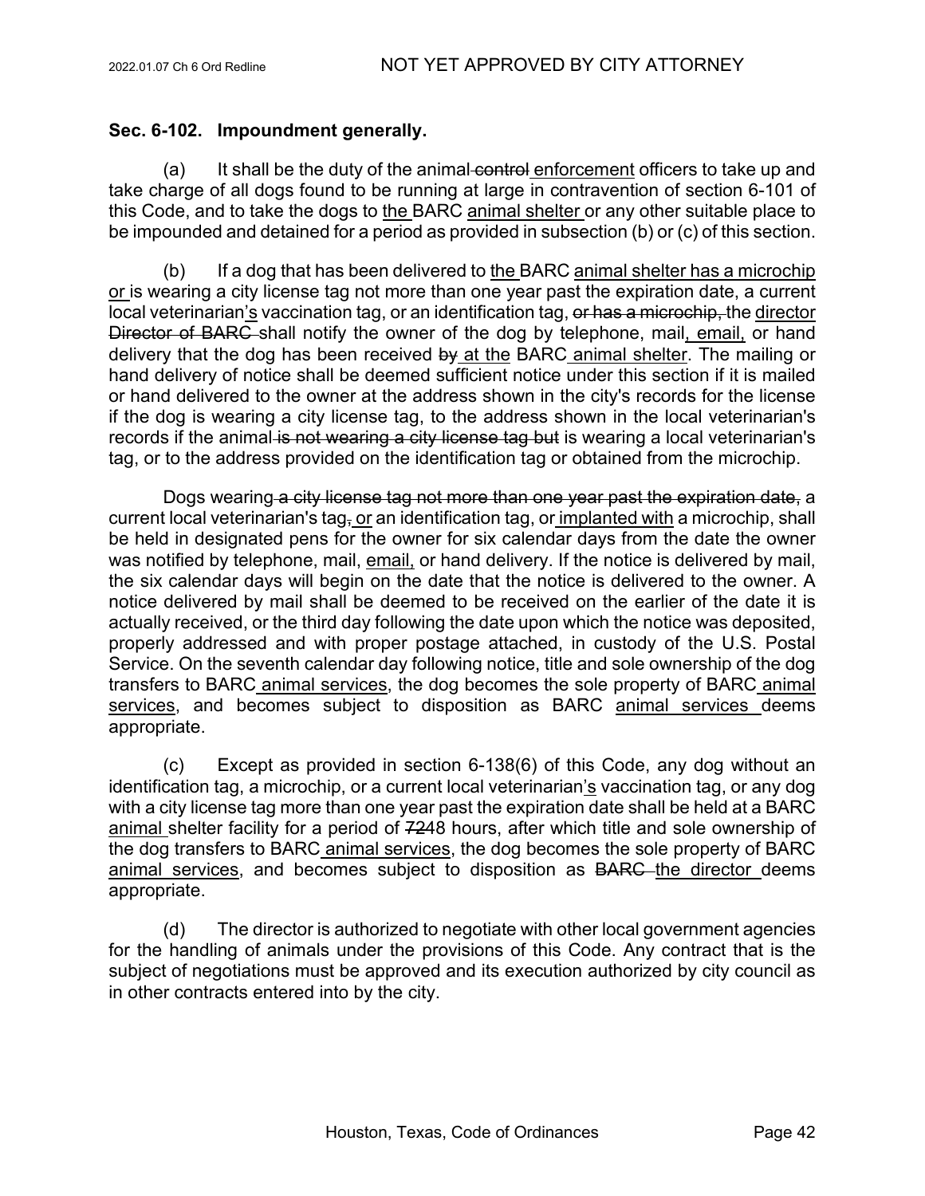## Sec. 6-102. Impoundment generally.

(a) It shall be the duty of the animal ~~control~~ <u>enforcement</u> officers to take up and take charge of all dogs found to be running at large in contravention of section 6-101 of this Code, and to take the dogs to <u>the</u> BARC <u>animal shelter</u> or any other suitable place to be impounded and detained for a period as provided in subsection (b) or (c) of this section.

(b) If a dog that has been delivered to <u>the</u> BARC <u>animal shelter has a microchip or</u> is wearing a city license tag not more than one year past the expiration date, a current local veterinarian<u>'s</u> vaccination tag, or an identification tag, ~~or has a microchip,~~ the <u>director</u> ~~Director of BARC~~ shall notify the owner of the dog by telephone, mail<u>, email,</u> or hand delivery that the dog has been received ~~by~~ <u>at the</u> BARC <u>animal shelter</u>. The mailing or hand delivery of notice shall be deemed sufficient notice under this section if it is mailed or hand delivered to the owner at the address shown in the city's records for the license if the dog is wearing a city license tag, to the address shown in the local veterinarian's records if the animal ~~is not wearing a city license tag but~~ is wearing a local veterinarian's tag, or to the address provided on the identification tag or obtained from the microchip.

Dogs wearing ~~a city license tag not more than one year past the expiration date,~~ a current local veterinarian's tag~~,~~ <u>or</u> an identification tag, or <u>implanted with</u> a microchip, shall be held in designated pens for the owner for six calendar days from the date the owner was notified by telephone, mail, <u>email,</u> or hand delivery. If the notice is delivered by mail, the six calendar days will begin on the date that the notice is delivered to the owner. A notice delivered by mail shall be deemed to be received on the earlier of the date it is actually received, or the third day following the date upon which the notice was deposited, properly addressed and with proper postage attached, in custody of the U.S. Postal Service. On the seventh calendar day following notice, title and sole ownership of the dog transfers to BARC <u>animal services</u>, the dog becomes the sole property of BARC <u>animal services</u>, and becomes subject to disposition as BARC <u>animal services</u> deems appropriate.

(c) Except as provided in section 6-138(6) of this Code, any dog without an identification tag, a microchip, or a current local veterinarian<u>'s</u> vaccination tag, or any dog with a city license tag more than one year past the expiration date shall be held at a BARC <u>animal</u> shelter facility for a period of ~~72~~<u>48</u> hours, after which title and sole ownership of the dog transfers to BARC <u>animal services</u>, the dog becomes the sole property of BARC <u>animal services</u>, and becomes subject to disposition as ~~BARC~~ <u>the director</u> deems appropriate.

(d) The director is authorized to negotiate with other local government agencies for the handling of animals under the provisions of this Code. Any contract that is the subject of negotiations must be approved and its execution authorized by city council as in other contracts entered into by the city.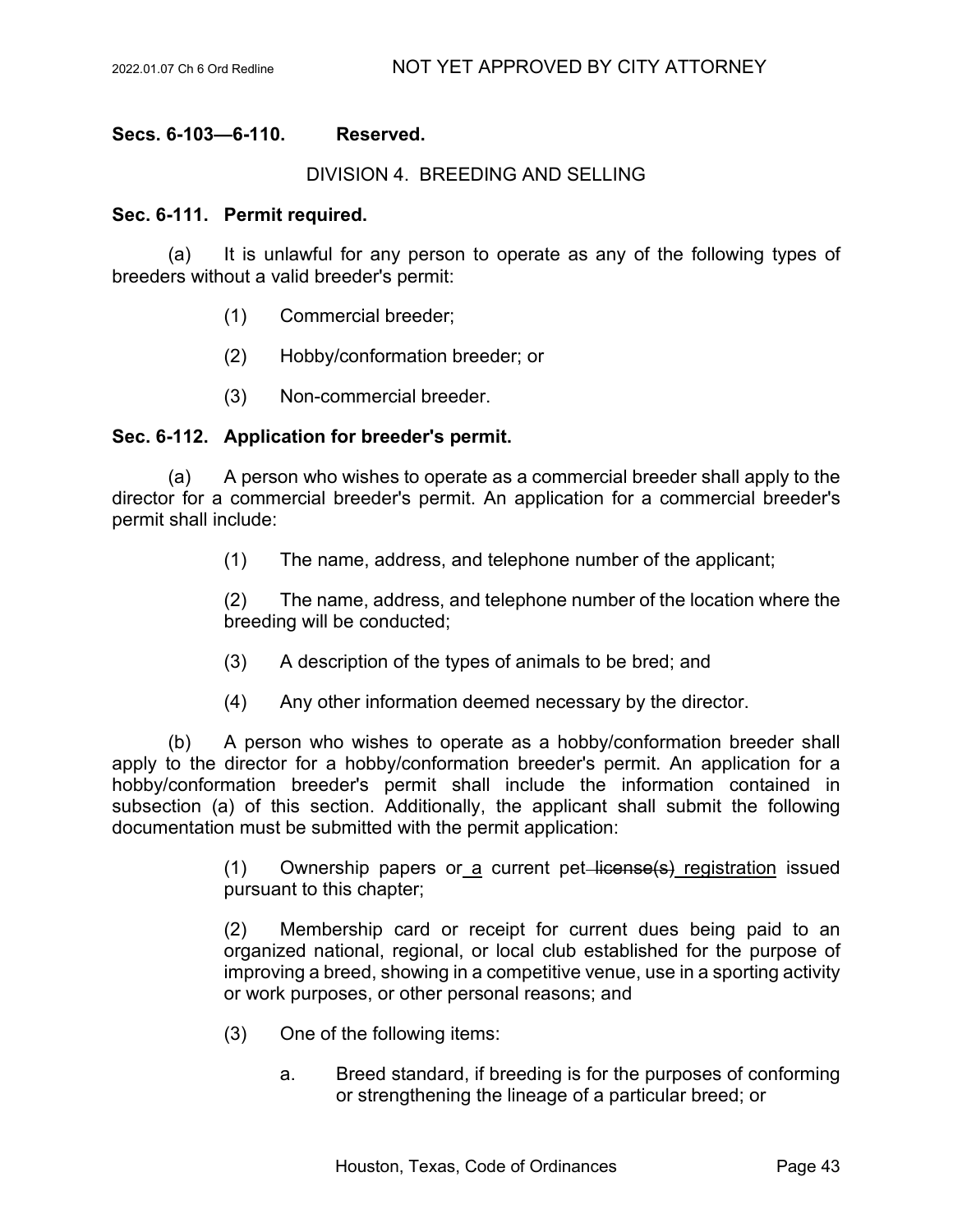**Secs. 6-103—6-110. Reserved.**

DIVISION 4. BREEDING AND SELLING

**Sec. 6-111. Permit required.**

(a) It is unlawful for any person to operate as any of the following types of breeders without a valid breeder's permit:

(1) Commercial breeder;

(2) Hobby/conformation breeder; or

(3) Non-commercial breeder.

**Sec. 6-112. Application for breeder's permit.**

(a) A person who wishes to operate as a commercial breeder shall apply to the director for a commercial breeder's permit. An application for a commercial breeder's permit shall include:

(1) The name, address, and telephone number of the applicant;

(2) The name, address, and telephone number of the location where the breeding will be conducted;

(3) A description of the types of animals to be bred; and

(4) Any other information deemed necessary by the director.

(b) A person who wishes to operate as a hobby/conformation breeder shall apply to the director for a hobby/conformation breeder's permit. An application for a hobby/conformation breeder's permit shall include the information contained in subsection (a) of this section. Additionally, the applicant shall submit the following documentation must be submitted with the permit application:

(1) Ownership papers or <u>a</u> current pet ~~license(s)~~ <u>registration</u> issued pursuant to this chapter;

(2) Membership card or receipt for current dues being paid to an organized national, regional, or local club established for the purpose of improving a breed, showing in a competitive venue, use in a sporting activity or work purposes, or other personal reasons; and

(3) One of the following items:

a. Breed standard, if breeding is for the purposes of conforming or strengthening the lineage of a particular breed; or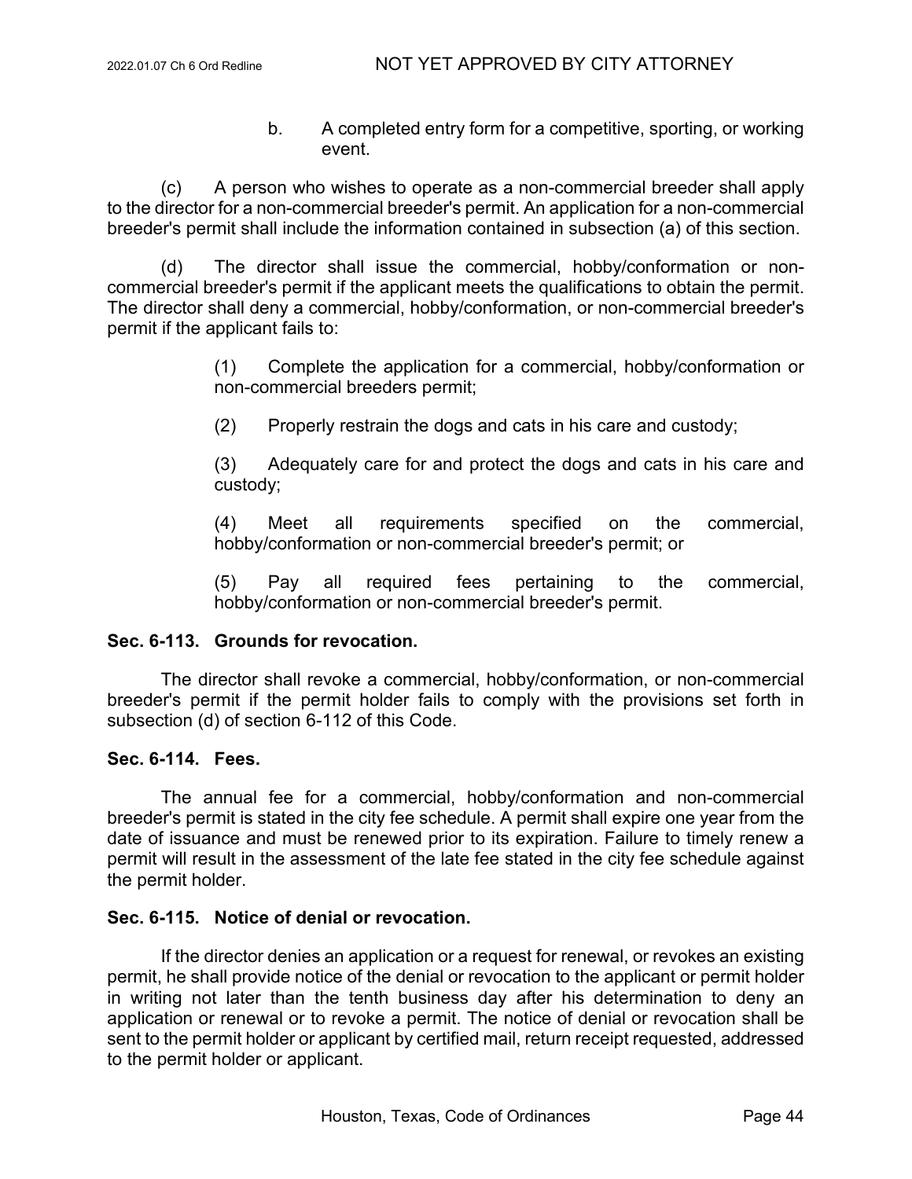b. A completed entry form for a competitive, sporting, or working event.

(c) A person who wishes to operate as a non-commercial breeder shall apply to the director for a non-commercial breeder's permit. An application for a non-commercial breeder's permit shall include the information contained in subsection (a) of this section.

(d) The director shall issue the commercial, hobby/conformation or non-commercial breeder's permit if the applicant meets the qualifications to obtain the permit. The director shall deny a commercial, hobby/conformation, or non-commercial breeder's permit if the applicant fails to:

(1) Complete the application for a commercial, hobby/conformation or non-commercial breeders permit;

(2) Properly restrain the dogs and cats in his care and custody;

(3) Adequately care for and protect the dogs and cats in his care and custody;

(4) Meet all requirements specified on the commercial, hobby/conformation or non-commercial breeder's permit; or

(5) Pay all required fees pertaining to the commercial, hobby/conformation or non-commercial breeder's permit.

**Sec. 6-113. Grounds for revocation.**

The director shall revoke a commercial, hobby/conformation, or non-commercial breeder's permit if the permit holder fails to comply with the provisions set forth in subsection (d) of section 6-112 of this Code.

**Sec. 6-114. Fees.**

The annual fee for a commercial, hobby/conformation and non-commercial breeder's permit is stated in the city fee schedule. A permit shall expire one year from the date of issuance and must be renewed prior to its expiration. Failure to timely renew a permit will result in the assessment of the late fee stated in the city fee schedule against the permit holder.

**Sec. 6-115. Notice of denial or revocation.**

If the director denies an application or a request for renewal, or revokes an existing permit, he shall provide notice of the denial or revocation to the applicant or permit holder in writing not later than the tenth business day after his determination to deny an application or renewal or to revoke a permit. The notice of denial or revocation shall be sent to the permit holder or applicant by certified mail, return receipt requested, addressed to the permit holder or applicant.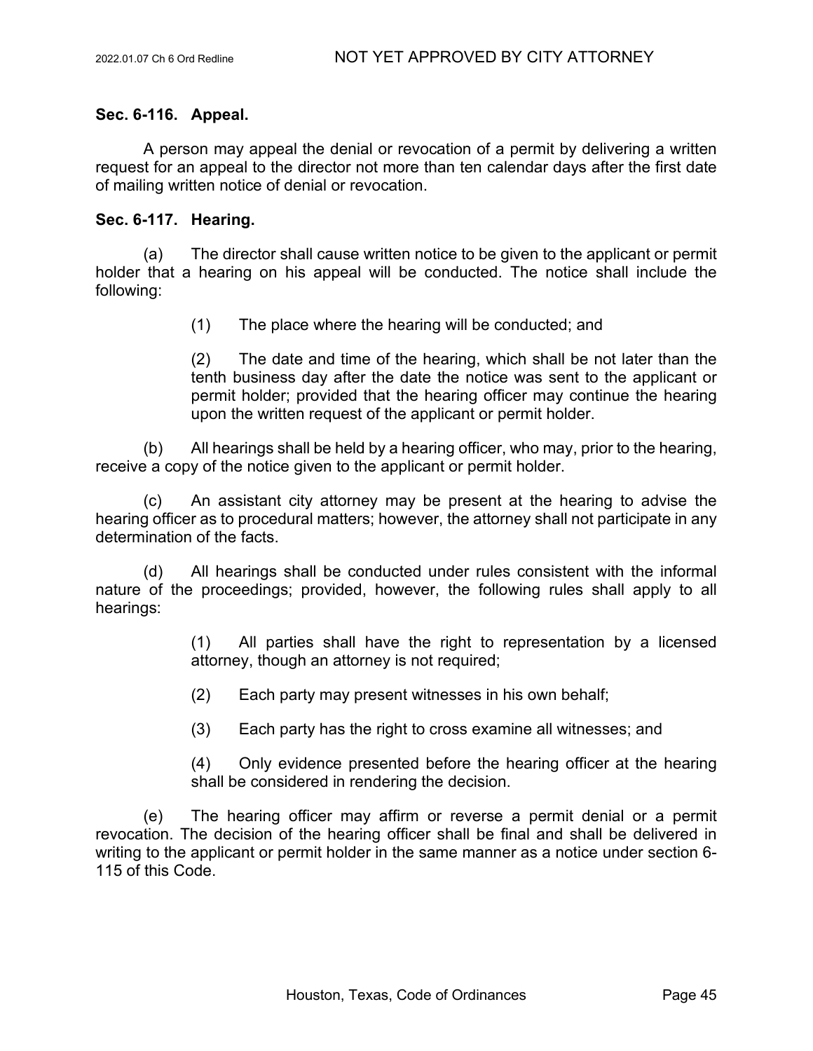**Sec. 6-116. Appeal.**

A person may appeal the denial or revocation of a permit by delivering a written request for an appeal to the director not more than ten calendar days after the first date of mailing written notice of denial or revocation.

**Sec. 6-117. Hearing.**

(a) The director shall cause written notice to be given to the applicant or permit holder that a hearing on his appeal will be conducted. The notice shall include the following:

> (1) The place where the hearing will be conducted; and
>
> (2) The date and time of the hearing, which shall be not later than the tenth business day after the date the notice was sent to the applicant or permit holder; provided that the hearing officer may continue the hearing upon the written request of the applicant or permit holder.

(b) All hearings shall be held by a hearing officer, who may, prior to the hearing, receive a copy of the notice given to the applicant or permit holder.

(c) An assistant city attorney may be present at the hearing to advise the hearing officer as to procedural matters; however, the attorney shall not participate in any determination of the facts.

(d) All hearings shall be conducted under rules consistent with the informal nature of the proceedings; provided, however, the following rules shall apply to all hearings:

> (1) All parties shall have the right to representation by a licensed attorney, though an attorney is not required;
>
> (2) Each party may present witnesses in his own behalf;
>
> (3) Each party has the right to cross examine all witnesses; and
>
> (4) Only evidence presented before the hearing officer at the hearing shall be considered in rendering the decision.

(e) The hearing officer may affirm or reverse a permit denial or a permit revocation. The decision of the hearing officer shall be final and shall be delivered in writing to the applicant or permit holder in the same manner as a notice under section 6-115 of this Code.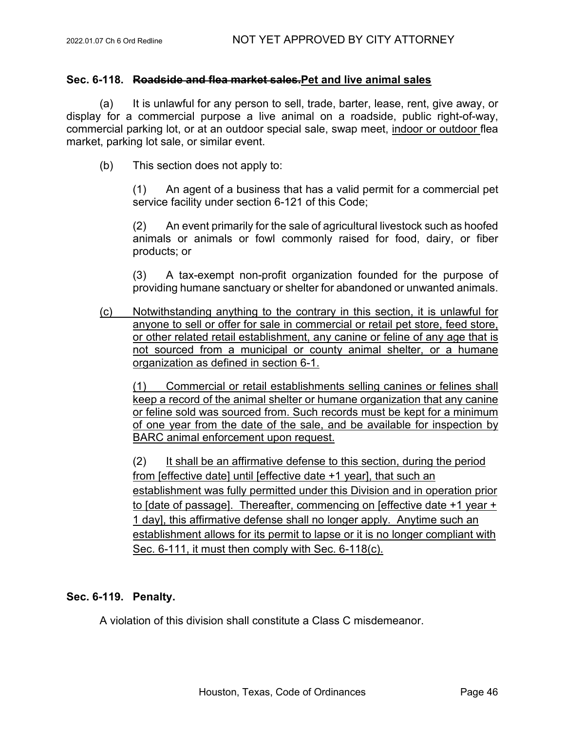**Sec. 6-118. ~~Roadside and flea market sales.~~Pet and live animal sales**

(a) It is unlawful for any person to sell, trade, barter, lease, rent, give away, or display for a commercial purpose a live animal on a roadside, public right-of-way, commercial parking lot, or at an outdoor special sale, swap meet, <u>indoor or outdoor</u> flea market, parking lot sale, or similar event.

(b) This section does not apply to:

(1) An agent of a business that has a valid permit for a commercial pet service facility under section 6-121 of this Code;

(2) An event primarily for the sale of agricultural livestock such as hoofed animals or animals or fowl commonly raised for food, dairy, or fiber products; or

(3) A tax-exempt non-profit organization founded for the purpose of providing humane sanctuary or shelter for abandoned or unwanted animals.

<u>(c) Notwithstanding anything to the contrary in this section, it is unlawful for anyone to sell or offer for sale in commercial or retail pet store, feed store, or other related retail establishment, any canine or feline of any age that is not sourced from a municipal or county animal shelter, or a humane organization as defined in section 6-1.</u>

<u>(1) Commercial or retail establishments selling canines or felines shall keep a record of the animal shelter or humane organization that any canine or feline sold was sourced from. Such records must be kept for a minimum of one year from the date of the sale, and be available for inspection by BARC animal enforcement upon request.</u>

(2) <u>It shall be an affirmative defense to this section, during the period from [effective date] until [effective date +1 year], that such an establishment was fully permitted under this Division and in operation prior to [date of passage]. Thereafter, commencing on [effective date +1 year + 1 day], this affirmative defense shall no longer apply. Anytime such an establishment allows for its permit to lapse or it is no longer compliant with Sec. 6-111, it must then comply with Sec. 6-118(c).</u>

**Sec. 6-119. Penalty.**

A violation of this division shall constitute a Class C misdemeanor.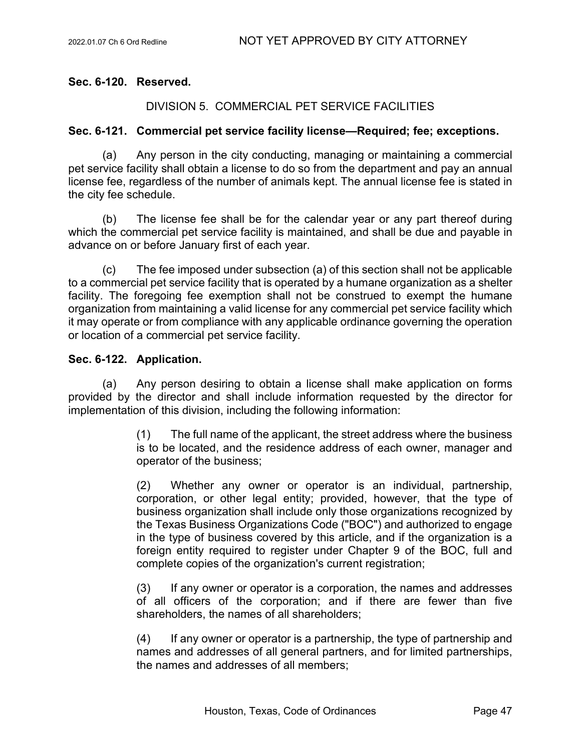**Sec. 6-120. Reserved.**

DIVISION 5. COMMERCIAL PET SERVICE FACILITIES

**Sec. 6-121. Commercial pet service facility license—Required; fee; exceptions.**

(a) Any person in the city conducting, managing or maintaining a commercial pet service facility shall obtain a license to do so from the department and pay an annual license fee, regardless of the number of animals kept. The annual license fee is stated in the city fee schedule.

(b) The license fee shall be for the calendar year or any part thereof during which the commercial pet service facility is maintained, and shall be due and payable in advance on or before January first of each year.

(c) The fee imposed under subsection (a) of this section shall not be applicable to a commercial pet service facility that is operated by a humane organization as a shelter facility. The foregoing fee exemption shall not be construed to exempt the humane organization from maintaining a valid license for any commercial pet service facility which it may operate or from compliance with any applicable ordinance governing the operation or location of a commercial pet service facility.

**Sec. 6-122. Application.**

(a) Any person desiring to obtain a license shall make application on forms provided by the director and shall include information requested by the director for implementation of this division, including the following information:

(1) The full name of the applicant, the street address where the business is to be located, and the residence address of each owner, manager and operator of the business;

(2) Whether any owner or operator is an individual, partnership, corporation, or other legal entity; provided, however, that the type of business organization shall include only those organizations recognized by the Texas Business Organizations Code ("BOC") and authorized to engage in the type of business covered by this article, and if the organization is a foreign entity required to register under Chapter 9 of the BOC, full and complete copies of the organization's current registration;

(3) If any owner or operator is a corporation, the names and addresses of all officers of the corporation; and if there are fewer than five shareholders, the names of all shareholders;

(4) If any owner or operator is a partnership, the type of partnership and names and addresses of all general partners, and for limited partnerships, the names and addresses of all members;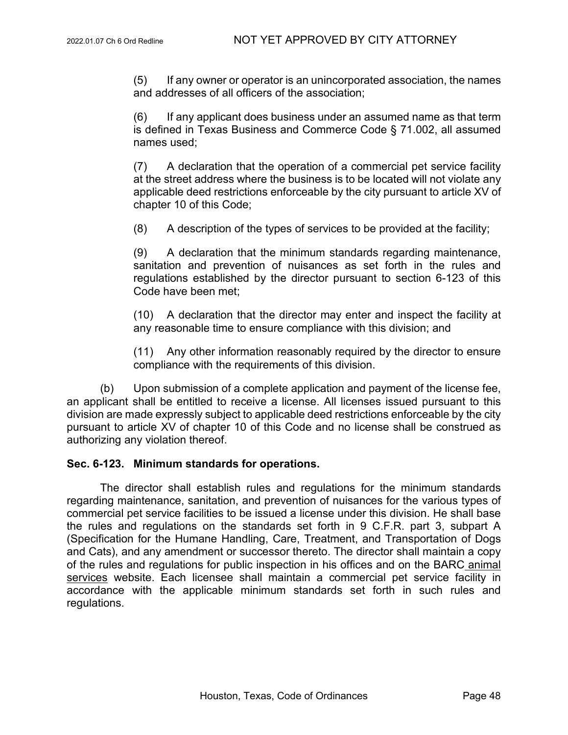(5) If any owner or operator is an unincorporated association, the names and addresses of all officers of the association;

(6) If any applicant does business under an assumed name as that term is defined in Texas Business and Commerce Code § 71.002, all assumed names used;

(7) A declaration that the operation of a commercial pet service facility at the street address where the business is to be located will not violate any applicable deed restrictions enforceable by the city pursuant to article XV of chapter 10 of this Code;

(8) A description of the types of services to be provided at the facility;

(9) A declaration that the minimum standards regarding maintenance, sanitation and prevention of nuisances as set forth in the rules and regulations established by the director pursuant to section 6-123 of this Code have been met;

(10) A declaration that the director may enter and inspect the facility at any reasonable time to ensure compliance with this division; and

(11) Any other information reasonably required by the director to ensure compliance with the requirements of this division.

(b) Upon submission of a complete application and payment of the license fee, an applicant shall be entitled to receive a license. All licenses issued pursuant to this division are made expressly subject to applicable deed restrictions enforceable by the city pursuant to article XV of chapter 10 of this Code and no license shall be construed as authorizing any violation thereof.

**Sec. 6-123. Minimum standards for operations.**

The director shall establish rules and regulations for the minimum standards regarding maintenance, sanitation, and prevention of nuisances for the various types of commercial pet service facilities to be issued a license under this division. He shall base the rules and regulations on the standards set forth in 9 C.F.R. part 3, subpart A (Specification for the Humane Handling, Care, Treatment, and Transportation of Dogs and Cats), and any amendment or successor thereto. The director shall maintain a copy of the rules and regulations for public inspection in his offices and on the BARC animal services website. Each licensee shall maintain a commercial pet service facility in accordance with the applicable minimum standards set forth in such rules and regulations.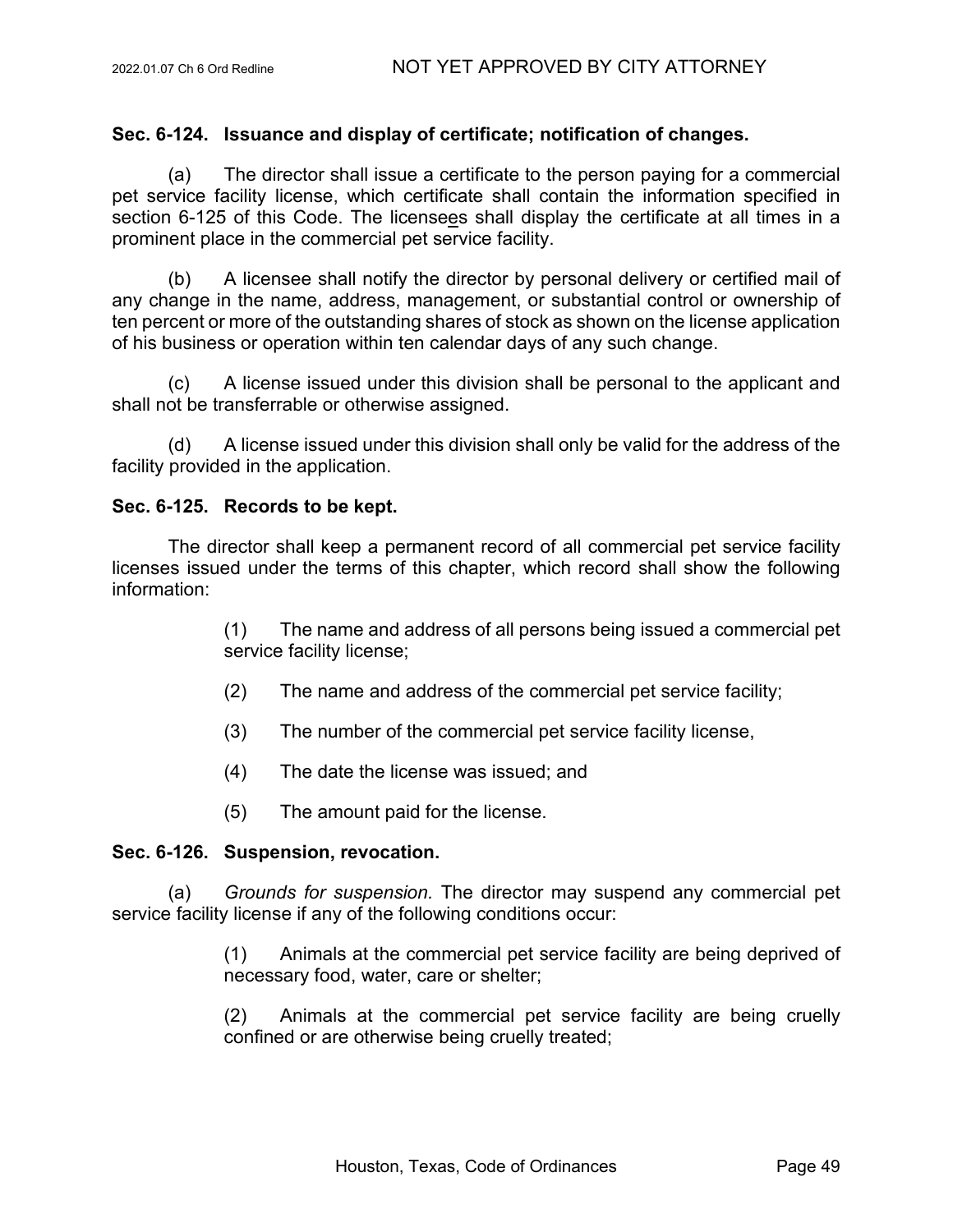**Sec. 6-124. Issuance and display of certificate; notification of changes.**

(a) The director shall issue a certificate to the person paying for a commercial pet service facility license, which certificate shall contain the information specified in section 6-125 of this Code. The licensees shall display the certificate at all times in a prominent place in the commercial pet service facility.

(b) A licensee shall notify the director by personal delivery or certified mail of any change in the name, address, management, or substantial control or ownership of ten percent or more of the outstanding shares of stock as shown on the license application of his business or operation within ten calendar days of any such change.

(c) A license issued under this division shall be personal to the applicant and shall not be transferrable or otherwise assigned.

(d) A license issued under this division shall only be valid for the address of the facility provided in the application.

**Sec. 6-125. Records to be kept.**

The director shall keep a permanent record of all commercial pet service facility licenses issued under the terms of this chapter, which record shall show the following information:

(1) The name and address of all persons being issued a commercial pet service facility license;

(2) The name and address of the commercial pet service facility;

(3) The number of the commercial pet service facility license,

(4) The date the license was issued; and

(5) The amount paid for the license.

**Sec. 6-126. Suspension, revocation.**

(a) *Grounds for suspension.* The director may suspend any commercial pet service facility license if any of the following conditions occur:

(1) Animals at the commercial pet service facility are being deprived of necessary food, water, care or shelter;

(2) Animals at the commercial pet service facility are being cruelly confined or are otherwise being cruelly treated;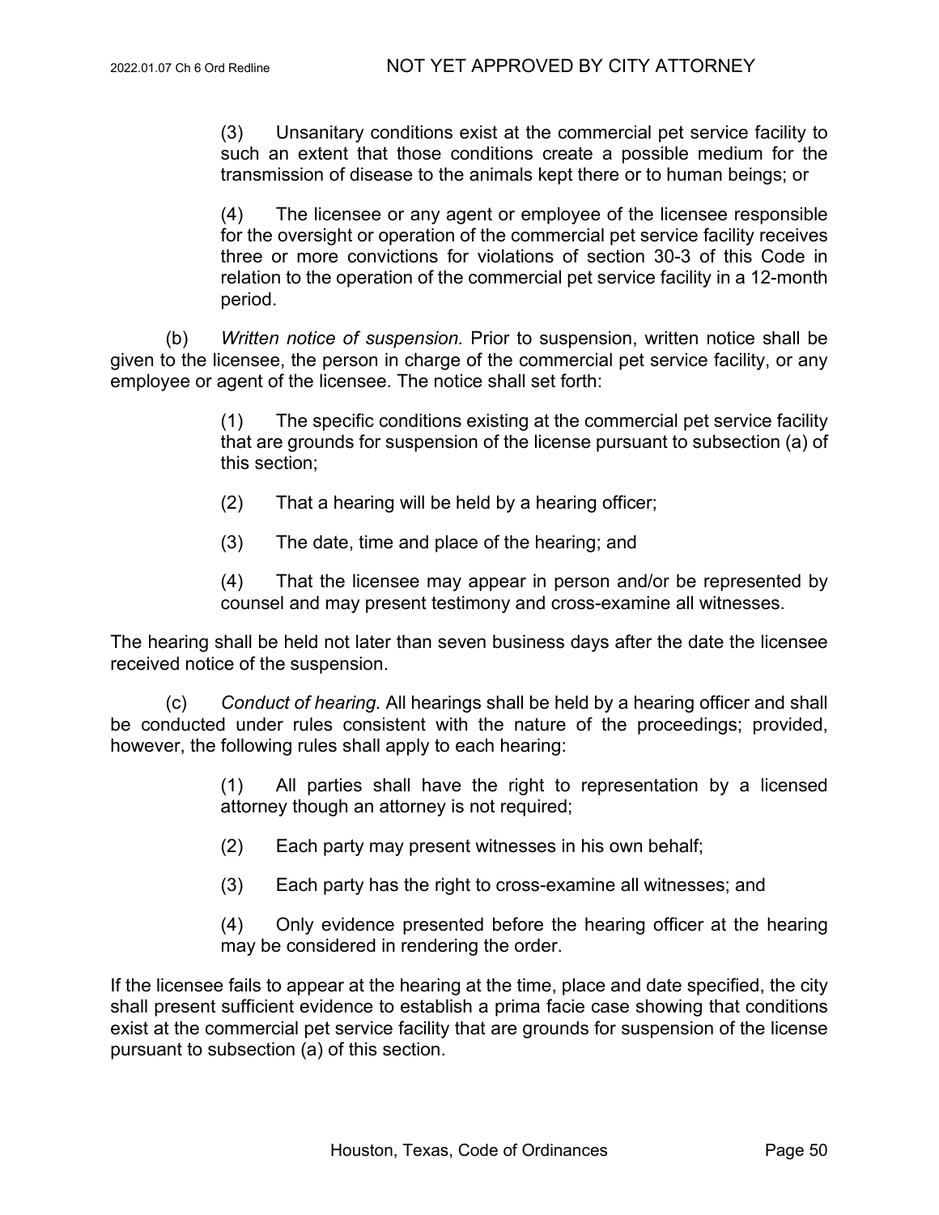(3) Unsanitary conditions exist at the commercial pet service facility to such an extent that those conditions create a possible medium for the transmission of disease to the animals kept there or to human beings; or

(4) The licensee or any agent or employee of the licensee responsible for the oversight or operation of the commercial pet service facility receives three or more convictions for violations of section 30-3 of this Code in relation to the operation of the commercial pet service facility in a 12-month period.

(b) *Written notice of suspension.* Prior to suspension, written notice shall be given to the licensee, the person in charge of the commercial pet service facility, or any employee or agent of the licensee. The notice shall set forth:

(1) The specific conditions existing at the commercial pet service facility that are grounds for suspension of the license pursuant to subsection (a) of this section;

(2) That a hearing will be held by a hearing officer;

(3) The date, time and place of the hearing; and

(4) That the licensee may appear in person and/or be represented by counsel and may present testimony and cross-examine all witnesses.

The hearing shall be held not later than seven business days after the date the licensee received notice of the suspension.

(c) *Conduct of hearing.* All hearings shall be held by a hearing officer and shall be conducted under rules consistent with the nature of the proceedings; provided, however, the following rules shall apply to each hearing:

(1) All parties shall have the right to representation by a licensed attorney though an attorney is not required;

(2) Each party may present witnesses in his own behalf;

(3) Each party has the right to cross-examine all witnesses; and

(4) Only evidence presented before the hearing officer at the hearing may be considered in rendering the order.

If the licensee fails to appear at the hearing at the time, place and date specified, the city shall present sufficient evidence to establish a prima facie case showing that conditions exist at the commercial pet service facility that are grounds for suspension of the license pursuant to subsection (a) of this section.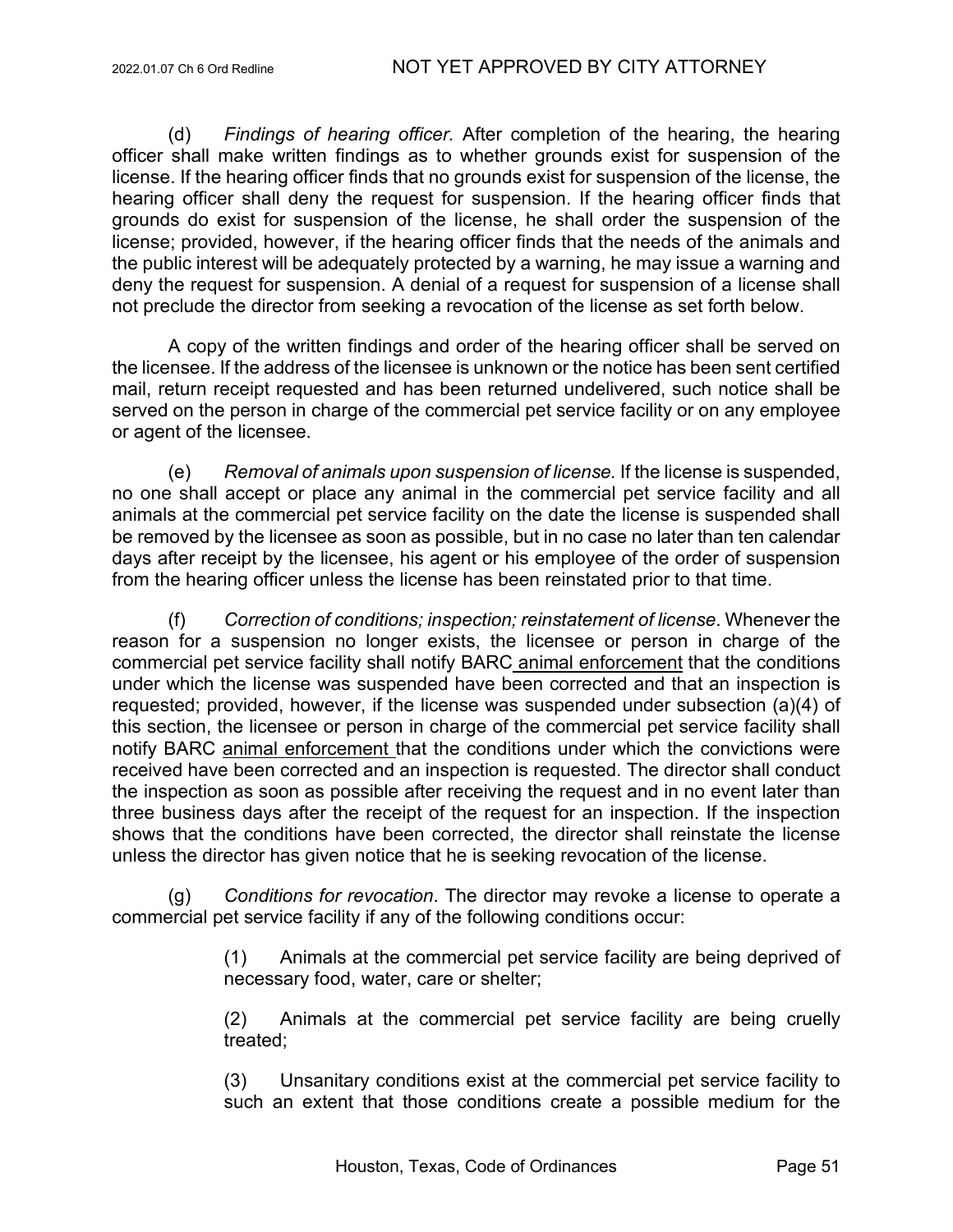(d) *Findings of hearing officer.* After completion of the hearing, the hearing officer shall make written findings as to whether grounds exist for suspension of the license. If the hearing officer finds that no grounds exist for suspension of the license, the hearing officer shall deny the request for suspension. If the hearing officer finds that grounds do exist for suspension of the license, he shall order the suspension of the license; provided, however, if the hearing officer finds that the needs of the animals and the public interest will be adequately protected by a warning, he may issue a warning and deny the request for suspension. A denial of a request for suspension of a license shall not preclude the director from seeking a revocation of the license as set forth below.

A copy of the written findings and order of the hearing officer shall be served on the licensee. If the address of the licensee is unknown or the notice has been sent certified mail, return receipt requested and has been returned undelivered, such notice shall be served on the person in charge of the commercial pet service facility or on any employee or agent of the licensee.

(e) *Removal of animals upon suspension of license.* If the license is suspended, no one shall accept or place any animal in the commercial pet service facility and all animals at the commercial pet service facility on the date the license is suspended shall be removed by the licensee as soon as possible, but in no case no later than ten calendar days after receipt by the licensee, his agent or his employee of the order of suspension from the hearing officer unless the license has been reinstated prior to that time.

(f) *Correction of conditions; inspection; reinstatement of license*. Whenever the reason for a suspension no longer exists, the licensee or person in charge of the commercial pet service facility shall notify BARC <u>animal enforcement</u> that the conditions under which the license was suspended have been corrected and that an inspection is requested; provided, however, if the license was suspended under subsection (a)(4) of this section, the licensee or person in charge of the commercial pet service facility shall notify BARC <u>animal enforcement</u> that the conditions under which the convictions were received have been corrected and an inspection is requested. The director shall conduct the inspection as soon as possible after receiving the request and in no event later than three business days after the receipt of the request for an inspection. If the inspection shows that the conditions have been corrected, the director shall reinstate the license unless the director has given notice that he is seeking revocation of the license.

(g) *Conditions for revocation*. The director may revoke a license to operate a commercial pet service facility if any of the following conditions occur:

(1) Animals at the commercial pet service facility are being deprived of necessary food, water, care or shelter;

(2) Animals at the commercial pet service facility are being cruelly treated;

(3) Unsanitary conditions exist at the commercial pet service facility to such an extent that those conditions create a possible medium for the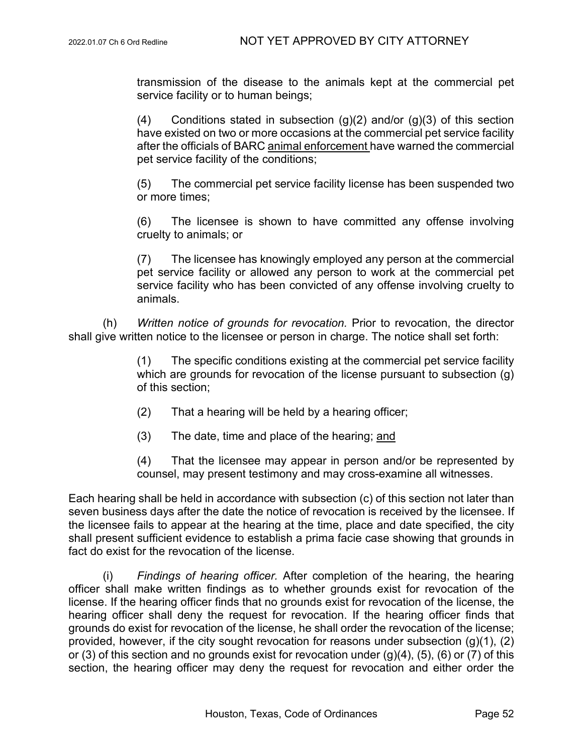transmission of the disease to the animals kept at the commercial pet service facility or to human beings;

(4) Conditions stated in subsection (g)(2) and/or (g)(3) of this section have existed on two or more occasions at the commercial pet service facility after the officials of BARC animal enforcement have warned the commercial pet service facility of the conditions;

(5) The commercial pet service facility license has been suspended two or more times;

(6) The licensee is shown to have committed any offense involving cruelty to animals; or

(7) The licensee has knowingly employed any person at the commercial pet service facility or allowed any person to work at the commercial pet service facility who has been convicted of any offense involving cruelty to animals.

(h) *Written notice of grounds for revocation.* Prior to revocation, the director shall give written notice to the licensee or person in charge. The notice shall set forth:

(1) The specific conditions existing at the commercial pet service facility which are grounds for revocation of the license pursuant to subsection (g) of this section;

(2) That a hearing will be held by a hearing officer;

(3) The date, time and place of the hearing; and

(4) That the licensee may appear in person and/or be represented by counsel, may present testimony and may cross-examine all witnesses.

Each hearing shall be held in accordance with subsection (c) of this section not later than seven business days after the date the notice of revocation is received by the licensee. If the licensee fails to appear at the hearing at the time, place and date specified, the city shall present sufficient evidence to establish a prima facie case showing that grounds in fact do exist for the revocation of the license.

(i) *Findings of hearing officer.* After completion of the hearing, the hearing officer shall make written findings as to whether grounds exist for revocation of the license. If the hearing officer finds that no grounds exist for revocation of the license, the hearing officer shall deny the request for revocation. If the hearing officer finds that grounds do exist for revocation of the license, he shall order the revocation of the license; provided, however, if the city sought revocation for reasons under subsection (g)(1), (2) or (3) of this section and no grounds exist for revocation under (g)(4), (5), (6) or (7) of this section, the hearing officer may deny the request for revocation and either order the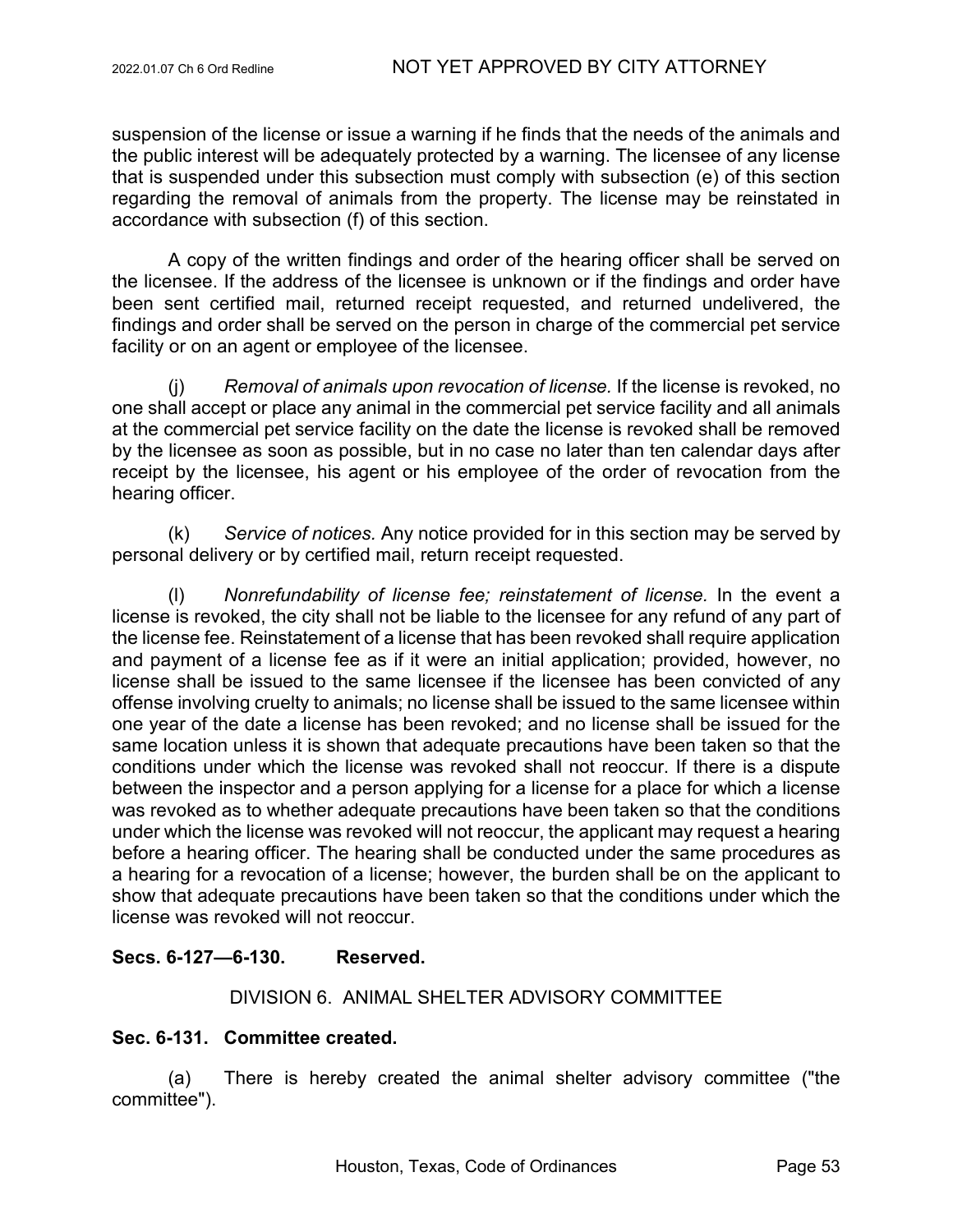suspension of the license or issue a warning if he finds that the needs of the animals and the public interest will be adequately protected by a warning. The licensee of any license that is suspended under this subsection must comply with subsection (e) of this section regarding the removal of animals from the property. The license may be reinstated in accordance with subsection (f) of this section.

A copy of the written findings and order of the hearing officer shall be served on the licensee. If the address of the licensee is unknown or if the findings and order have been sent certified mail, returned receipt requested, and returned undelivered, the findings and order shall be served on the person in charge of the commercial pet service facility or on an agent or employee of the licensee.

(j) *Removal of animals upon revocation of license.* If the license is revoked, no one shall accept or place any animal in the commercial pet service facility and all animals at the commercial pet service facility on the date the license is revoked shall be removed by the licensee as soon as possible, but in no case no later than ten calendar days after receipt by the licensee, his agent or his employee of the order of revocation from the hearing officer.

(k) *Service of notices.* Any notice provided for in this section may be served by personal delivery or by certified mail, return receipt requested.

(l) *Nonrefundability of license fee; reinstatement of license.* In the event a license is revoked, the city shall not be liable to the licensee for any refund of any part of the license fee. Reinstatement of a license that has been revoked shall require application and payment of a license fee as if it were an initial application; provided, however, no license shall be issued to the same licensee if the licensee has been convicted of any offense involving cruelty to animals; no license shall be issued to the same licensee within one year of the date a license has been revoked; and no license shall be issued for the same location unless it is shown that adequate precautions have been taken so that the conditions under which the license was revoked shall not reoccur. If there is a dispute between the inspector and a person applying for a license for a place for which a license was revoked as to whether adequate precautions have been taken so that the conditions under which the license was revoked will not reoccur, the applicant may request a hearing before a hearing officer. The hearing shall be conducted under the same procedures as a hearing for a revocation of a license; however, the burden shall be on the applicant to show that adequate precautions have been taken so that the conditions under which the license was revoked will not reoccur.

**Secs. 6-127—6-130. Reserved.**

DIVISION 6. ANIMAL SHELTER ADVISORY COMMITTEE

**Sec. 6-131. Committee created.**

(a) There is hereby created the animal shelter advisory committee ("the committee").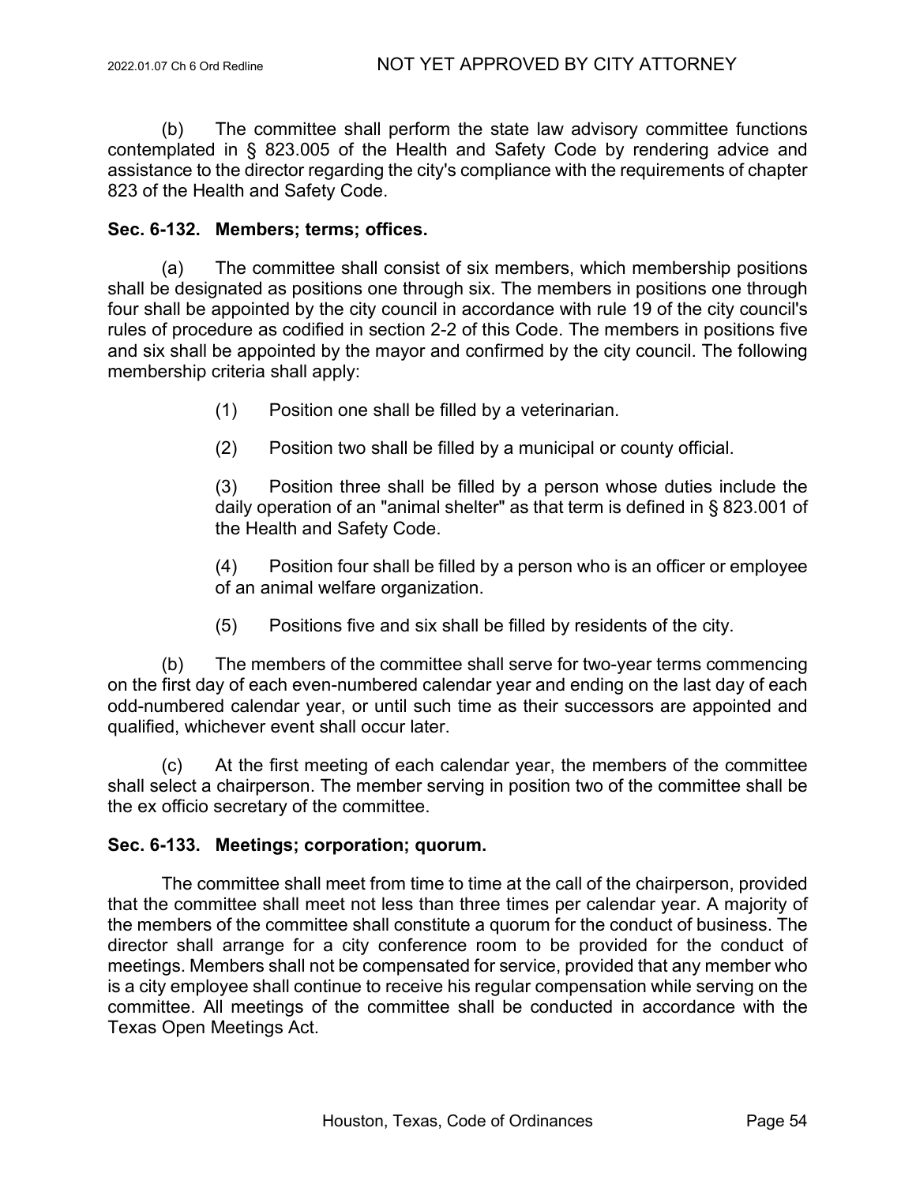(b) The committee shall perform the state law advisory committee functions contemplated in § 823.005 of the Health and Safety Code by rendering advice and assistance to the director regarding the city's compliance with the requirements of chapter 823 of the Health and Safety Code.

**Sec. 6-132. Members; terms; offices.**

(a) The committee shall consist of six members, which membership positions shall be designated as positions one through six. The members in positions one through four shall be appointed by the city council in accordance with rule 19 of the city council's rules of procedure as codified in section 2-2 of this Code. The members in positions five and six shall be appointed by the mayor and confirmed by the city council. The following membership criteria shall apply:

(1) Position one shall be filled by a veterinarian.

(2) Position two shall be filled by a municipal or county official.

(3) Position three shall be filled by a person whose duties include the daily operation of an "animal shelter" as that term is defined in § 823.001 of the Health and Safety Code.

(4) Position four shall be filled by a person who is an officer or employee of an animal welfare organization.

(5) Positions five and six shall be filled by residents of the city.

(b) The members of the committee shall serve for two-year terms commencing on the first day of each even-numbered calendar year and ending on the last day of each odd-numbered calendar year, or until such time as their successors are appointed and qualified, whichever event shall occur later.

(c) At the first meeting of each calendar year, the members of the committee shall select a chairperson. The member serving in position two of the committee shall be the ex officio secretary of the committee.

**Sec. 6-133. Meetings; corporation; quorum.**

The committee shall meet from time to time at the call of the chairperson, provided that the committee shall meet not less than three times per calendar year. A majority of the members of the committee shall constitute a quorum for the conduct of business. The director shall arrange for a city conference room to be provided for the conduct of meetings. Members shall not be compensated for service, provided that any member who is a city employee shall continue to receive his regular compensation while serving on the committee. All meetings of the committee shall be conducted in accordance with the Texas Open Meetings Act.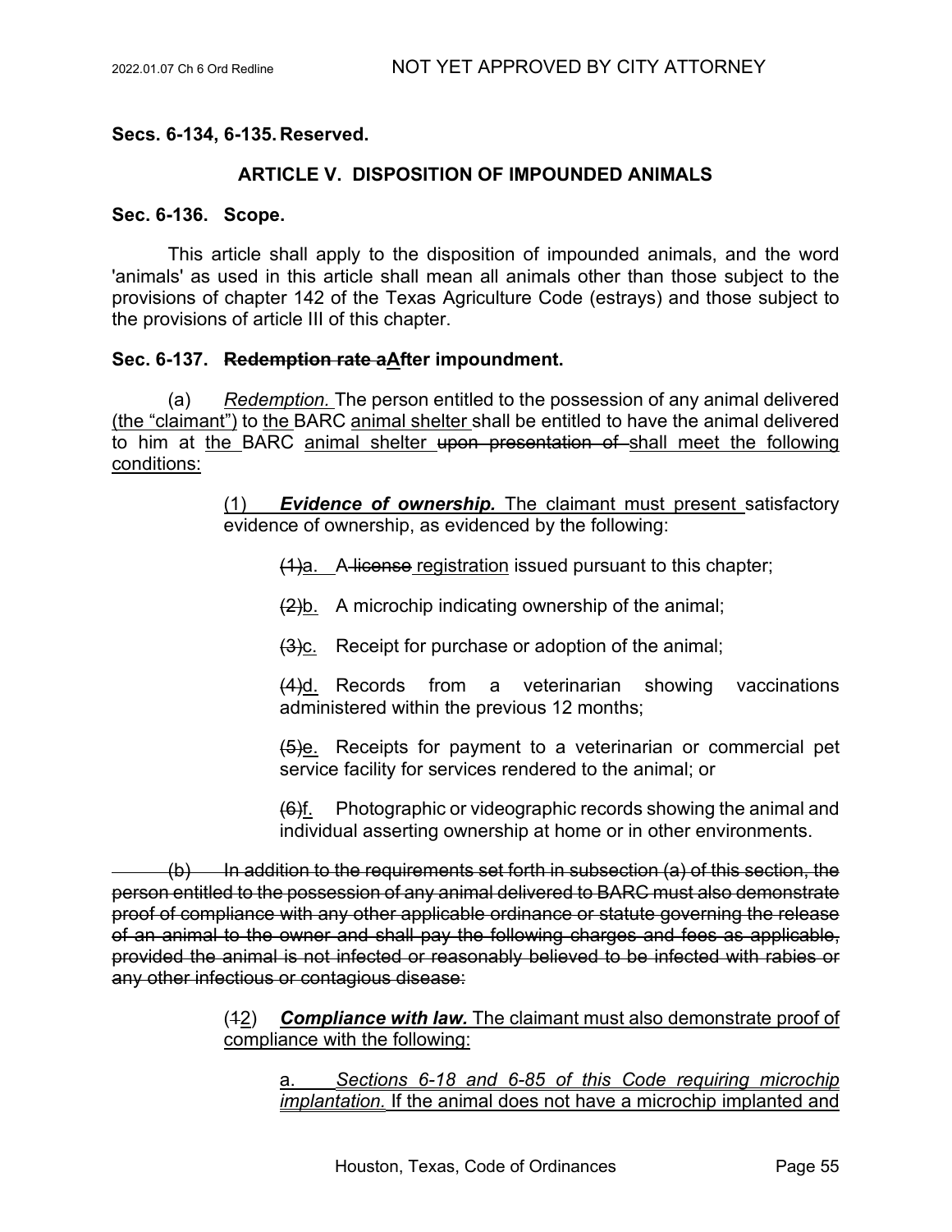**Secs. 6-134, 6-135. Reserved.**

## ARTICLE V. DISPOSITION OF IMPOUNDED ANIMALS

**Sec. 6-136. Scope.**

This article shall apply to the disposition of impounded animals, and the word 'animals' as used in this article shall mean all animals other than those subject to the provisions of chapter 142 of the Texas Agriculture Code (estrays) and those subject to the provisions of article III of this chapter.

**Sec. 6-137. ~~Redemption rate a~~<u>A</u>fter impoundment.**

(a) <u>*Redemption.*</u> The person entitled to the possession of any animal delivered <u>(the "claimant")</u> to <u>the</u> BARC <u>animal shelter</u> shall be entitled to have the animal delivered to him at <u>the</u> BARC <u>animal shelter</u> ~~upon presentation of~~ <u>shall meet the following conditions:</u>

<u>(1) ***Evidence of ownership.*** The claimant must present</u> satisfactory evidence of ownership, as evidenced by the following:

~~(1)~~<u>a.</u> A ~~license~~ <u>registration</u> issued pursuant to this chapter;

~~(2)~~<u>b.</u> A microchip indicating ownership of the animal;

~~(3)~~<u>c.</u> Receipt for purchase or adoption of the animal;

~~(4)~~<u>d.</u> Records from a veterinarian showing vaccinations administered within the previous 12 months;

~~(5)~~<u>e.</u> Receipts for payment to a veterinarian or commercial pet service facility for services rendered to the animal; or

~~(6)~~<u>f.</u> Photographic or videographic records showing the animal and individual asserting ownership at home or in other environments.

~~(b) In addition to the requirements set forth in subsection (a) of this section, the person entitled to the possession of any animal delivered to BARC must also demonstrate proof of compliance with any other applicable ordinance or statute governing the release of an animal to the owner and shall pay the following charges and fees as applicable, provided the animal is not infected or reasonably believed to be infected with rabies or any other infectious or contagious disease:~~

(~~1~~<u>2</u>) <u>***Compliance with law.*** The claimant must also demonstrate proof of compliance with the following:</u>

<u>a. *Sections 6-18 and 6-85 of this Code requiring microchip implantation.* If the animal does not have a microchip implanted and</u>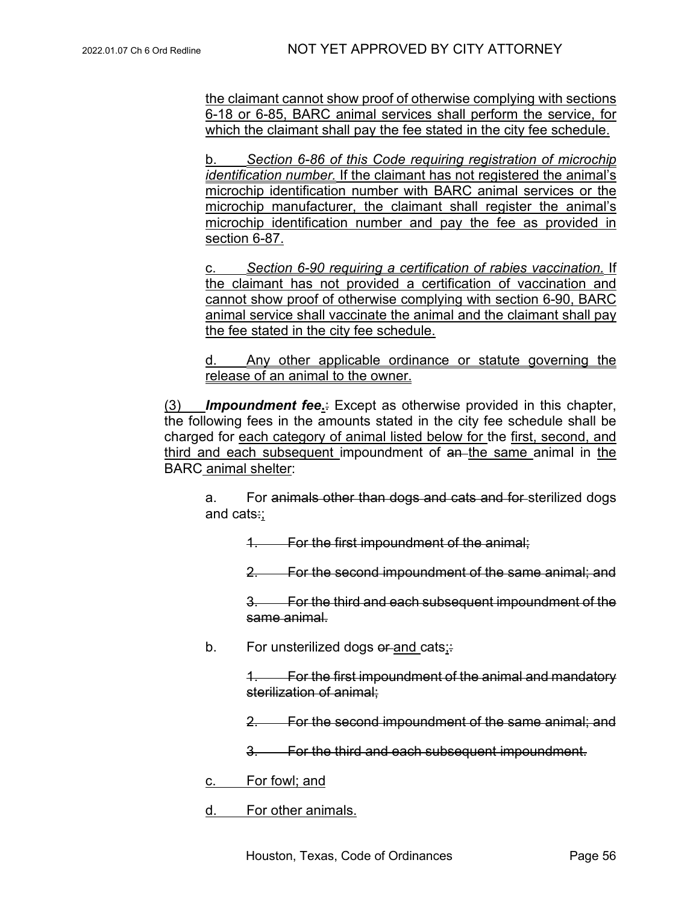the claimant cannot show proof of otherwise complying with sections 6-18 or 6-85, BARC animal services shall perform the service, for which the claimant shall pay the fee stated in the city fee schedule.

b. *Section 6-86 of this Code requiring registration of microchip identification number.* If the claimant has not registered the animal's microchip identification number with BARC animal services or the microchip manufacturer, the claimant shall register the animal's microchip identification number and pay the fee as provided in section 6-87.

c. *Section 6-90 requiring a certification of rabies vaccination.* If the claimant has not provided a certification of vaccination and cannot show proof of otherwise complying with section 6-90, BARC animal service shall vaccinate the animal and the claimant shall pay the fee stated in the city fee schedule.

d. Any other applicable ordinance or statute governing the release of an animal to the owner.

(3) ***Impoundment fee***.: Except as otherwise provided in this chapter, the following fees in the amounts stated in the city fee schedule shall be charged for each category of animal listed below for the first, second, and third and each subsequent impoundment of ~~an~~ the same animal in the BARC animal shelter:

a. For ~~animals other than dogs and cats and for~~ sterilized dogs and cats:;

~~1. For the first impoundment of the animal;~~

~~2. For the second impoundment of the same animal; and~~

~~3. For the third and each subsequent impoundment of the same animal.~~

b. For unsterilized dogs ~~or~~ and cats;:

~~1. For the first impoundment of the animal and mandatory sterilization of animal;~~

~~2. For the second impoundment of the same animal; and~~

~~3. For the third and each subsequent impoundment.~~

c. For fowl; and

d. For other animals.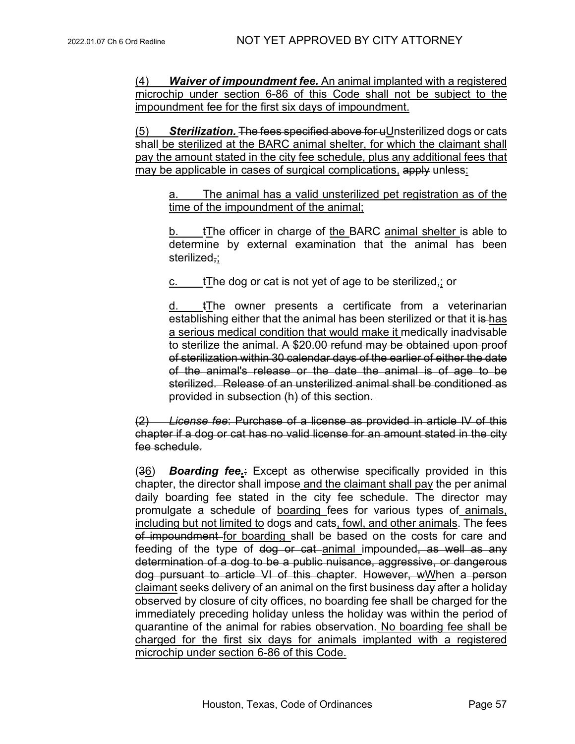(4) ***Waiver of impoundment fee.*** An animal implanted with a registered microchip under section 6-86 of this Code shall not be subject to the impoundment fee for the first six days of impoundment.

(5) ***Sterilization.*** ~~The fees specified above for u~~Unsterilized dogs or cats shall be sterilized at the BARC animal shelter, for which the claimant shall pay the amount stated in the city fee schedule, plus any additional fees that may be applicable in cases of surgical complications, ~~apply~~ unless:

a. The animal has a valid unsterilized pet registration as of the time of the impoundment of the animal;

b. ~~t~~The officer in charge of the BARC animal shelter is able to determine by external examination that the animal has been sterilized~~,~~;

c. ~~t~~The dog or cat is not yet of age to be sterilized~~,~~; or

d. ~~t~~The owner presents a certificate from a veterinarian establishing either that the animal has been sterilized or that it ~~is~~ has a serious medical condition that would make it medically inadvisable to sterilize the animal. ~~A $20.00 refund may be obtained upon proof of sterilization within 30 calendar days of the earlier of either the date of the animal's release or the date the animal is of age to be sterilized. Release of an unsterilized animal shall be conditioned as provided in subsection (h) of this section.~~

~~(2) *License fee*: Purchase of a license as provided in article IV of this chapter if a dog or cat has no valid license for an amount stated in the city fee schedule.~~

(~~3~~6) ***Boarding fee.***~~:~~ Except as otherwise specifically provided in this chapter, the director shall impose and the claimant shall pay the per animal daily boarding fee stated in the city fee schedule. The director may promulgate a schedule of boarding fees for various types of animals, including but not limited to dogs and cats, fowl, and other animals. The fees ~~of impoundment~~ for boarding shall be based on the costs for care and feeding of the type of ~~dog or cat~~ animal impounded~~, as well as any determination of a dog to be a public nuisance, aggressive, or dangerous dog pursuant to article VI of this chapter~~. ~~However, w~~When a ~~person~~ claimant seeks delivery of an animal on the first business day after a holiday observed by closure of city offices, no boarding fee shall be charged for the immediately preceding holiday unless the holiday was within the period of quarantine of the animal for rabies observation. No boarding fee shall be charged for the first six days for animals implanted with a registered microchip under section 6-86 of this Code.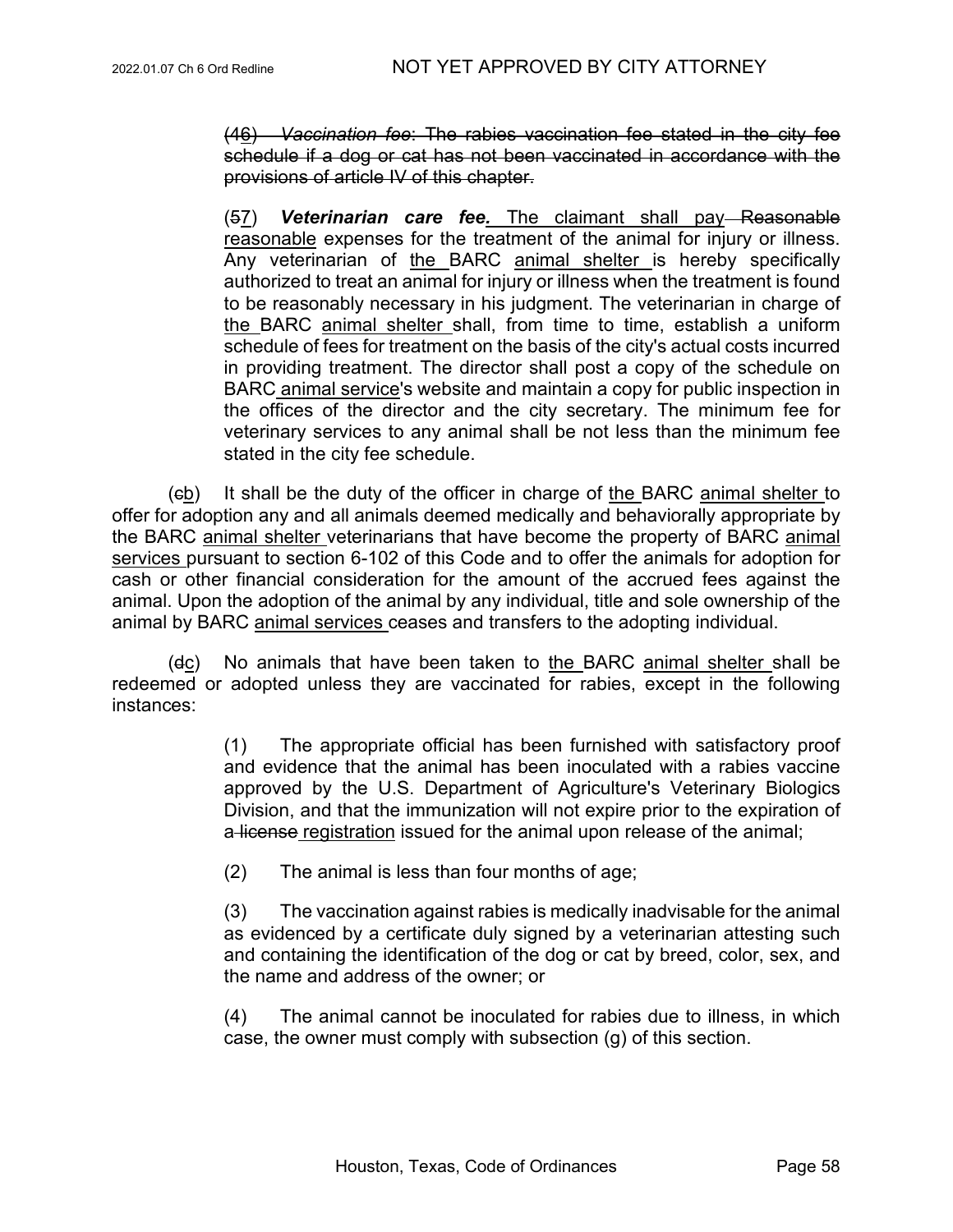(46) *Vaccination fee*: The rabies vaccination fee stated in the city fee schedule if a dog or cat has not been vaccinated in accordance with the provisions of article IV of this chapter.

(57) ***Veterinarian care fee.*** The claimant shall pay Reasonable reasonable expenses for the treatment of the animal for injury or illness. Any veterinarian of the BARC animal shelter is hereby specifically authorized to treat an animal for injury or illness when the treatment is found to be reasonably necessary in his judgment. The veterinarian in charge of the BARC animal shelter shall, from time to time, establish a uniform schedule of fees for treatment on the basis of the city's actual costs incurred in providing treatment. The director shall post a copy of the schedule on BARC animal service's website and maintain a copy for public inspection in the offices of the director and the city secretary. The minimum fee for veterinary services to any animal shall be not less than the minimum fee stated in the city fee schedule.

(cb) It shall be the duty of the officer in charge of the BARC animal shelter to offer for adoption any and all animals deemed medically and behaviorally appropriate by the BARC animal shelter veterinarians that have become the property of BARC animal services pursuant to section 6-102 of this Code and to offer the animals for adoption for cash or other financial consideration for the amount of the accrued fees against the animal. Upon the adoption of the animal by any individual, title and sole ownership of the animal by BARC animal services ceases and transfers to the adopting individual.

(dc) No animals that have been taken to the BARC animal shelter shall be redeemed or adopted unless they are vaccinated for rabies, except in the following instances:

(1) The appropriate official has been furnished with satisfactory proof and evidence that the animal has been inoculated with a rabies vaccine approved by the U.S. Department of Agriculture's Veterinary Biologics Division, and that the immunization will not expire prior to the expiration of a license registration issued for the animal upon release of the animal;

(2) The animal is less than four months of age;

(3) The vaccination against rabies is medically inadvisable for the animal as evidenced by a certificate duly signed by a veterinarian attesting such and containing the identification of the dog or cat by breed, color, sex, and the name and address of the owner; or

(4) The animal cannot be inoculated for rabies due to illness, in which case, the owner must comply with subsection (g) of this section.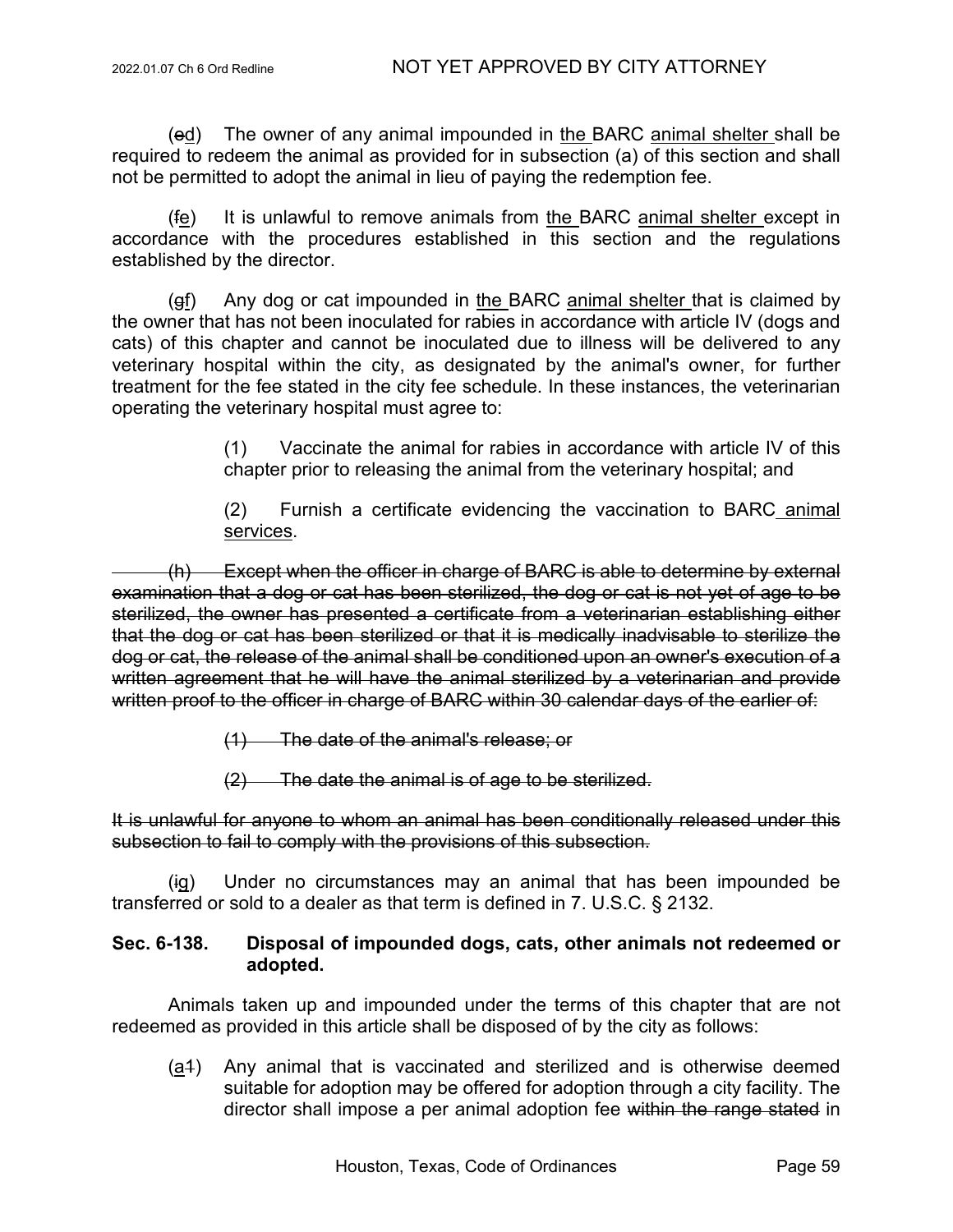(~~e~~<u>d</u>) The owner of any animal impounded in <u>the</u> BARC <u>animal shelter</u> shall be required to redeem the animal as provided for in subsection (a) of this section and shall not be permitted to adopt the animal in lieu of paying the redemption fee.

(~~f~~<u>e</u>) It is unlawful to remove animals from <u>the</u> BARC <u>animal shelter</u> except in accordance with the procedures established in this section and the regulations established by the director.

(~~g~~<u>f</u>) Any dog or cat impounded in <u>the</u> BARC <u>animal shelter</u> that is claimed by the owner that has not been inoculated for rabies in accordance with article IV (dogs and cats) of this chapter and cannot be inoculated due to illness will be delivered to any veterinary hospital within the city, as designated by the animal's owner, for further treatment for the fee stated in the city fee schedule. In these instances, the veterinarian operating the veterinary hospital must agree to:

> (1) Vaccinate the animal for rabies in accordance with article IV of this chapter prior to releasing the animal from the veterinary hospital; and
>
> (2) Furnish a certificate evidencing the vaccination to BARC<u> animal services</u>.

~~(h) Except when the officer in charge of BARC is able to determine by external examination that a dog or cat has been sterilized, the dog or cat is not yet of age to be sterilized, the owner has presented a certificate from a veterinarian establishing either that the dog or cat has been sterilized or that it is medically inadvisable to sterilize the dog or cat, the release of the animal shall be conditioned upon an owner's execution of a written agreement that he will have the animal sterilized by a veterinarian and provide written proof to the officer in charge of BARC within 30 calendar days of the earlier of:~~

> ~~(1) The date of the animal's release; or~~
>
> ~~(2) The date the animal is of age to be sterilized.~~

~~It is unlawful for anyone to whom an animal has been conditionally released under this subsection to fail to comply with the provisions of this subsection.~~

(~~i~~<u>g</u>) Under no circumstances may an animal that has been impounded be transferred or sold to a dealer as that term is defined in 7. U.S.C. § 2132.

**Sec. 6-138. Disposal of impounded dogs, cats, other animals not redeemed or adopted.**

Animals taken up and impounded under the terms of this chapter that are not redeemed as provided in this article shall be disposed of by the city as follows:

> (<u>a</u>~~1~~) Any animal that is vaccinated and sterilized and is otherwise deemed suitable for adoption may be offered for adoption through a city facility. The director shall impose a per animal adoption fee ~~within the range stated~~ in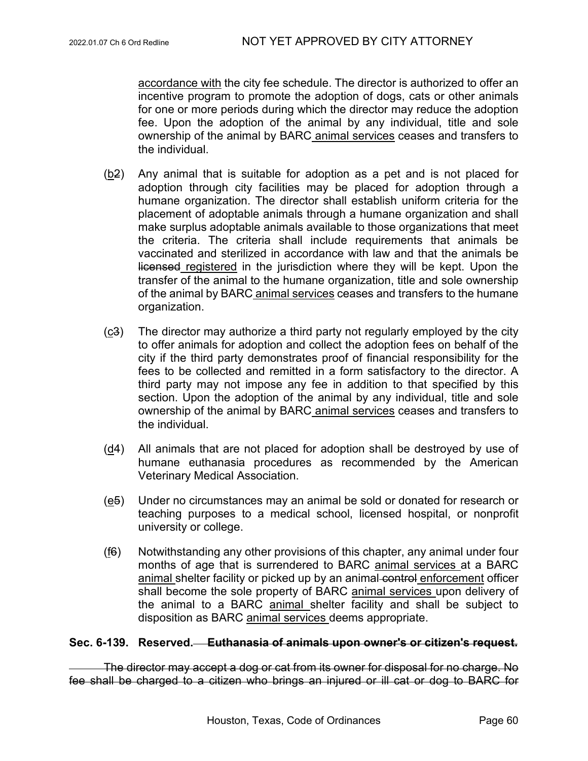accordance with the city fee schedule. The director is authorized to offer an incentive program to promote the adoption of dogs, cats or other animals for one or more periods during which the director may reduce the adoption fee. Upon the adoption of the animal by any individual, title and sole ownership of the animal by BARC animal services ceases and transfers to the individual.

(b2) Any animal that is suitable for adoption as a pet and is not placed for adoption through city facilities may be placed for adoption through a humane organization. The director shall establish uniform criteria for the placement of adoptable animals through a humane organization and shall make surplus adoptable animals available to those organizations that meet the criteria. The criteria shall include requirements that animals be vaccinated and sterilized in accordance with law and that the animals be ~~licensed~~ registered in the jurisdiction where they will be kept. Upon the transfer of the animal to the humane organization, title and sole ownership of the animal by BARC animal services ceases and transfers to the humane organization.

(c3) The director may authorize a third party not regularly employed by the city to offer animals for adoption and collect the adoption fees on behalf of the city if the third party demonstrates proof of financial responsibility for the fees to be collected and remitted in a form satisfactory to the director. A third party may not impose any fee in addition to that specified by this section. Upon the adoption of the animal by any individual, title and sole ownership of the animal by BARC animal services ceases and transfers to the individual.

(d4) All animals that are not placed for adoption shall be destroyed by use of humane euthanasia procedures as recommended by the American Veterinary Medical Association.

(e5) Under no circumstances may an animal be sold or donated for research or teaching purposes to a medical school, licensed hospital, or nonprofit university or college.

(f6) Notwithstanding any other provisions of this chapter, any animal under four months of age that is surrendered to BARC animal services at a BARC animal shelter facility or picked up by an animal ~~control~~ enforcement officer shall become the sole property of BARC animal services upon delivery of the animal to a BARC animal shelter facility and shall be subject to disposition as BARC animal services deems appropriate.

**Sec. 6-139. Reserved. ~~Euthanasia of animals upon owner's or citizen's request.~~**

~~The director may accept a dog or cat from its owner for disposal for no charge. No fee shall be charged to a citizen who brings an injured or ill cat or dog to BARC for~~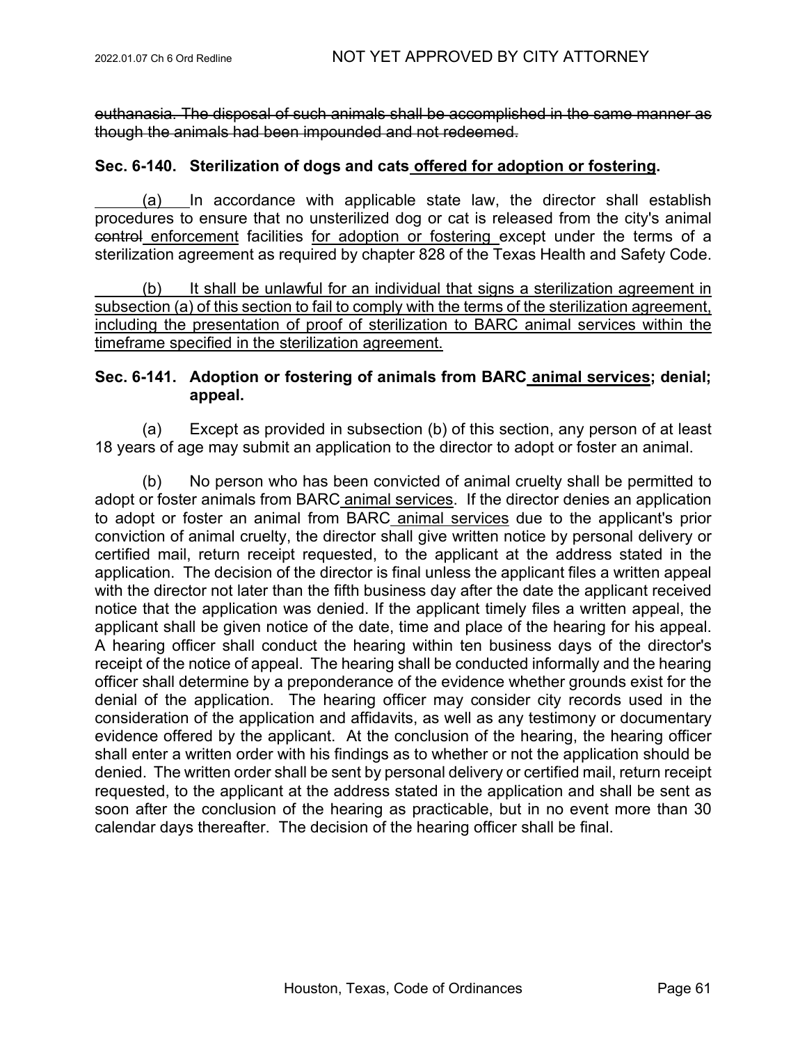~~euthanasia. The disposal of such animals shall be accomplished in the same manner as though the animals had been impounded and not redeemed.~~

**Sec. 6-140. Sterilization of dogs and cats <u>offered for adoption or fostering</u>.**

<u>(a)</u> In accordance with applicable state law, the director shall establish procedures to ensure that no unsterilized dog or cat is released from the city's animal ~~control~~ <u>enforcement</u> facilities <u>for adoption or fostering</u> except under the terms of a sterilization agreement as required by chapter 828 of the Texas Health and Safety Code.

<u>(b) It shall be unlawful for an individual that signs a sterilization agreement in subsection (a) of this section to fail to comply with the terms of the sterilization agreement, including the presentation of proof of sterilization to BARC animal services within the timeframe specified in the sterilization agreement.</u>

**Sec. 6-141. Adoption or fostering of animals from BARC <u>animal services</u>; denial; appeal.**

(a) Except as provided in subsection (b) of this section, any person of at least 18 years of age may submit an application to the director to adopt or foster an animal.

(b) No person who has been convicted of animal cruelty shall be permitted to adopt or foster animals from BARC <u>animal services</u>. If the director denies an application to adopt or foster an animal from BARC <u>animal services</u> due to the applicant's prior conviction of animal cruelty, the director shall give written notice by personal delivery or certified mail, return receipt requested, to the applicant at the address stated in the application. The decision of the director is final unless the applicant files a written appeal with the director not later than the fifth business day after the date the applicant received notice that the application was denied. If the applicant timely files a written appeal, the applicant shall be given notice of the date, time and place of the hearing for his appeal. A hearing officer shall conduct the hearing within ten business days of the director's receipt of the notice of appeal. The hearing shall be conducted informally and the hearing officer shall determine by a preponderance of the evidence whether grounds exist for the denial of the application. The hearing officer may consider city records used in the consideration of the application and affidavits, as well as any testimony or documentary evidence offered by the applicant. At the conclusion of the hearing, the hearing officer shall enter a written order with his findings as to whether or not the application should be denied. The written order shall be sent by personal delivery or certified mail, return receipt requested, to the applicant at the address stated in the application and shall be sent as soon after the conclusion of the hearing as practicable, but in no event more than 30 calendar days thereafter. The decision of the hearing officer shall be final.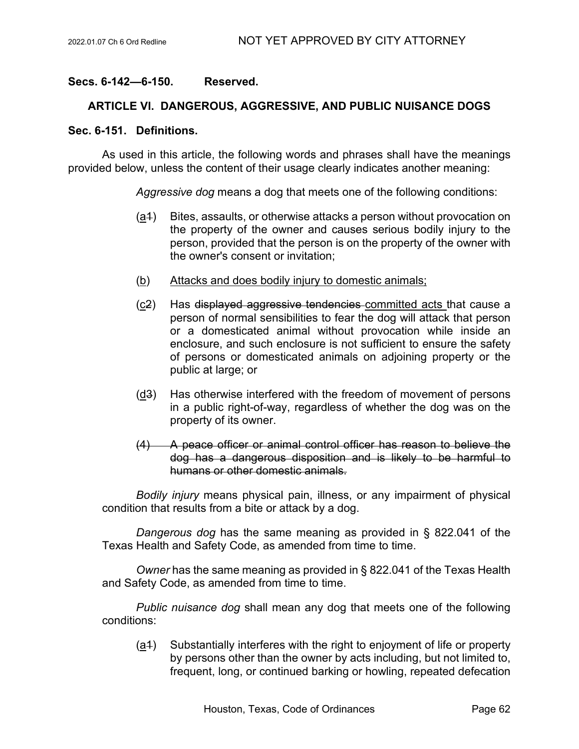**Secs. 6-142—6-150. Reserved.**

## ARTICLE VI. DANGEROUS, AGGRESSIVE, AND PUBLIC NUISANCE DOGS

### Sec. 6-151. Definitions.

As used in this article, the following words and phrases shall have the meanings provided below, unless the content of their usage clearly indicates another meaning:

*Aggressive dog* means a dog that meets one of the following conditions:

(<u>a</u>~~1~~) Bites, assaults, or otherwise attacks a person without provocation on the property of the owner and causes serious bodily injury to the person, provided that the person is on the property of the owner with the owner's consent or invitation;

(<u>b</u>) <u>Attacks and does bodily injury to domestic animals;</u>

(<u>c</u>~~2~~) Has ~~displayed aggressive tendencies~~ <u>committed acts</u> that cause a person of normal sensibilities to fear the dog will attack that person or a domesticated animal without provocation while inside an enclosure, and such enclosure is not sufficient to ensure the safety of persons or domesticated animals on adjoining property or the public at large; or

(<u>d</u>~~3~~) Has otherwise interfered with the freedom of movement of persons in a public right-of-way, regardless of whether the dog was on the property of its owner.

~~(4) A peace officer or animal control officer has reason to believe the dog has a dangerous disposition and is likely to be harmful to humans or other domestic animals.~~

*Bodily injury* means physical pain, illness, or any impairment of physical condition that results from a bite or attack by a dog.

*Dangerous dog* has the same meaning as provided in § 822.041 of the Texas Health and Safety Code, as amended from time to time.

*Owner* has the same meaning as provided in § 822.041 of the Texas Health and Safety Code, as amended from time to time.

*Public nuisance dog* shall mean any dog that meets one of the following conditions:

(<u>a</u>~~1~~) Substantially interferes with the right to enjoyment of life or property by persons other than the owner by acts including, but not limited to, frequent, long, or continued barking or howling, repeated defecation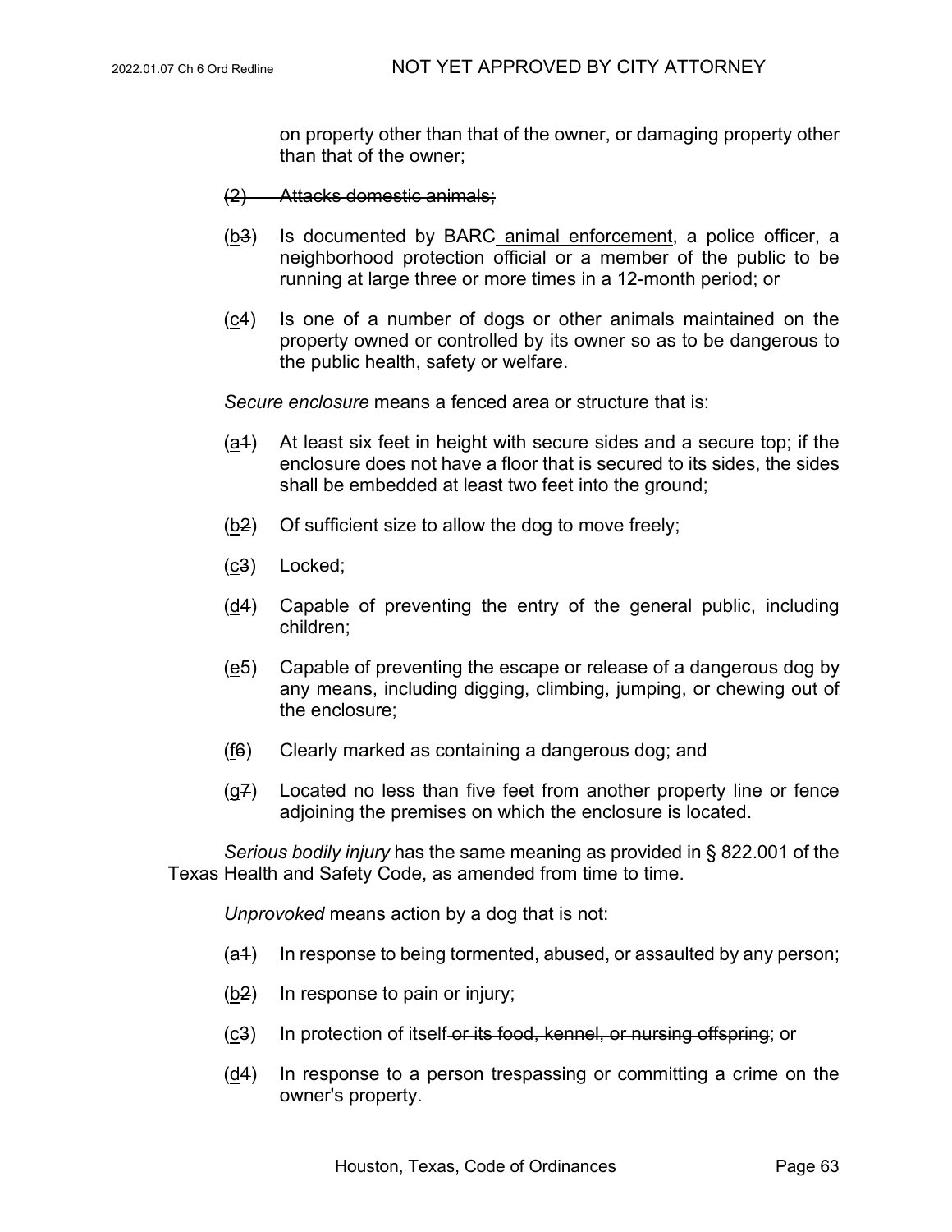on property other than that of the owner, or damaging property other than that of the owner;

~~(2) Attacks domestic animals;~~

(b~~3~~) Is documented by BARC animal enforcement, a police officer, a neighborhood protection official or a member of the public to be running at large three or more times in a 12-month period; or

(c~~4~~) Is one of a number of dogs or other animals maintained on the property owned or controlled by its owner so as to be dangerous to the public health, safety or welfare.

*Secure enclosure* means a fenced area or structure that is:

(a~~1~~) At least six feet in height with secure sides and a secure top; if the enclosure does not have a floor that is secured to its sides, the sides shall be embedded at least two feet into the ground;

(b~~2~~) Of sufficient size to allow the dog to move freely;

(c~~3~~) Locked;

(d~~4~~) Capable of preventing the entry of the general public, including children;

(e~~5~~) Capable of preventing the escape or release of a dangerous dog by any means, including digging, climbing, jumping, or chewing out of the enclosure;

(f~~6~~) Clearly marked as containing a dangerous dog; and

(g~~7~~) Located no less than five feet from another property line or fence adjoining the premises on which the enclosure is located.

*Serious bodily injury* has the same meaning as provided in § 822.001 of the Texas Health and Safety Code, as amended from time to time.

*Unprovoked* means action by a dog that is not:

(a~~1~~) In response to being tormented, abused, or assaulted by any person;

(b~~2~~) In response to pain or injury;

(c~~3~~) In protection of itself~~ or its food, kennel, or nursing offspring~~; or

(d~~4~~) In response to a person trespassing or committing a crime on the owner's property.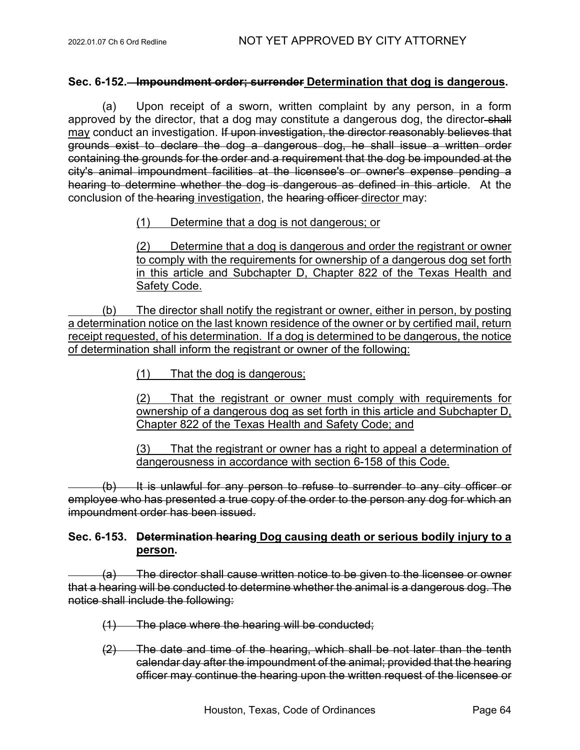**Sec. 6-152. ~~Impoundment order; surrender~~ <u>Determination that dog is dangerous</u>.**

(a) Upon receipt of a sworn, written complaint by any person, in a form approved by the director, that a dog may constitute a dangerous dog, the director ~~shall~~ <u>may</u> conduct an investigation. ~~If upon investigation, the director reasonably believes that grounds exist to declare the dog a dangerous dog, he shall issue a written order containing the grounds for the order and a requirement that the dog be impounded at the city's animal impoundment facilities at the licensee's or owner's expense pending a hearing to determine whether the dog is dangerous as defined in this article~~. At the conclusion of the ~~hearing~~ <u>investigation</u>, the ~~hearing officer~~ <u>director</u> may:

> <u>(1) Determine that a dog is not dangerous; or</u>
>
> <u>(2) Determine that a dog is dangerous and order the registrant or owner to comply with the requirements for ownership of a dangerous dog set forth in this article and Subchapter D, Chapter 822 of the Texas Health and Safety Code.</u>

<u>(b) The director shall notify the registrant or owner, either in person, by posting a determination notice on the last known residence of the owner or by certified mail, return receipt requested, of his determination. If a dog is determined to be dangerous, the notice of determination shall inform the registrant or owner of the following:</u>

> <u>(1) That the dog is dangerous;</u>
>
> <u>(2) That the registrant or owner must comply with requirements for ownership of a dangerous dog as set forth in this article and Subchapter D, Chapter 822 of the Texas Health and Safety Code; and</u>
>
> <u>(3) That the registrant or owner has a right to appeal a determination of dangerousness in accordance with section 6-158 of this Code.</u>

~~(b) It is unlawful for any person to refuse to surrender to any city officer or employee who has presented a true copy of the order to the person any dog for which an impoundment order has been issued.~~

**Sec. 6-153. ~~Determination hearing~~ <u>Dog causing death or serious bodily injury to a person</u>.**

~~(a) The director shall cause written notice to be given to the licensee or owner that a hearing will be conducted to determine whether the animal is a dangerous dog. The notice shall include the following:~~

~~(1) The place where the hearing will be conducted;~~

~~(2) The date and time of the hearing, which shall be not later than the tenth calendar day after the impoundment of the animal; provided that the hearing officer may continue the hearing upon the written request of the licensee or~~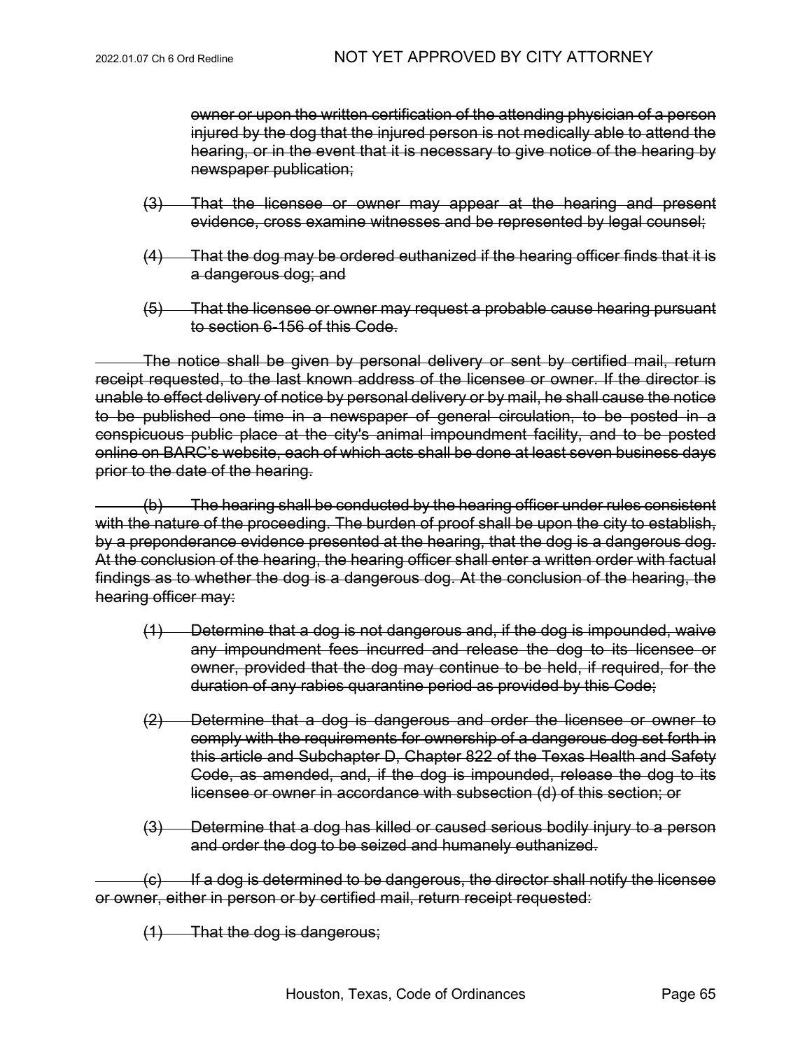~~owner or upon the written certification of the attending physician of a person injured by the dog that the injured person is not medically able to attend the hearing, or in the event that it is necessary to give notice of the hearing by newspaper publication;~~

~~(3) That the licensee or owner may appear at the hearing and present evidence, cross examine witnesses and be represented by legal counsel;~~

~~(4) That the dog may be ordered euthanized if the hearing officer finds that it is a dangerous dog; and~~

~~(5) That the licensee or owner may request a probable cause hearing pursuant to section 6-156 of this Code.~~

~~The notice shall be given by personal delivery or sent by certified mail, return receipt requested, to the last known address of the licensee or owner. If the director is unable to effect delivery of notice by personal delivery or by mail, he shall cause the notice to be published one time in a newspaper of general circulation, to be posted in a conspicuous public place at the city's animal impoundment facility, and to be posted online on BARC's website, each of which acts shall be done at least seven business days prior to the date of the hearing.~~

~~(b) The hearing shall be conducted by the hearing officer under rules consistent with the nature of the proceeding. The burden of proof shall be upon the city to establish, by a preponderance evidence presented at the hearing, that the dog is a dangerous dog. At the conclusion of the hearing, the hearing officer shall enter a written order with factual findings as to whether the dog is a dangerous dog. At the conclusion of the hearing, the hearing officer may:~~

~~(1) Determine that a dog is not dangerous and, if the dog is impounded, waive any impoundment fees incurred and release the dog to its licensee or owner, provided that the dog may continue to be held, if required, for the duration of any rabies quarantine period as provided by this Code;~~

~~(2) Determine that a dog is dangerous and order the licensee or owner to comply with the requirements for ownership of a dangerous dog set forth in this article and Subchapter D, Chapter 822 of the Texas Health and Safety Code, as amended, and, if the dog is impounded, release the dog to its licensee or owner in accordance with subsection (d) of this section; or~~

~~(3) Determine that a dog has killed or caused serious bodily injury to a person and order the dog to be seized and humanely euthanized.~~

~~(c) If a dog is determined to be dangerous, the director shall notify the licensee or owner, either in person or by certified mail, return receipt requested:~~

~~(1) That the dog is dangerous;~~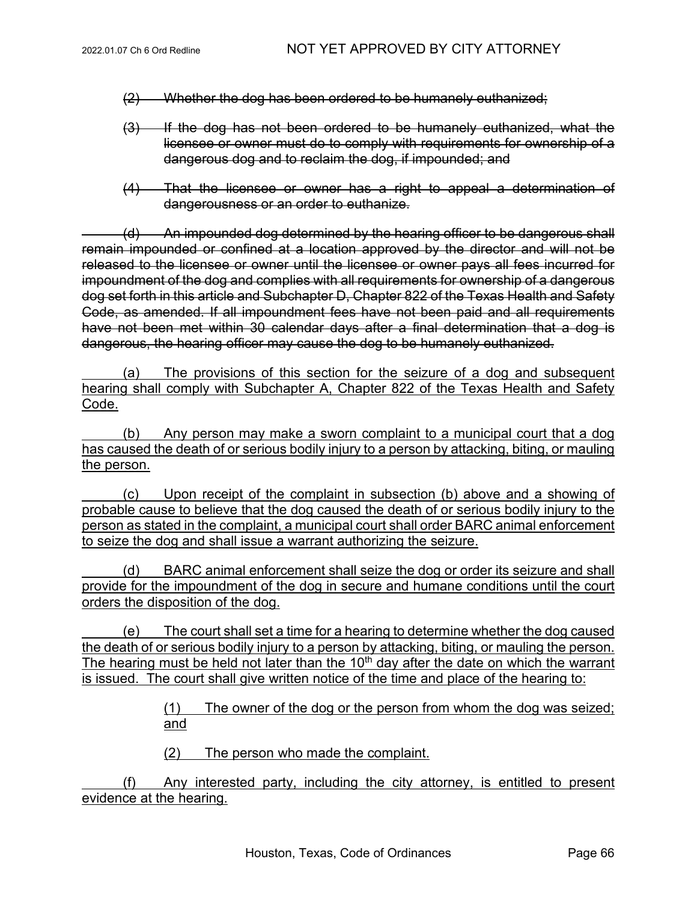~~(2) Whether the dog has been ordered to be humanely euthanized;~~

~~(3) If the dog has not been ordered to be humanely euthanized, what the licensee or owner must do to comply with requirements for ownership of a dangerous dog and to reclaim the dog, if impounded; and~~

~~(4) That the licensee or owner has a right to appeal a determination of dangerousness or an order to euthanize.~~

~~(d) An impounded dog determined by the hearing officer to be dangerous shall remain impounded or confined at a location approved by the director and will not be released to the licensee or owner until the licensee or owner pays all fees incurred for impoundment of the dog and complies with all requirements for ownership of a dangerous dog set forth in this article and Subchapter D, Chapter 822 of the Texas Health and Safety Code, as amended. If all impoundment fees have not been paid and all requirements have not been met within 30 calendar days after a final determination that a dog is dangerous, the hearing officer may cause the dog to be humanely euthanized.~~

<u>(a) The provisions of this section for the seizure of a dog and subsequent hearing shall comply with Subchapter A, Chapter 822 of the Texas Health and Safety Code.</u>

<u>(b) Any person may make a sworn complaint to a municipal court that a dog has caused the death of or serious bodily injury to a person by attacking, biting, or mauling the person.</u>

<u>(c) Upon receipt of the complaint in subsection (b) above and a showing of probable cause to believe that the dog caused the death of or serious bodily injury to the person as stated in the complaint, a municipal court shall order BARC animal enforcement to seize the dog and shall issue a warrant authorizing the seizure.</u>

<u>(d) BARC animal enforcement shall seize the dog or order its seizure and shall provide for the impoundment of the dog in secure and humane conditions until the court orders the disposition of the dog.</u>

<u>(e) The court shall set a time for a hearing to determine whether the dog caused the death of or serious bodily injury to a person by attacking, biting, or mauling the person. The hearing must be held not later than the 10th day after the date on which the warrant is issued. The court shall give written notice of the time and place of the hearing to:</u>

<u>(1) The owner of the dog or the person from whom the dog was seized; and</u>

<u>(2) The person who made the complaint.</u>

<u>(f) Any interested party, including the city attorney, is entitled to present evidence at the hearing.</u>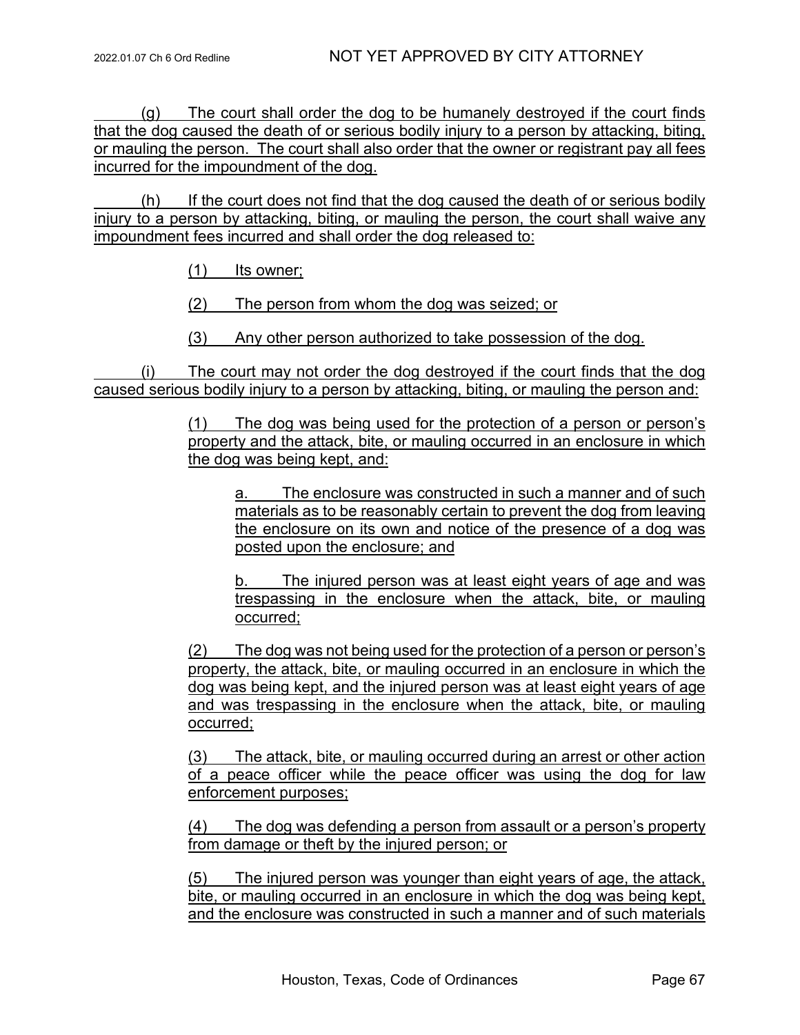(g) The court shall order the dog to be humanely destroyed if the court finds that the dog caused the death of or serious bodily injury to a person by attacking, biting, or mauling the person. The court shall also order that the owner or registrant pay all fees incurred for the impoundment of the dog.

(h) If the court does not find that the dog caused the death of or serious bodily injury to a person by attacking, biting, or mauling the person, the court shall waive any impoundment fees incurred and shall order the dog released to:

(1) Its owner;

(2) The person from whom the dog was seized; or

(3) Any other person authorized to take possession of the dog.

(i) The court may not order the dog destroyed if the court finds that the dog caused serious bodily injury to a person by attacking, biting, or mauling the person and:

(1) The dog was being used for the protection of a person or person's property and the attack, bite, or mauling occurred in an enclosure in which the dog was being kept, and:

a. The enclosure was constructed in such a manner and of such materials as to be reasonably certain to prevent the dog from leaving the enclosure on its own and notice of the presence of a dog was posted upon the enclosure; and

b. The injured person was at least eight years of age and was trespassing in the enclosure when the attack, bite, or mauling occurred;

(2) The dog was not being used for the protection of a person or person's property, the attack, bite, or mauling occurred in an enclosure in which the dog was being kept, and the injured person was at least eight years of age and was trespassing in the enclosure when the attack, bite, or mauling occurred;

(3) The attack, bite, or mauling occurred during an arrest or other action of a peace officer while the peace officer was using the dog for law enforcement purposes;

(4) The dog was defending a person from assault or a person's property from damage or theft by the injured person; or

(5) The injured person was younger than eight years of age, the attack, bite, or mauling occurred in an enclosure in which the dog was being kept, and the enclosure was constructed in such a manner and of such materials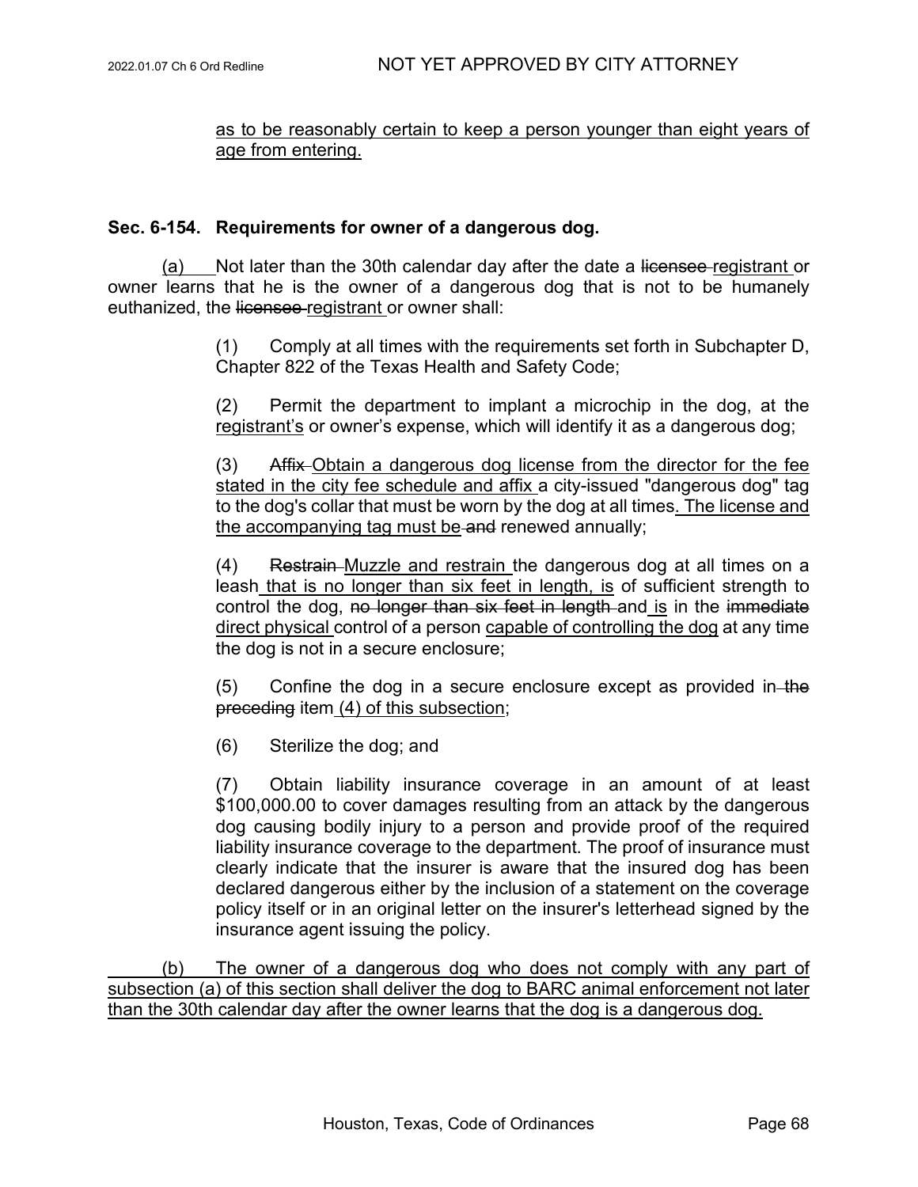as to be reasonably certain to keep a person younger than eight years of age from entering.

**Sec. 6-154. Requirements for owner of a dangerous dog.**

(a) Not later than the 30th calendar day after the date a ~~licensee~~ registrant or owner learns that he is the owner of a dangerous dog that is not to be humanely euthanized, the ~~licensee~~ registrant or owner shall:

(1) Comply at all times with the requirements set forth in Subchapter D, Chapter 822 of the Texas Health and Safety Code;

(2) Permit the department to implant a microchip in the dog, at the registrant's or owner's expense, which will identify it as a dangerous dog;

(3) ~~Affix~~ Obtain a dangerous dog license from the director for the fee stated in the city fee schedule and affix a city-issued "dangerous dog" tag to the dog's collar that must be worn by the dog at all times. The license and the accompanying tag must be ~~and~~ renewed annually;

(4) ~~Restrain~~ Muzzle and restrain the dangerous dog at all times on a leash that is no longer than six feet in length, is of sufficient strength to control the dog, ~~no longer than six feet in length~~ and is in the ~~immediate~~ direct physical control of a person capable of controlling the dog at any time the dog is not in a secure enclosure;

(5) Confine the dog in a secure enclosure except as provided in ~~the preceding~~ item (4) of this subsection;

(6) Sterilize the dog; and

(7) Obtain liability insurance coverage in an amount of at least $100,000.00 to cover damages resulting from an attack by the dangerous dog causing bodily injury to a person and provide proof of the required liability insurance coverage to the department. The proof of insurance must clearly indicate that the insurer is aware that the insured dog has been declared dangerous either by the inclusion of a statement on the coverage policy itself or in an original letter on the insurer's letterhead signed by the insurance agent issuing the policy.

(b) The owner of a dangerous dog who does not comply with any part of subsection (a) of this section shall deliver the dog to BARC animal enforcement not later than the 30th calendar day after the owner learns that the dog is a dangerous dog.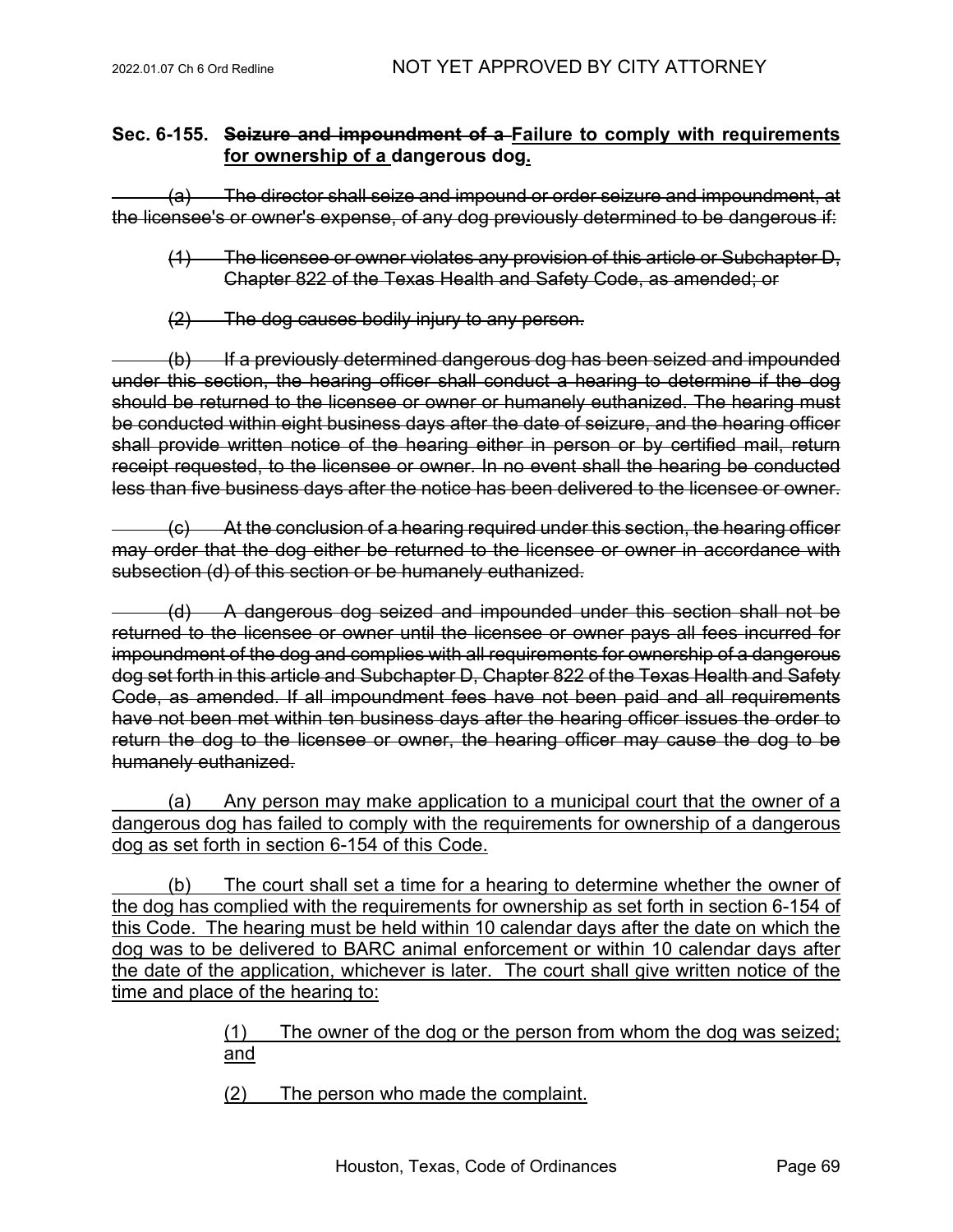**Sec. 6-155. ~~Seizure and impoundment of a~~ <u>Failure to comply with requirements for ownership of a</u> dangerous dog<u>.</u>**

~~(a) The director shall seize and impound or order seizure and impoundment, at the licensee's or owner's expense, of any dog previously determined to be dangerous if:~~

> ~~(1) The licensee or owner violates any provision of this article or Subchapter D, Chapter 822 of the Texas Health and Safety Code, as amended; or~~
>
> ~~(2) The dog causes bodily injury to any person.~~

~~(b) If a previously determined dangerous dog has been seized and impounded under this section, the hearing officer shall conduct a hearing to determine if the dog should be returned to the licensee or owner or humanely euthanized. The hearing must be conducted within eight business days after the date of seizure, and the hearing officer shall provide written notice of the hearing either in person or by certified mail, return receipt requested, to the licensee or owner. In no event shall the hearing be conducted less than five business days after the notice has been delivered to the licensee or owner.~~

~~(c) At the conclusion of a hearing required under this section, the hearing officer may order that the dog either be returned to the licensee or owner in accordance with subsection (d) of this section or be humanely euthanized.~~

~~(d) A dangerous dog seized and impounded under this section shall not be returned to the licensee or owner until the licensee or owner pays all fees incurred for impoundment of the dog and complies with all requirements for ownership of a dangerous dog set forth in this article and Subchapter D, Chapter 822 of the Texas Health and Safety Code, as amended. If all impoundment fees have not been paid and all requirements have not been met within ten business days after the hearing officer issues the order to return the dog to the licensee or owner, the hearing officer may cause the dog to be humanely euthanized.~~

<u>(a) Any person may make application to a municipal court that the owner of a dangerous dog has failed to comply with the requirements for ownership of a dangerous dog as set forth in section 6-154 of this Code.</u>

<u>(b) The court shall set a time for a hearing to determine whether the owner of the dog has complied with the requirements for ownership as set forth in section 6-154 of this Code. The hearing must be held within 10 calendar days after the date on which the dog was to be delivered to BARC animal enforcement or within 10 calendar days after the date of the application, whichever is later. The court shall give written notice of the time and place of the hearing to:</u>

> <u>(1) The owner of the dog or the person from whom the dog was seized; and</u>
>
> <u>(2) The person who made the complaint.</u>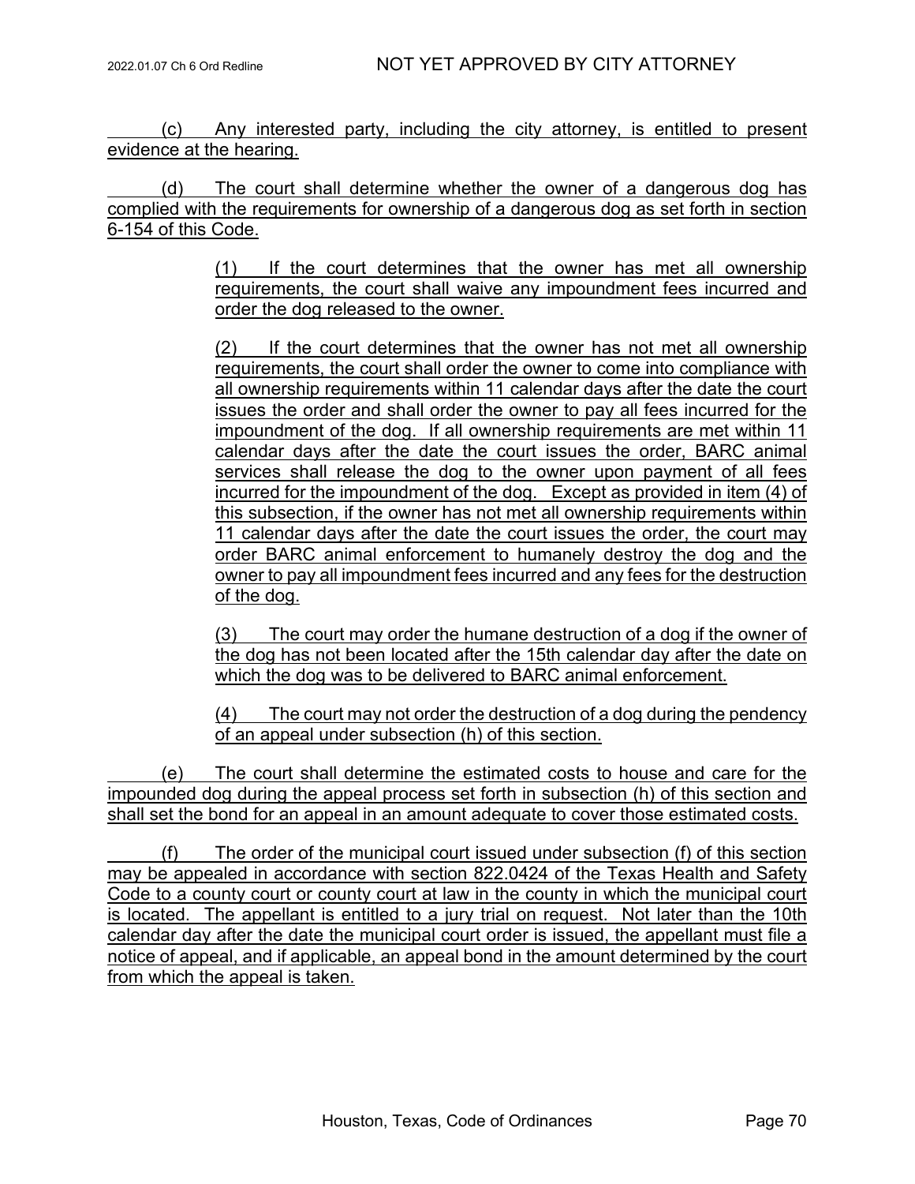(c) Any interested party, including the city attorney, is entitled to present evidence at the hearing.

(d) The court shall determine whether the owner of a dangerous dog has complied with the requirements for ownership of a dangerous dog as set forth in section 6-154 of this Code.

> (1) If the court determines that the owner has met all ownership requirements, the court shall waive any impoundment fees incurred and order the dog released to the owner.
>
> (2) If the court determines that the owner has not met all ownership requirements, the court shall order the owner to come into compliance with all ownership requirements within 11 calendar days after the date the court issues the order and shall order the owner to pay all fees incurred for the impoundment of the dog. If all ownership requirements are met within 11 calendar days after the date the court issues the order, BARC animal services shall release the dog to the owner upon payment of all fees incurred for the impoundment of the dog. Except as provided in item (4) of this subsection, if the owner has not met all ownership requirements within 11 calendar days after the date the court issues the order, the court may order BARC animal enforcement to humanely destroy the dog and the owner to pay all impoundment fees incurred and any fees for the destruction of the dog.
>
> (3) The court may order the humane destruction of a dog if the owner of the dog has not been located after the 15th calendar day after the date on which the dog was to be delivered to BARC animal enforcement.
>
> (4) The court may not order the destruction of a dog during the pendency of an appeal under subsection (h) of this section.

(e) The court shall determine the estimated costs to house and care for the impounded dog during the appeal process set forth in subsection (h) of this section and shall set the bond for an appeal in an amount adequate to cover those estimated costs.

(f) The order of the municipal court issued under subsection (f) of this section may be appealed in accordance with section 822.0424 of the Texas Health and Safety Code to a county court or county court at law in the county in which the municipal court is located. The appellant is entitled to a jury trial on request. Not later than the 10th calendar day after the date the municipal court order is issued, the appellant must file a notice of appeal, and if applicable, an appeal bond in the amount determined by the court from which the appeal is taken.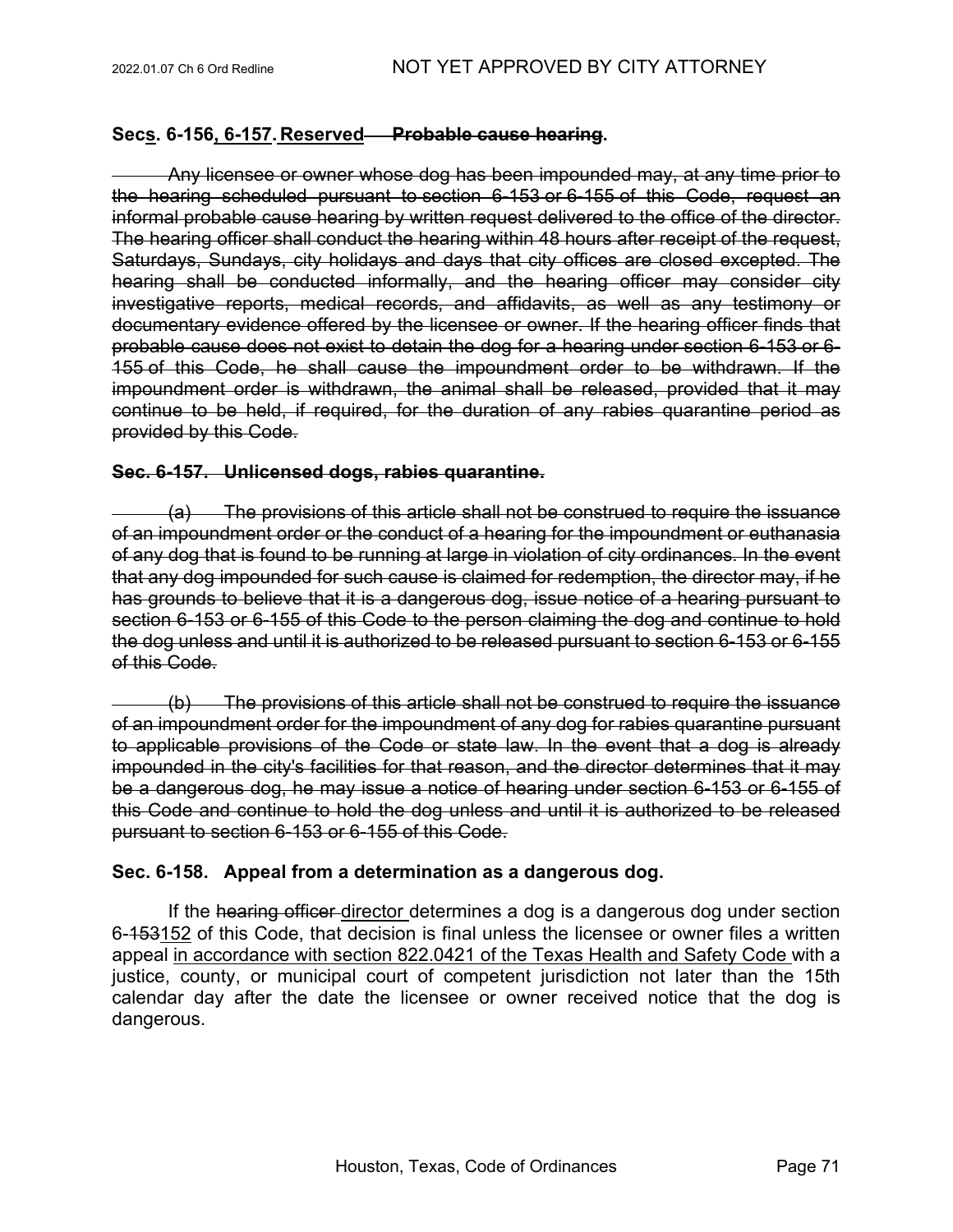### **Sec<u>s</u>. 6-156<u>, 6-157</u>. <u>Reserved</u>~~Probable cause hearing~~.**

~~Any licensee or owner whose dog has been impounded may, at any time prior to the hearing scheduled pursuant to section 6-153 or 6-155 of this Code, request an informal probable cause hearing by written request delivered to the office of the director. The hearing officer shall conduct the hearing within 48 hours after receipt of the request, Saturdays, Sundays, city holidays and days that city offices are closed excepted. The hearing shall be conducted informally, and the hearing officer may consider city investigative reports, medical records, and affidavits, as well as any testimony or documentary evidence offered by the licensee or owner. If the hearing officer finds that probable cause does not exist to detain the dog for a hearing under section 6-153 or 6-155 of this Code, he shall cause the impoundment order to be withdrawn. If the impoundment order is withdrawn, the animal shall be released, provided that it may continue to be held, if required, for the duration of any rabies quarantine period as provided by this Code.~~

### ~~**Sec. 6-157. Unlicensed dogs, rabies quarantine.**~~

~~(a) The provisions of this article shall not be construed to require the issuance of an impoundment order or the conduct of a hearing for the impoundment or euthanasia of any dog that is found to be running at large in violation of city ordinances. In the event that any dog impounded for such cause is claimed for redemption, the director may, if he has grounds to believe that it is a dangerous dog, issue notice of a hearing pursuant to section 6-153 or 6-155 of this Code to the person claiming the dog and continue to hold the dog unless and until it is authorized to be released pursuant to section 6-153 or 6-155 of this Code.~~

~~(b) The provisions of this article shall not be construed to require the issuance of an impoundment order for the impoundment of any dog for rabies quarantine pursuant to applicable provisions of the Code or state law. In the event that a dog is already impounded in the city's facilities for that reason, and the director determines that it may be a dangerous dog, he may issue a notice of hearing under section 6-153 or 6-155 of this Code and continue to hold the dog unless and until it is authorized to be released pursuant to section 6-153 or 6-155 of this Code.~~

### **Sec. 6-158. Appeal from a determination as a dangerous dog.**

If the ~~hearing officer~~ <u>director</u> determines a dog is a dangerous dog under section 6-~~153~~<u>152</u> of this Code, that decision is final unless the licensee or owner files a written appeal <u>in accordance with section 822.0421 of the Texas Health and Safety Code</u> with a justice, county, or municipal court of competent jurisdiction not later than the 15th calendar day after the date the licensee or owner received notice that the dog is dangerous.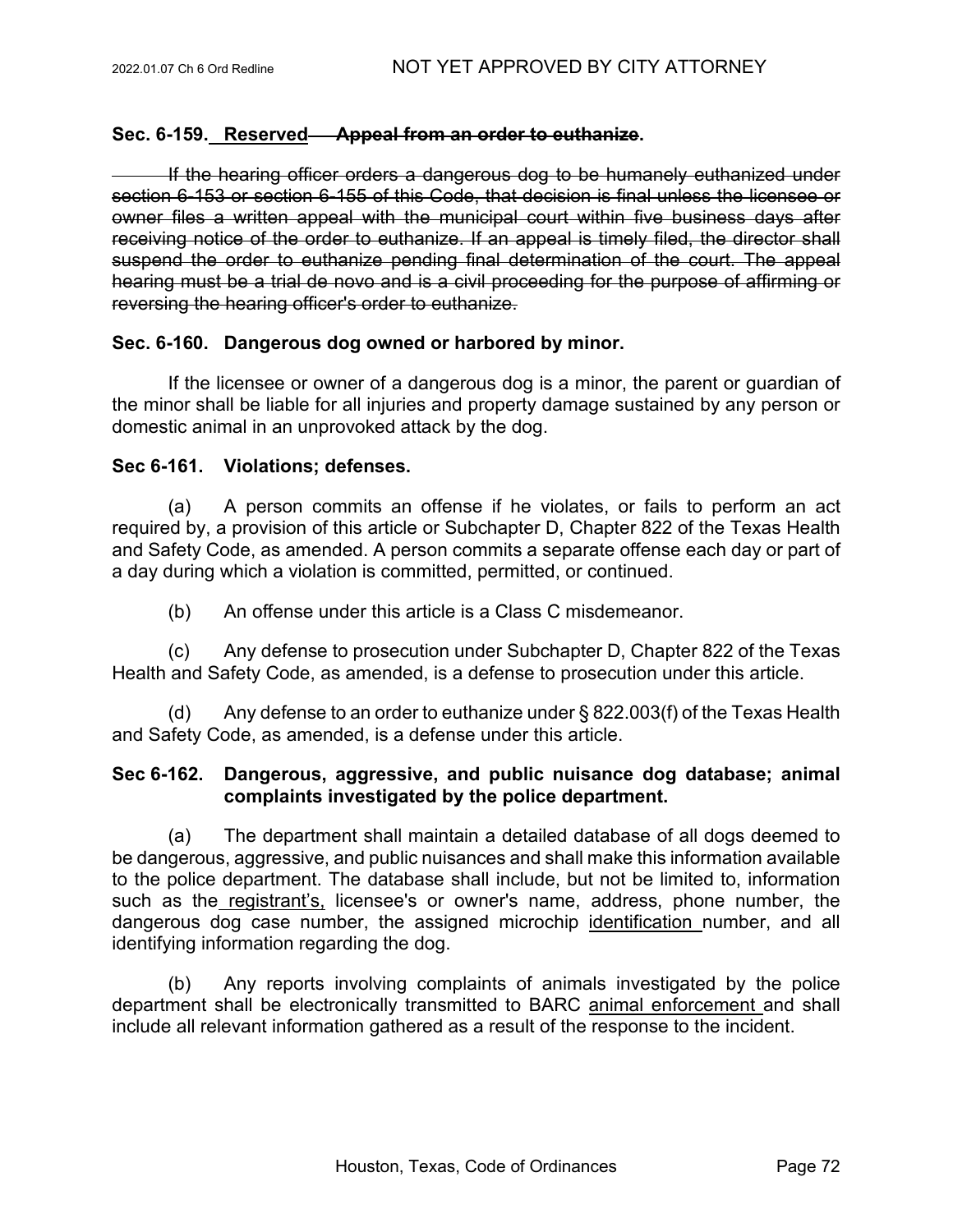**Sec. 6-159. <u>Reserved</u> ~~Appeal from an order to euthanize~~.**

~~If the hearing officer orders a dangerous dog to be humanely euthanized under section 6-153 or section 6-155 of this Code, that decision is final unless the licensee or owner files a written appeal with the municipal court within five business days after receiving notice of the order to euthanize. If an appeal is timely filed, the director shall suspend the order to euthanize pending final determination of the court. The appeal hearing must be a trial de novo and is a civil proceeding for the purpose of affirming or reversing the hearing officer's order to euthanize.~~

**Sec. 6-160. Dangerous dog owned or harbored by minor.**

If the licensee or owner of a dangerous dog is a minor, the parent or guardian of the minor shall be liable for all injuries and property damage sustained by any person or domestic animal in an unprovoked attack by the dog.

**Sec 6-161. Violations; defenses.**

(a) A person commits an offense if he violates, or fails to perform an act required by, a provision of this article or Subchapter D, Chapter 822 of the Texas Health and Safety Code, as amended. A person commits a separate offense each day or part of a day during which a violation is committed, permitted, or continued.

(b) An offense under this article is a Class C misdemeanor.

(c) Any defense to prosecution under Subchapter D, Chapter 822 of the Texas Health and Safety Code, as amended, is a defense to prosecution under this article.

(d) Any defense to an order to euthanize under § 822.003(f) of the Texas Health and Safety Code, as amended, is a defense under this article.

**Sec 6-162. Dangerous, aggressive, and public nuisance dog database; animal complaints investigated by the police department.**

(a) The department shall maintain a detailed database of all dogs deemed to be dangerous, aggressive, and public nuisances and shall make this information available to the police department. The database shall include, but not be limited to, information such as the<u> registrant's,</u> licensee's or owner's name, address, phone number, the dangerous dog case number, the assigned microchip <u>identification </u>number, and all identifying information regarding the dog.

(b) Any reports involving complaints of animals investigated by the police department shall be electronically transmitted to BARC <u>animal enforcement </u>and shall include all relevant information gathered as a result of the response to the incident.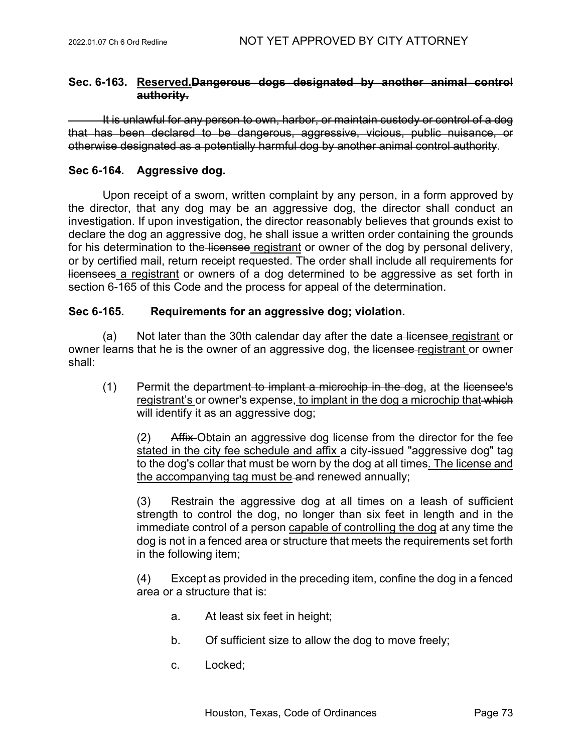**Sec. 6-163. <u>Reserved.</u>~~Dangerous dogs designated by another animal control authority.~~**

~~It is unlawful for any person to own, harbor, or maintain custody or control of a dog that has been declared to be dangerous, aggressive, vicious, public nuisance, or otherwise designated as a potentially harmful dog by another animal control authority~~.

**Sec 6-164. Aggressive dog.**

Upon receipt of a sworn, written complaint by any person, in a form approved by the director, that any dog may be an aggressive dog, the director shall conduct an investigation. If upon investigation, the director reasonably believes that grounds exist to declare the dog an aggressive dog, he shall issue a written order containing the grounds for his determination to the~~ licensee~~ <u>registrant</u> or owner of the dog by personal delivery, or by certified mail, return receipt requested. The order shall include all requirements for ~~licensees~~<u> a registrant</u> or owner~~s~~ of a dog determined to be aggressive as set forth in section 6-165 of this Code and the process for appeal of the determination.

**Sec 6-165. Requirements for an aggressive dog; violation.**

(a) Not later than the 30th calendar day after the date a~~ licensee~~ <u>registrant</u> or owner learns that he is the owner of an aggressive dog, the ~~licensee~~ <u>registrant </u>or owner shall:

(1) Permit the department~~ to implant a microchip in the dog~~, at the ~~licensee's~~ <u>registrant's </u>or owner's expense<u>, to implant in the dog a microchip that</u>~~ which~~ will identify it as an aggressive dog;

(2) ~~Affix~~ <u>Obtain an aggressive dog license from the director for the fee stated in the city fee schedule and affix </u>a city-issued "aggressive dog" tag to the dog's collar that must be worn by the dog at all times<u>. The license and the accompanying tag must be</u>~~ and~~ renewed annually;

(3) Restrain the aggressive dog at all times on a leash of sufficient strength to control the dog, no longer than six feet in length and in the immediate control of a person <u>capable of controlling the dog</u> at any time the dog is not in a fenced area or structure that meets the requirements set forth in the following item;

(4) Except as provided in the preceding item, confine the dog in a fenced area or a structure that is:

a. At least six feet in height;

b. Of sufficient size to allow the dog to move freely;

c. Locked;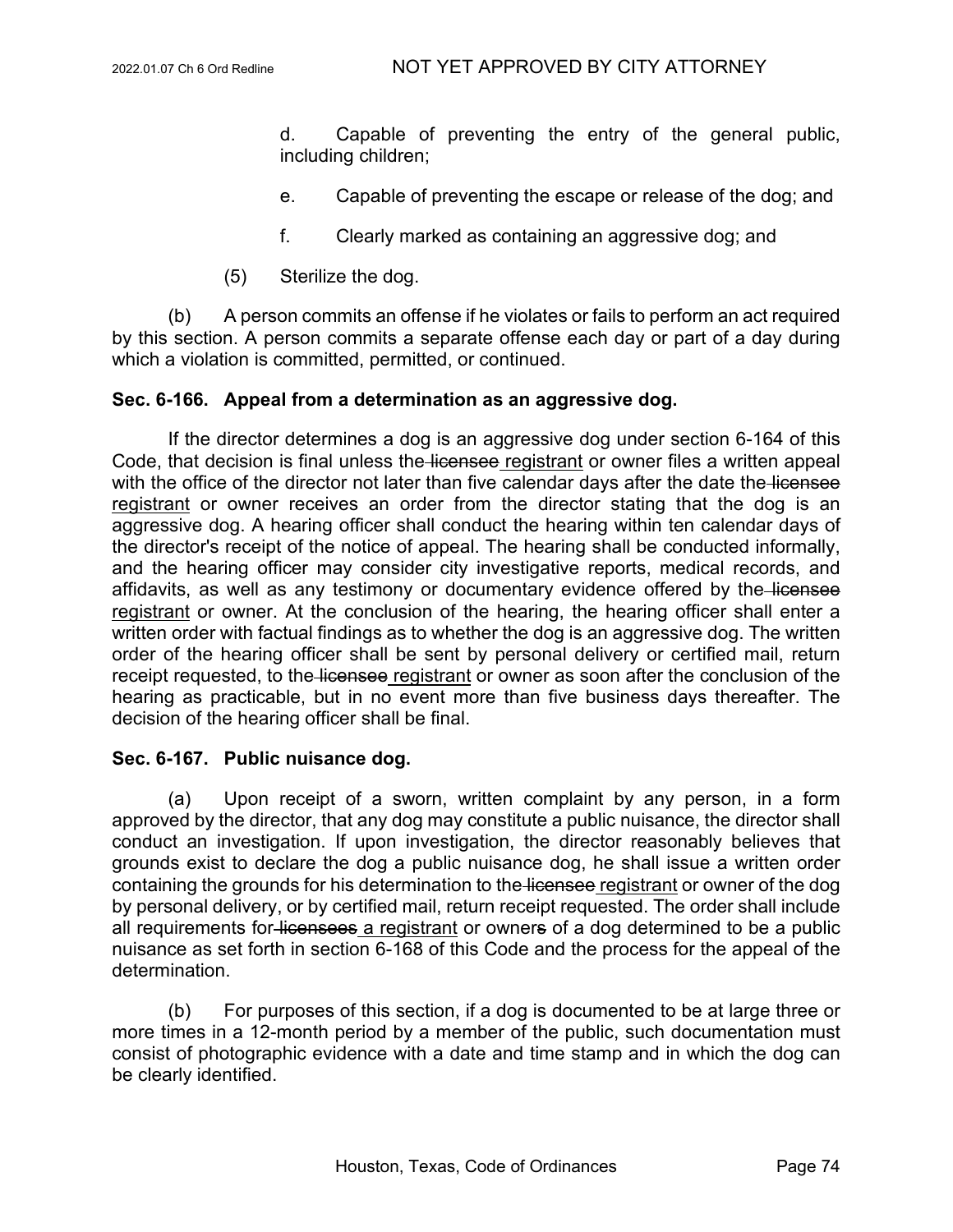d. Capable of preventing the entry of the general public, including children;

e. Capable of preventing the escape or release of the dog; and

f. Clearly marked as containing an aggressive dog; and

(5) Sterilize the dog.

(b) A person commits an offense if he violates or fails to perform an act required by this section. A person commits a separate offense each day or part of a day during which a violation is committed, permitted, or continued.

**Sec. 6-166. Appeal from a determination as an aggressive dog.**

If the director determines a dog is an aggressive dog under section 6-164 of this Code, that decision is final unless the ~~licensee~~ <u>registrant</u> or owner files a written appeal with the office of the director not later than five calendar days after the date the ~~licensee~~ <u>registrant</u> or owner receives an order from the director stating that the dog is an aggressive dog. A hearing officer shall conduct the hearing within ten calendar days of the director's receipt of the notice of appeal. The hearing shall be conducted informally, and the hearing officer may consider city investigative reports, medical records, and affidavits, as well as any testimony or documentary evidence offered by the ~~licensee~~ <u>registrant</u> or owner. At the conclusion of the hearing, the hearing officer shall enter a written order with factual findings as to whether the dog is an aggressive dog. The written order of the hearing officer shall be sent by personal delivery or certified mail, return receipt requested, to the ~~licensee~~ <u>registrant</u> or owner as soon after the conclusion of the hearing as practicable, but in no event more than five business days thereafter. The decision of the hearing officer shall be final.

**Sec. 6-167. Public nuisance dog.**

(a) Upon receipt of a sworn, written complaint by any person, in a form approved by the director, that any dog may constitute a public nuisance, the director shall conduct an investigation. If upon investigation, the director reasonably believes that grounds exist to declare the dog a public nuisance dog, he shall issue a written order containing the grounds for his determination to the ~~licensee~~ <u>registrant</u> or owner of the dog by personal delivery, or by certified mail, return receipt requested. The order shall include all requirements for ~~licensees~~ <u>a registrant</u> or owner~~s~~ of a dog determined to be a public nuisance as set forth in section 6-168 of this Code and the process for the appeal of the determination.

(b) For purposes of this section, if a dog is documented to be at large three or more times in a 12-month period by a member of the public, such documentation must consist of photographic evidence with a date and time stamp and in which the dog can be clearly identified.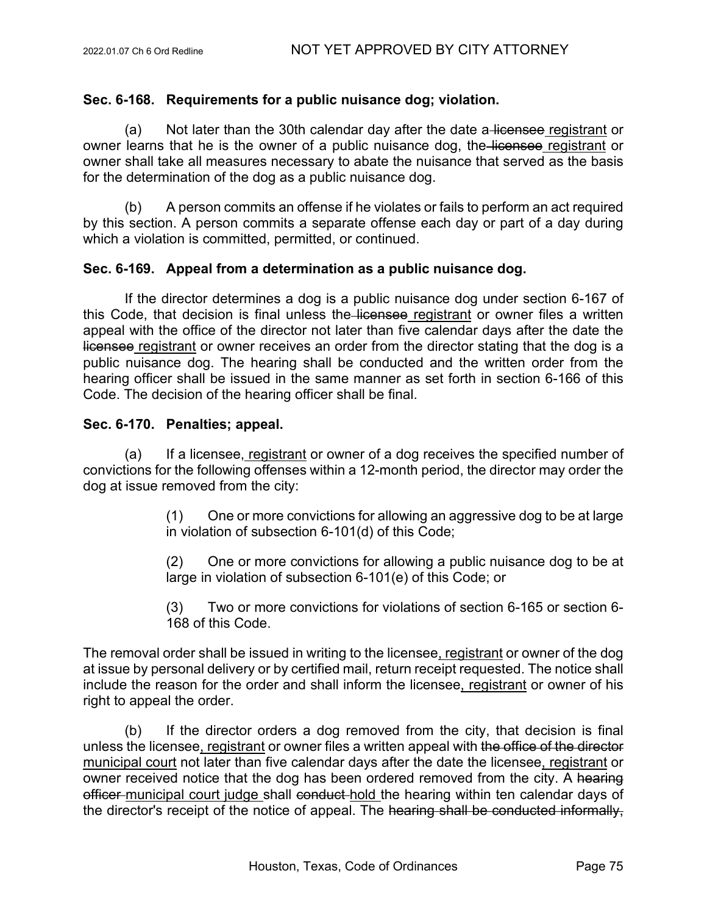**Sec. 6-168. Requirements for a public nuisance dog; violation.**

(a) Not later than the 30th calendar day after the date a ~~licensee~~ <u>registrant</u> or owner learns that he is the owner of a public nuisance dog, the ~~licensee~~ <u>registrant</u> or owner shall take all measures necessary to abate the nuisance that served as the basis for the determination of the dog as a public nuisance dog.

(b) A person commits an offense if he violates or fails to perform an act required by this section. A person commits a separate offense each day or part of a day during which a violation is committed, permitted, or continued.

**Sec. 6-169. Appeal from a determination as a public nuisance dog.**

If the director determines a dog is a public nuisance dog under section 6-167 of this Code, that decision is final unless the ~~licensee~~ <u>registrant</u> or owner files a written appeal with the office of the director not later than five calendar days after the date the ~~licensee~~ <u>registrant</u> or owner receives an order from the director stating that the dog is a public nuisance dog. The hearing shall be conducted and the written order from the hearing officer shall be issued in the same manner as set forth in section 6-166 of this Code. The decision of the hearing officer shall be final.

**Sec. 6-170. Penalties; appeal.**

(a) If a licensee<u>, registrant</u> or owner of a dog receives the specified number of convictions for the following offenses within a 12-month period, the director may order the dog at issue removed from the city:

> (1) One or more convictions for allowing an aggressive dog to be at large in violation of subsection 6-101(d) of this Code;
>
> (2) One or more convictions for allowing a public nuisance dog to be at large in violation of subsection 6-101(e) of this Code; or
>
> (3) Two or more convictions for violations of section 6-165 or section 6-168 of this Code.

The removal order shall be issued in writing to the licensee<u>, registrant</u> or owner of the dog at issue by personal delivery or by certified mail, return receipt requested. The notice shall include the reason for the order and shall inform the licensee<u>, registrant</u> or owner of his right to appeal the order.

(b) If the director orders a dog removed from the city, that decision is final unless the licensee<u>, registrant</u> or owner files a written appeal with ~~the office of the director~~ <u>municipal court</u> not later than five calendar days after the date the licensee<u>, registrant</u> or owner received notice that the dog has been ordered removed from the city. A ~~hearing officer~~ <u>municipal court judge</u> shall ~~conduct~~ <u>hold</u> the hearing within ten calendar days of the director's receipt of the notice of appeal. The ~~hearing shall be conducted informally,~~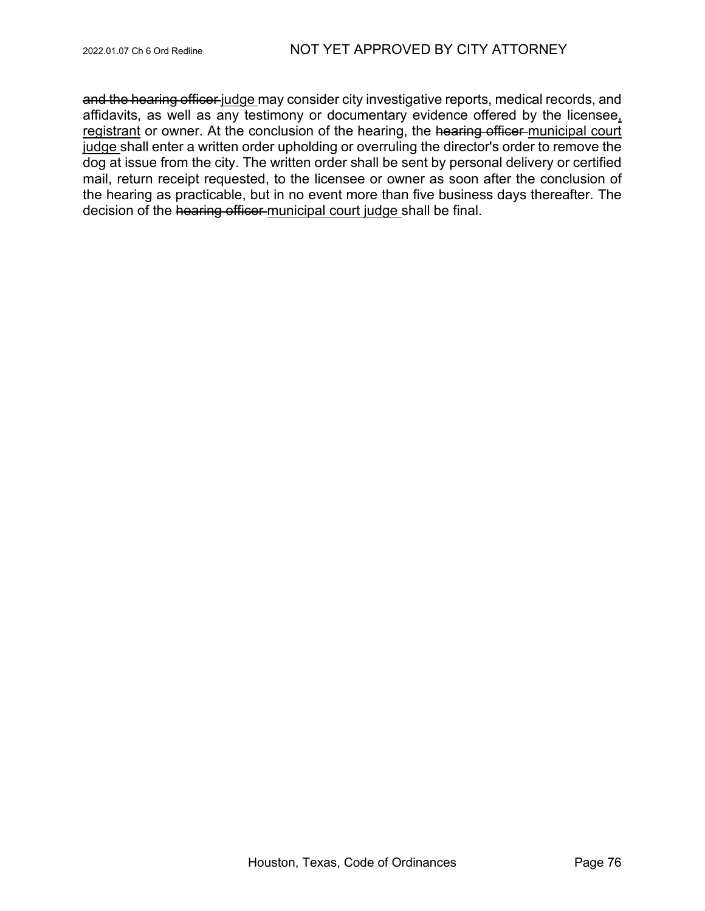~~and the hearing officer~~ <u>judge</u> may consider city investigative reports, medical records, and affidavits, as well as any testimony or documentary evidence offered by the licensee<u>, registrant</u> or owner. At the conclusion of the hearing, the ~~hearing officer~~ <u>municipal court judge</u> shall enter a written order upholding or overruling the director's order to remove the dog at issue from the city. The written order shall be sent by personal delivery or certified mail, return receipt requested, to the licensee or owner as soon after the conclusion of the hearing as practicable, but in no event more than five business days thereafter. The decision of the ~~hearing officer~~ <u>municipal court judge</u> shall be final.